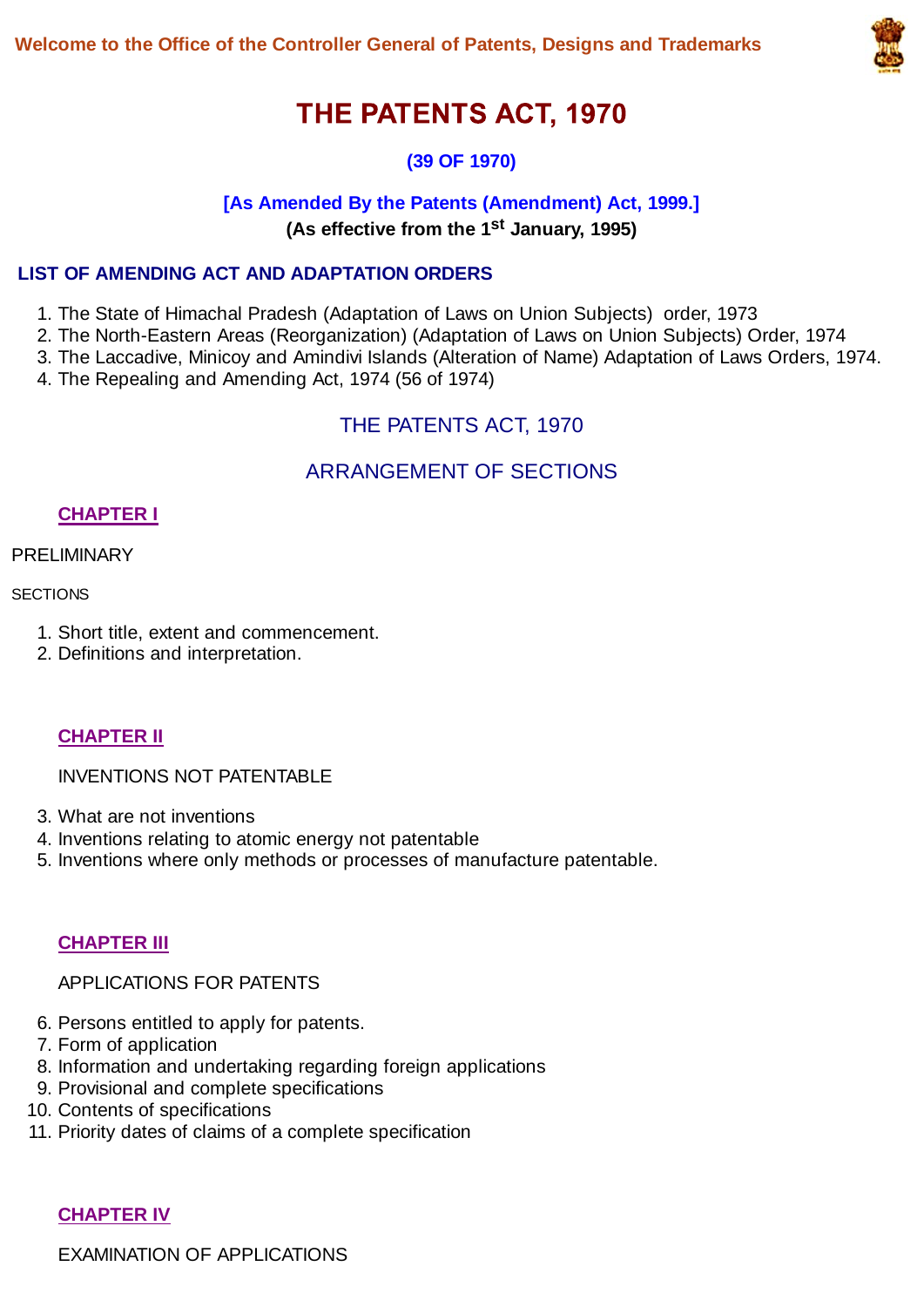Welcome to the Office of the Controller General of Patents, Designs and Trademarks

# THE PATENTS ACT, 1970

**(39 OF 1970)**

**[As Amended By the Patents (Amendment) Act, 1999.]**

**(As effective from the 1st January, 1995)**

## LIST OF AMENDING ACT AND ADAPTATION ORDERS

1. The State of Himachal Pradesh (Adaptation of Laws on Union Subjects) order, 1973
2. The North-Eastern Areas (Reorganization) (Adaptation of Laws on Union Subjects) Order, 1974
3. The Laccadive, Minicoy and Amindivi Islands (Alteration of Name) Adaptation of Laws Orders, 1974.
4. The Repealing and Amending Act, 1974 (56 of 1974)

## THE PATENTS ACT, 1970

## ARRANGEMENT OF SECTIONS

### CHAPTER I

PRELIMINARY

SECTIONS

1. Short title, extent and commencement.
2. Definitions and interpretation.

### CHAPTER II

INVENTIONS NOT PATENTABLE

3. What are not inventions
4. Inventions relating to atomic energy not patentable
5. Inventions where only methods or processes of manufacture patentable.

### CHAPTER III

APPLICATIONS FOR PATENTS

6. Persons entitled to apply for patents.
7. Form of application
8. Information and undertaking regarding foreign applications
9. Provisional and complete specifications
10. Contents of specifications
11. Priority dates of claims of a complete specification

### CHAPTER IV

EXAMINATION OF APPLICATIONS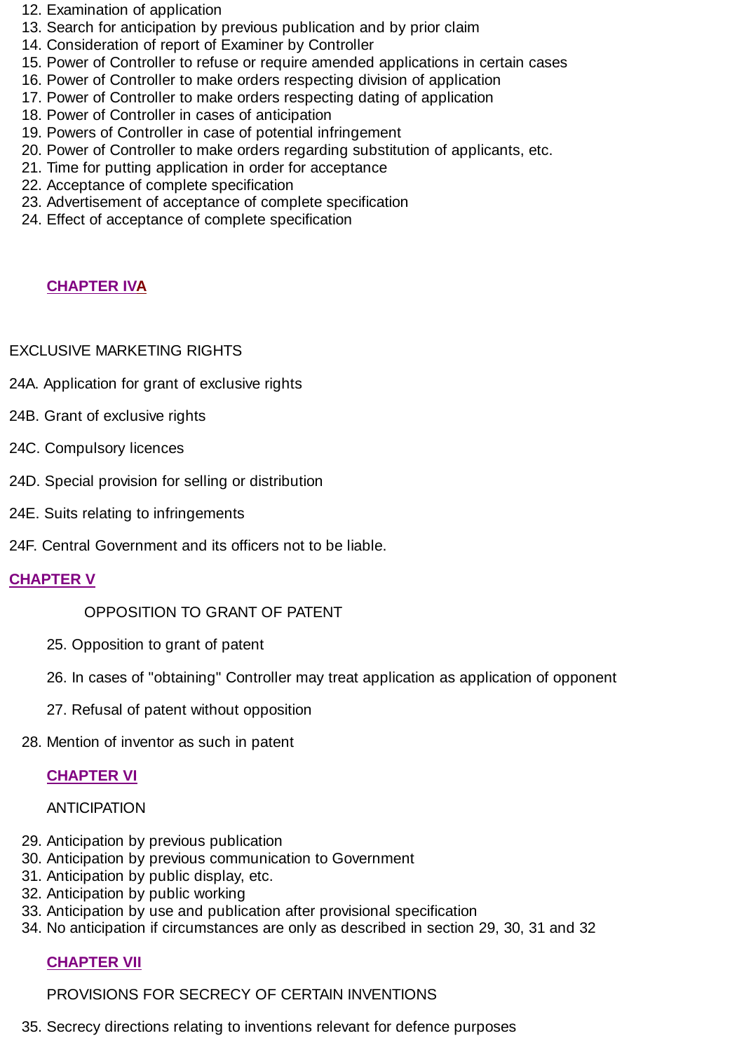12. Examination of application
13. Search for anticipation by previous publication and by prior claim
14. Consideration of report of Examiner by Controller
15. Power of Controller to refuse or require amended applications in certain cases
16. Power of Controller to make orders respecting division of application
17. Power of Controller to make orders respecting dating of application
18. Power of Controller in cases of anticipation
19. Powers of Controller in case of potential infringement
20. Power of Controller to make orders regarding substitution of applicants, etc.
21. Time for putting application in order for acceptance
22. Acceptance of complete specification
23. Advertisement of acceptance of complete specification
24. Effect of acceptance of complete specification

**CHAPTER IVA**

EXCLUSIVE MARKETING RIGHTS

24A. Application for grant of exclusive rights

24B. Grant of exclusive rights

24C. Compulsory licences

24D. Special provision for selling or distribution

24E. Suits relating to infringements

24F. Central Government and its officers not to be liable.

**CHAPTER V**

OPPOSITION TO GRANT OF PATENT

25. Opposition to grant of patent

26. In cases of "obtaining" Controller may treat application as application of opponent

27. Refusal of patent without opposition

28. Mention of inventor as such in patent

**CHAPTER VI**

ANTICIPATION

29. Anticipation by previous publication
30. Anticipation by previous communication to Government
31. Anticipation by public display, etc.
32. Anticipation by public working
33. Anticipation by use and publication after provisional specification
34. No anticipation if circumstances are only as described in section 29, 30, 31 and 32

**CHAPTER VII**

PROVISIONS FOR SECRECY OF CERTAIN INVENTIONS

35. Secrecy directions relating to inventions relevant for defence purposes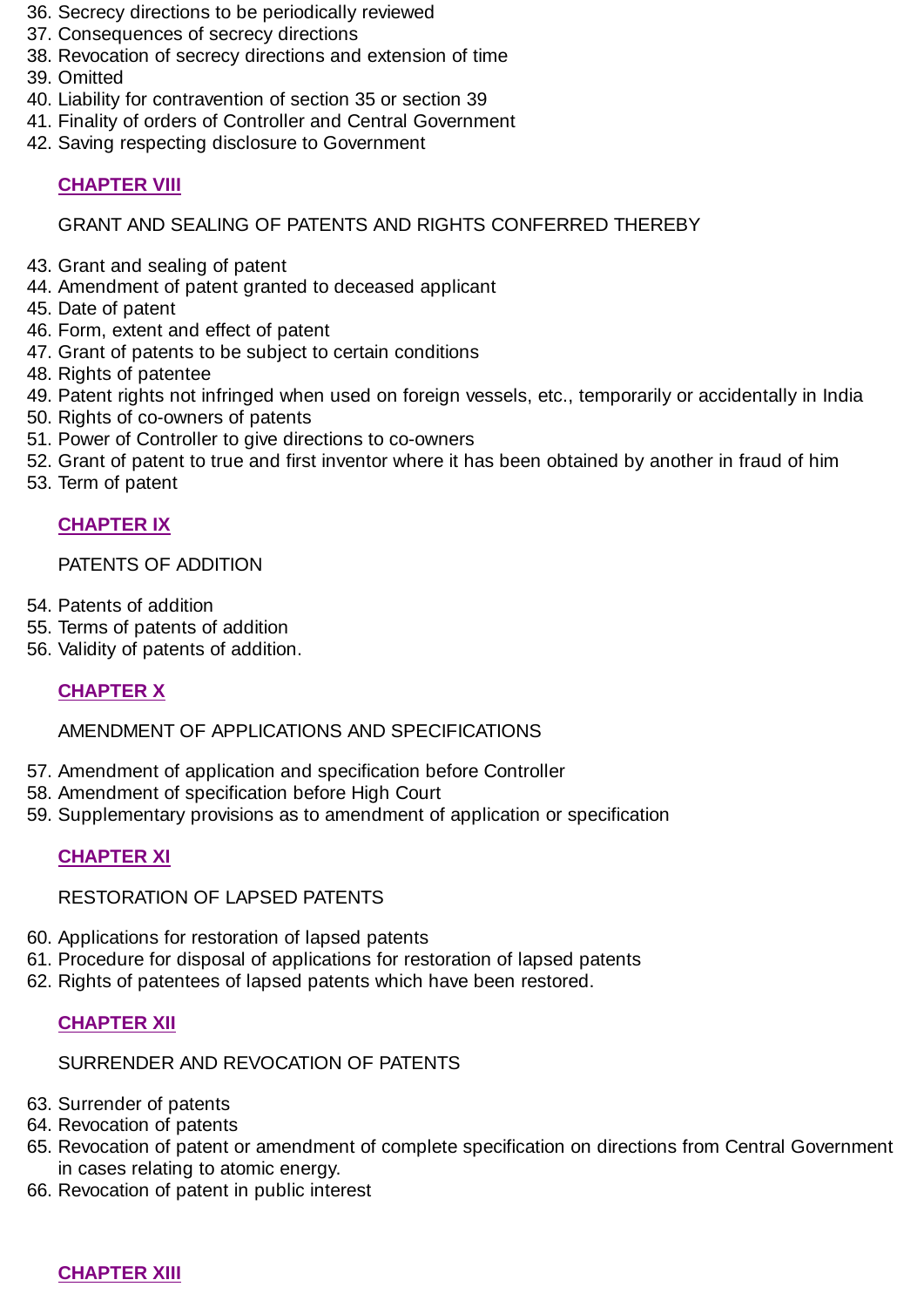36. Secrecy directions to be periodically reviewed
37. Consequences of secrecy directions
38. Revocation of secrecy directions and extension of time
39. Omitted
40. Liability for contravention of section 35 or section 39
41. Finality of orders of Controller and Central Government
42. Saving respecting disclosure to Government

## CHAPTER VIII

GRANT AND SEALING OF PATENTS AND RIGHTS CONFERRED THEREBY

43. Grant and sealing of patent
44. Amendment of patent granted to deceased applicant
45. Date of patent
46. Form, extent and effect of patent
47. Grant of patents to be subject to certain conditions
48. Rights of patentee
49. Patent rights not infringed when used on foreign vessels, etc., temporarily or accidentally in India
50. Rights of co-owners of patents
51. Power of Controller to give directions to co-owners
52. Grant of patent to true and first inventor where it has been obtained by another in fraud of him
53. Term of patent

## CHAPTER IX

PATENTS OF ADDITION

54. Patents of addition
55. Terms of patents of addition
56. Validity of patents of addition.

## CHAPTER X

AMENDMENT OF APPLICATIONS AND SPECIFICATIONS

57. Amendment of application and specification before Controller
58. Amendment of specification before High Court
59. Supplementary provisions as to amendment of application or specification

## CHAPTER XI

RESTORATION OF LAPSED PATENTS

60. Applications for restoration of lapsed patents
61. Procedure for disposal of applications for restoration of lapsed patents
62. Rights of patentees of lapsed patents which have been restored.

## CHAPTER XII

SURRENDER AND REVOCATION OF PATENTS

63. Surrender of patents
64. Revocation of patents
65. Revocation of patent or amendment of complete specification on directions from Central Government in cases relating to atomic energy.
66. Revocation of patent in public interest

## CHAPTER XIII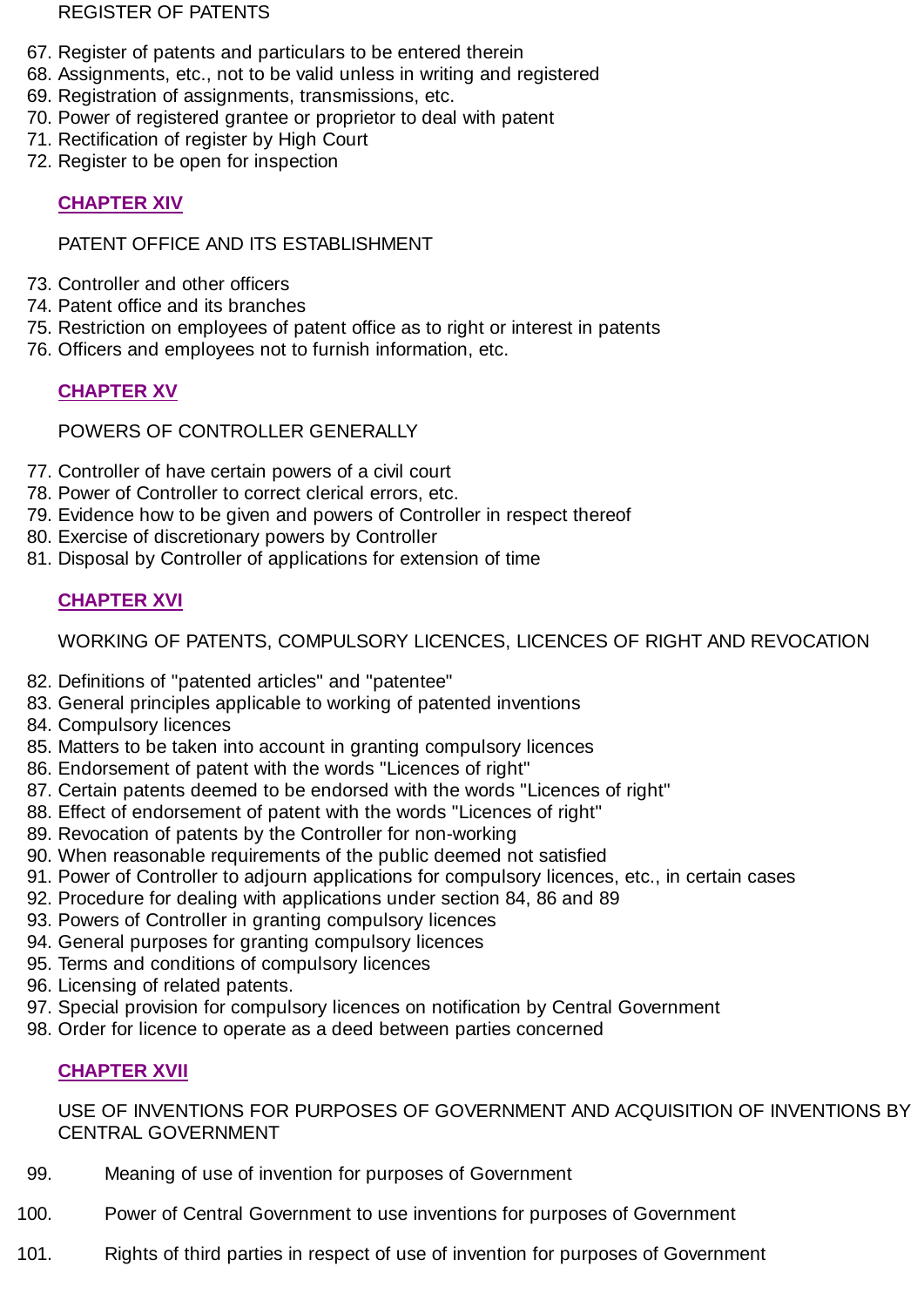REGISTER OF PATENTS

67. Register of patents and particulars to be entered therein
68. Assignments, etc., not to be valid unless in writing and registered
69. Registration of assignments, transmissions, etc.
70. Power of registered grantee or proprietor to deal with patent
71. Rectification of register by High Court
72. Register to be open for inspection

## CHAPTER XIV

PATENT OFFICE AND ITS ESTABLISHMENT

73. Controller and other officers
74. Patent office and its branches
75. Restriction on employees of patent office as to right or interest in patents
76. Officers and employees not to furnish information, etc.

## CHAPTER XV

POWERS OF CONTROLLER GENERALLY

77. Controller of have certain powers of a civil court
78. Power of Controller to correct clerical errors, etc.
79. Evidence how to be given and powers of Controller in respect thereof
80. Exercise of discretionary powers by Controller
81. Disposal by Controller of applications for extension of time

## CHAPTER XVI

WORKING OF PATENTS, COMPULSORY LICENCES, LICENCES OF RIGHT AND REVOCATION

82. Definitions of "patented articles" and "patentee"
83. General principles applicable to working of patented inventions
84. Compulsory licences
85. Matters to be taken into account in granting compulsory licences
86. Endorsement of patent with the words "Licences of right"
87. Certain patents deemed to be endorsed with the words "Licences of right"
88. Effect of endorsement of patent with the words "Licences of right"
89. Revocation of patents by the Controller for non-working
90. When reasonable requirements of the public deemed not satisfied
91. Power of Controller to adjourn applications for compulsory licences, etc., in certain cases
92. Procedure for dealing with applications under section 84, 86 and 89
93. Powers of Controller in granting compulsory licences
94. General purposes for granting compulsory licences
95. Terms and conditions of compulsory licences
96. Licensing of related patents.
97. Special provision for compulsory licences on notification by Central Government
98. Order for licence to operate as a deed between parties concerned

## CHAPTER XVII

USE OF INVENTIONS FOR PURPOSES OF GOVERNMENT AND ACQUISITION OF INVENTIONS BY CENTRAL GOVERNMENT

99. Meaning of use of invention for purposes of Government
100. Power of Central Government to use inventions for purposes of Government
101. Rights of third parties in respect of use of invention for purposes of Government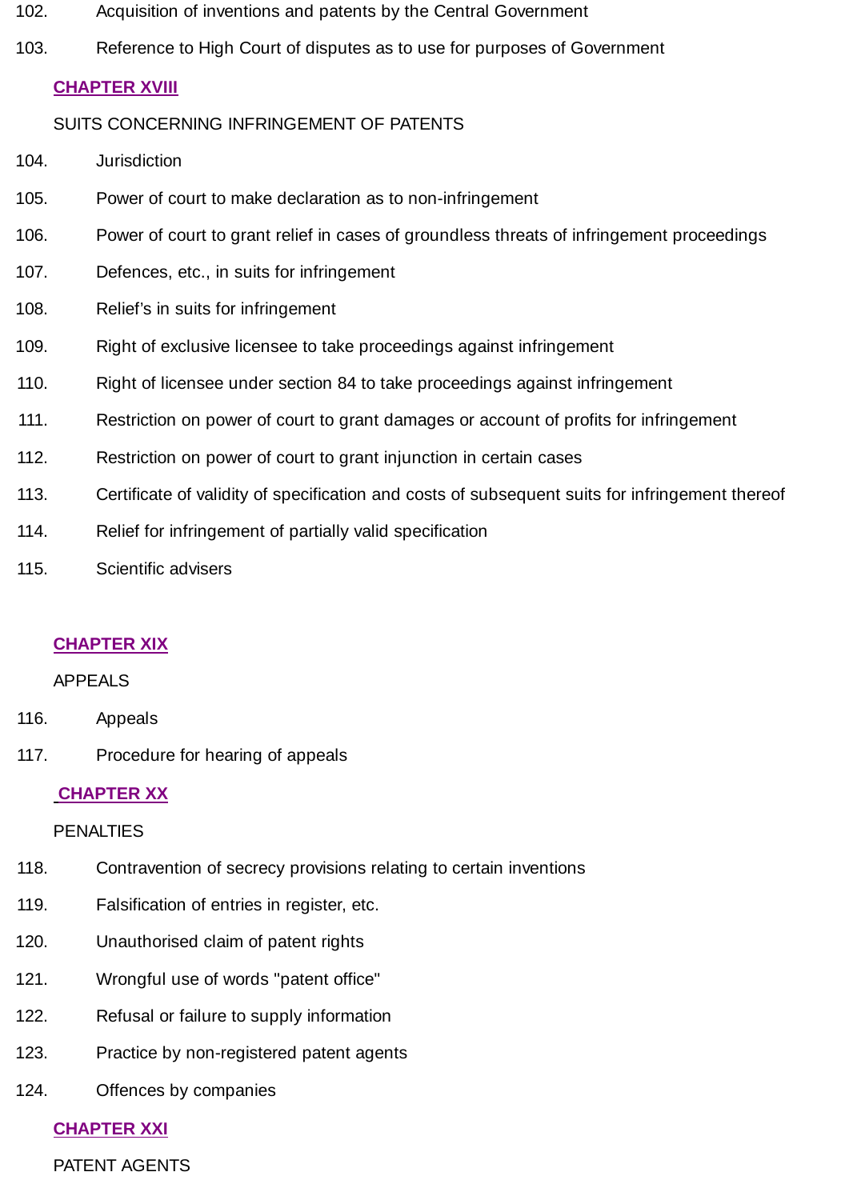102. Acquisition of inventions and patents by the Central Government

103. Reference to High Court of disputes as to use for purposes of Government

## CHAPTER XVIII

SUITS CONCERNING INFRINGEMENT OF PATENTS

104. Jurisdiction

105. Power of court to make declaration as to non-infringement

106. Power of court to grant relief in cases of groundless threats of infringement proceedings

107. Defences, etc., in suits for infringement

108. Relief's in suits for infringement

109. Right of exclusive licensee to take proceedings against infringement

110. Right of licensee under section 84 to take proceedings against infringement

111. Restriction on power of court to grant damages or account of profits for infringement

112. Restriction on power of court to grant injunction in certain cases

113. Certificate of validity of specification and costs of subsequent suits for infringement thereof

114. Relief for infringement of partially valid specification

115. Scientific advisers

## CHAPTER XIX

APPEALS

116. Appeals

117. Procedure for hearing of appeals

## CHAPTER XX

PENALTIES

118. Contravention of secrecy provisions relating to certain inventions

119. Falsification of entries in register, etc.

120. Unauthorised claim of patent rights

121. Wrongful use of words "patent office"

122. Refusal or failure to supply information

123. Practice by non-registered patent agents

124. Offences by companies

## CHAPTER XXI

PATENT AGENTS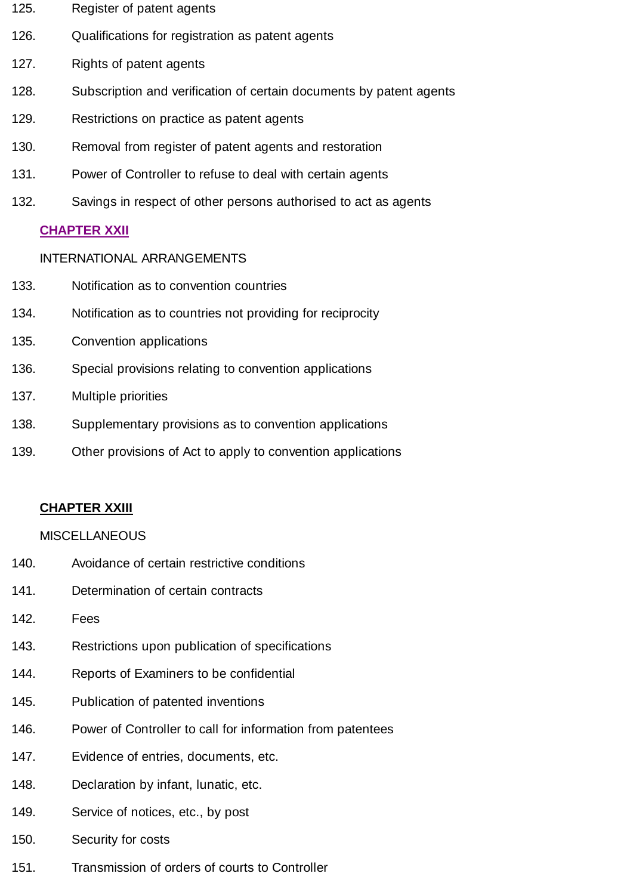125. Register of patent agents

126. Qualifications for registration as patent agents

127. Rights of patent agents

128. Subscription and verification of certain documents by patent agents

129. Restrictions on practice as patent agents

130. Removal from register of patent agents and restoration

131. Power of Controller to refuse to deal with certain agents

132. Savings in respect of other persons authorised to act as agents

**CHAPTER XXII**

INTERNATIONAL ARRANGEMENTS

133. Notification as to convention countries

134. Notification as to countries not providing for reciprocity

135. Convention applications

136. Special provisions relating to convention applications

137. Multiple priorities

138. Supplementary provisions as to convention applications

139. Other provisions of Act to apply to convention applications

**CHAPTER XXIII**

MISCELLANEOUS

140. Avoidance of certain restrictive conditions

141. Determination of certain contracts

142. Fees

143. Restrictions upon publication of specifications

144. Reports of Examiners to be confidential

145. Publication of patented inventions

146. Power of Controller to call for information from patentees

147. Evidence of entries, documents, etc.

148. Declaration by infant, lunatic, etc.

149. Service of notices, etc., by post

150. Security for costs

151. Transmission of orders of courts to Controller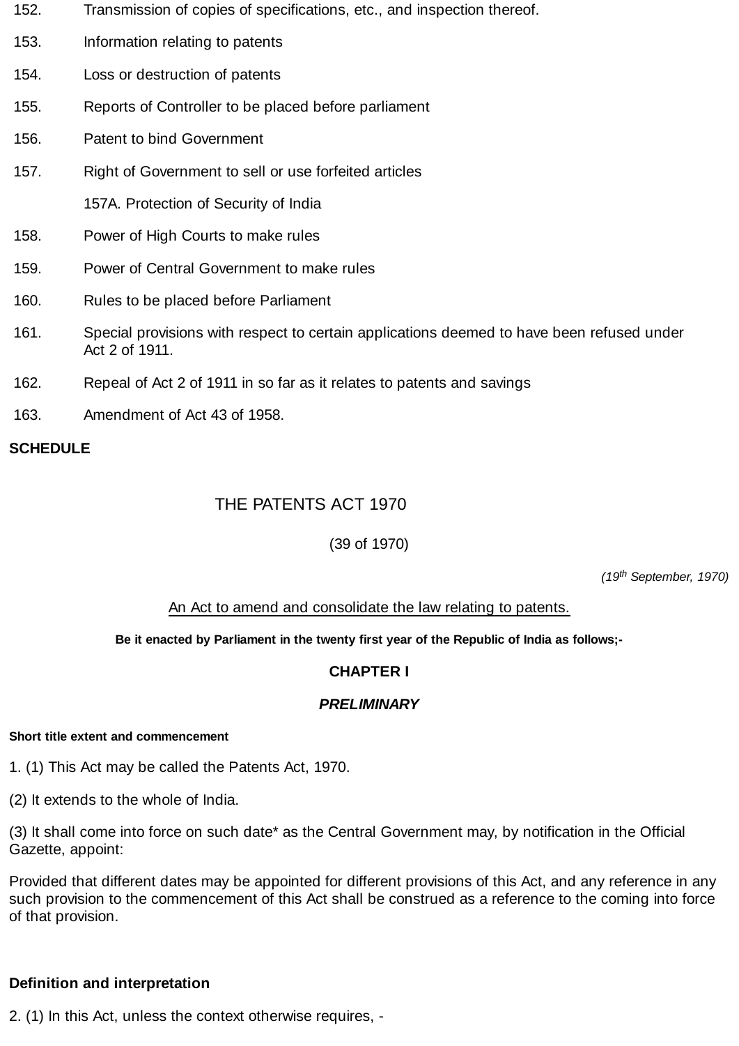152. Transmission of copies of specifications, etc., and inspection thereof.

153. Information relating to patents

154. Loss or destruction of patents

155. Reports of Controller to be placed before parliament

156. Patent to bind Government

157. Right of Government to sell or use forfeited articles

157A. Protection of Security of India

158. Power of High Courts to make rules

159. Power of Central Government to make rules

160. Rules to be placed before Parliament

161. Special provisions with respect to certain applications deemed to have been refused under Act 2 of 1911.

162. Repeal of Act 2 of 1911 in so far as it relates to patents and savings

163. Amendment of Act 43 of 1958.

**SCHEDULE**

# THE PATENTS ACT 1970

(39 of 1970)

*(19th September, 1970)*

An Act to amend and consolidate the law relating to patents.

**Be it enacted by Parliament in the twenty first year of the Republic of India as follows;-**

## CHAPTER I

### *PRELIMINARY*

**Short title extent and commencement**

1. (1) This Act may be called the Patents Act, 1970.

(2) It extends to the whole of India.

(3) It shall come into force on such date* as the Central Government may, by notification in the Official Gazette, appoint:

Provided that different dates may be appointed for different provisions of this Act, and any reference in any such provision to the commencement of this Act shall be construed as a reference to the coming into force of that provision.

**Definition and interpretation**

2. (1) In this Act, unless the context otherwise requires, -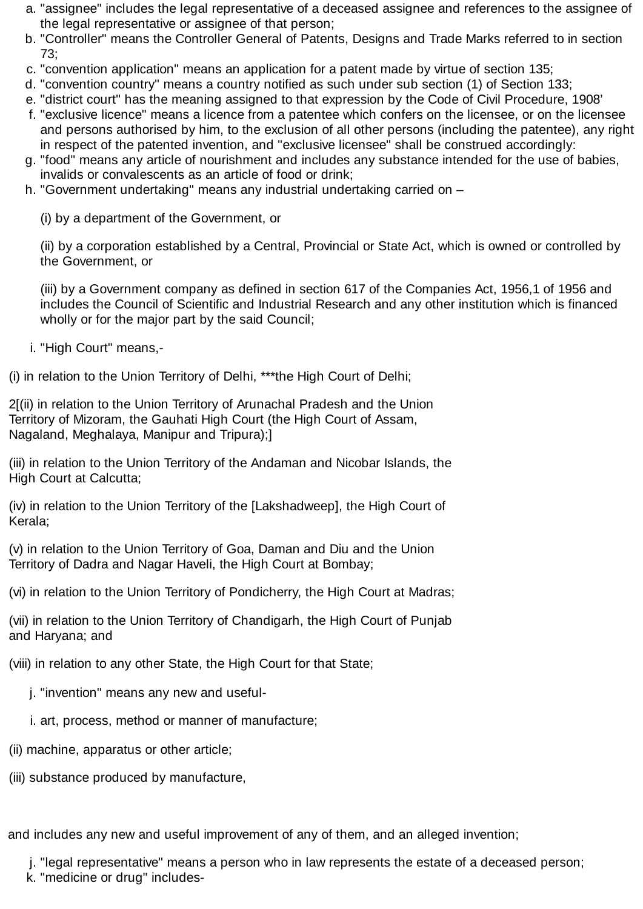a. "assignee" includes the legal representative of a deceased assignee and references to the assignee of the legal representative or assignee of that person;
b. "Controller" means the Controller General of Patents, Designs and Trade Marks referred to in section 73;
c. "convention application" means an application for a patent made by virtue of section 135;
d. "convention country" means a country notified as such under sub section (1) of Section 133;
e. "district court" has the meaning assigned to that expression by the Code of Civil Procedure, 1908'
f. "exclusive licence" means a licence from a patentee which confers on the licensee, or on the licensee and persons authorised by him, to the exclusion of all other persons (including the patentee), any right in respect of the patented invention, and "exclusive licensee" shall be construed accordingly:
g. "food" means any article of nourishment and includes any substance intended for the use of babies, invalids or convalescents as an article of food or drink;
h. "Government undertaking" means any industrial undertaking carried on –

   (i) by a department of the Government, or

   (ii) by a corporation established by a Central, Provincial or State Act, which is owned or controlled by the Government, or

   (iii) by a Government company as defined in section 617 of the Companies Act, 1956,1 of 1956 and includes the Council of Scientific and Industrial Research and any other institution which is financed wholly or for the major part by the said Council;

i. "High Court" means,-

(i) in relation to the Union Territory of Delhi, ***the High Court of Delhi;

2[(ii) in relation to the Union Territory of Arunachal Pradesh and the Union Territory of Mizoram, the Gauhati High Court (the High Court of Assam, Nagaland, Meghalaya, Manipur and Tripura);]

(iii) in relation to the Union Territory of the Andaman and Nicobar Islands, the High Court at Calcutta;

(iv) in relation to the Union Territory of the [Lakshadweep], the High Court of Kerala;

(v) in relation to the Union Territory of Goa, Daman and Diu and the Union Territory of Dadra and Nagar Haveli, the High Court at Bombay;

(vi) in relation to the Union Territory of Pondicherry, the High Court at Madras;

(vii) in relation to the Union Territory of Chandigarh, the High Court of Punjab and Haryana; and

(viii) in relation to any other State, the High Court for that State;

j. "invention" means any new and useful-

i. art, process, method or manner of manufacture;

(ii) machine, apparatus or other article;

(iii) substance produced by manufacture,

and includes any new and useful improvement of any of them, and an alleged invention;

j. "legal representative" means a person who in law represents the estate of a deceased person;
k. "medicine or drug" includes-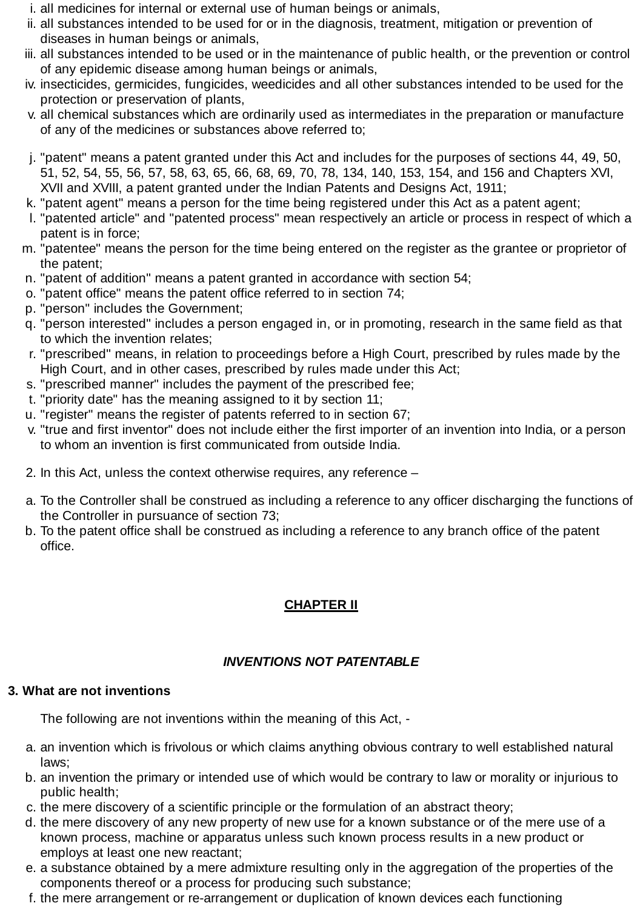i. all medicines for internal or external use of human beings or animals,
ii. all substances intended to be used for or in the diagnosis, treatment, mitigation or prevention of diseases in human beings or animals,
iii. all substances intended to be used for or in the maintenance of public health, or the prevention or control of any epidemic disease among human beings or animals,
iv. insecticides, germicides, fungicides, weedicides and all other substances intended to be used for the protection or preservation of plants,
v. all chemical substances which are ordinarily used as intermediates in the preparation or manufacture of any of the medicines or substances above referred to;

j. "patent" means a patent granted under this Act and includes for the purposes of sections 44, 49, 50, 51, 52, 54, 55, 56, 57, 58, 63, 65, 66, 68, 69, 70, 78, 134, 140, 153, 154, and 156 and Chapters XVI, XVII and XVIII, a patent granted under the Indian Patents and Designs Act, 1911;
k. "patent agent" means a person for the time being registered under this Act as a patent agent;
l. "patented article" and "patented process" mean respectively an article or process in respect of which a patent is in force;
m. "patentee" means the person for the time being entered on the register as the grantee or proprietor of the patent;
n. "patent of addition" means a patent granted in accordance with section 54;
o. "patent office" means the patent office referred to in section 74;
p. "person" includes the Government;
q. "person interested" includes a person engaged in, or in promoting, research in the same field as that to which the invention relates;
r. "prescribed" means, in relation to proceedings before a High Court, prescribed by rules made by the High Court, and in other cases, prescribed by rules made under this Act;
s. "prescribed manner" includes the payment of the prescribed fee;
t. "priority date" has the meaning assigned to it by section 11;
u. "register" means the register of patents referred to in section 67;
v. "true and first inventor" does not include either the first importer of an invention into India, or a person to whom an invention is first communicated from outside India.

2. In this Act, unless the context otherwise requires, any reference –

a. To the Controller shall be construed as including a reference to any officer discharging the functions of the Controller in pursuance of section 73;
b. To the patent office shall be construed as including a reference to any branch office of the patent office.

## CHAPTER II

### *INVENTIONS NOT PATENTABLE*

**3. What are not inventions**

The following are not inventions within the meaning of this Act, -

a. an invention which is frivolous or which claims anything obvious contrary to well established natural laws;
b. an invention the primary or intended use of which would be contrary to law or morality or injurious to public health;
c. the mere discovery of a scientific principle or the formulation of an abstract theory;
d. the mere discovery of any new property of new use for a known substance or of the mere use of a known process, machine or apparatus unless such known process results in a new product or employs at least one new reactant;
e. a substance obtained by a mere admixture resulting only in the aggregation of the properties of the components thereof or a process for producing such substance;
f. the mere arrangement or re-arrangement or duplication of known devices each functioning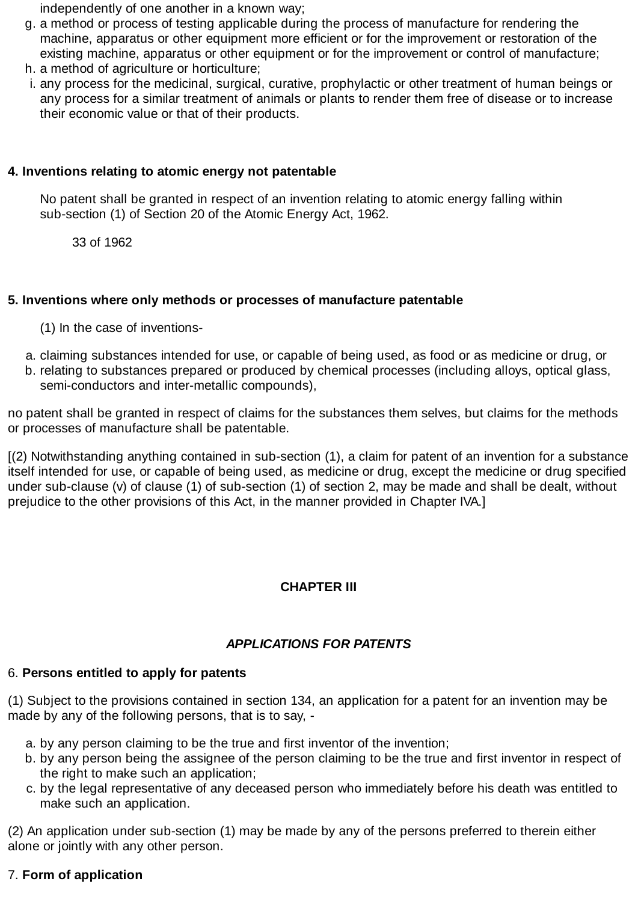independently of one another in a known way;

g. a method or process of testing applicable during the process of manufacture for rendering the machine, apparatus or other equipment more efficient or for the improvement or restoration of the existing machine, apparatus or other equipment or for the improvement or control of manufacture;
h. a method of agriculture or horticulture;
i. any process for the medicinal, surgical, curative, prophylactic or other treatment of human beings or any process for a similar treatment of animals or plants to render them free of disease or to increase their economic value or that of their products.

**4. Inventions relating to atomic energy not patentable**

No patent shall be granted in respect of an invention relating to atomic energy falling within sub-section (1) of Section 20 of the Atomic Energy Act, 1962.

33 of 1962

**5. Inventions where only methods or processes of manufacture patentable**

(1) In the case of inventions-

a. claiming substances intended for use, or capable of being used, as food or as medicine or drug, or
b. relating to substances prepared or produced by chemical processes (including alloys, optical glass, semi-conductors and inter-metallic compounds),

no patent shall be granted in respect of claims for the substances them selves, but claims for the methods or processes of manufacture shall be patentable.

[(2) Notwithstanding anything contained in sub-section (1), a claim for patent of an invention for a substance itself intended for use, or capable of being used, as medicine or drug, except the medicine or drug specified under sub-clause (v) of clause (1) of sub-section (1) of section 2, may be made and shall be dealt, without prejudice to the other provisions of this Act, in the manner provided in Chapter IVA.]

## CHAPTER III

## *APPLICATIONS FOR PATENTS*

6. **Persons entitled to apply for patents**

(1) Subject to the provisions contained in section 134, an application for a patent for an invention may be made by any of the following persons, that is to say, -

a. by any person claiming to be the true and first inventor of the invention;
b. by any person being the assignee of the person claiming to be the true and first inventor in respect of the right to make such an application;
c. by the legal representative of any deceased person who immediately before his death was entitled to make such an application.

(2) An application under sub-section (1) may be made by any of the persons preferred to therein either alone or jointly with any other person.

7. **Form of application**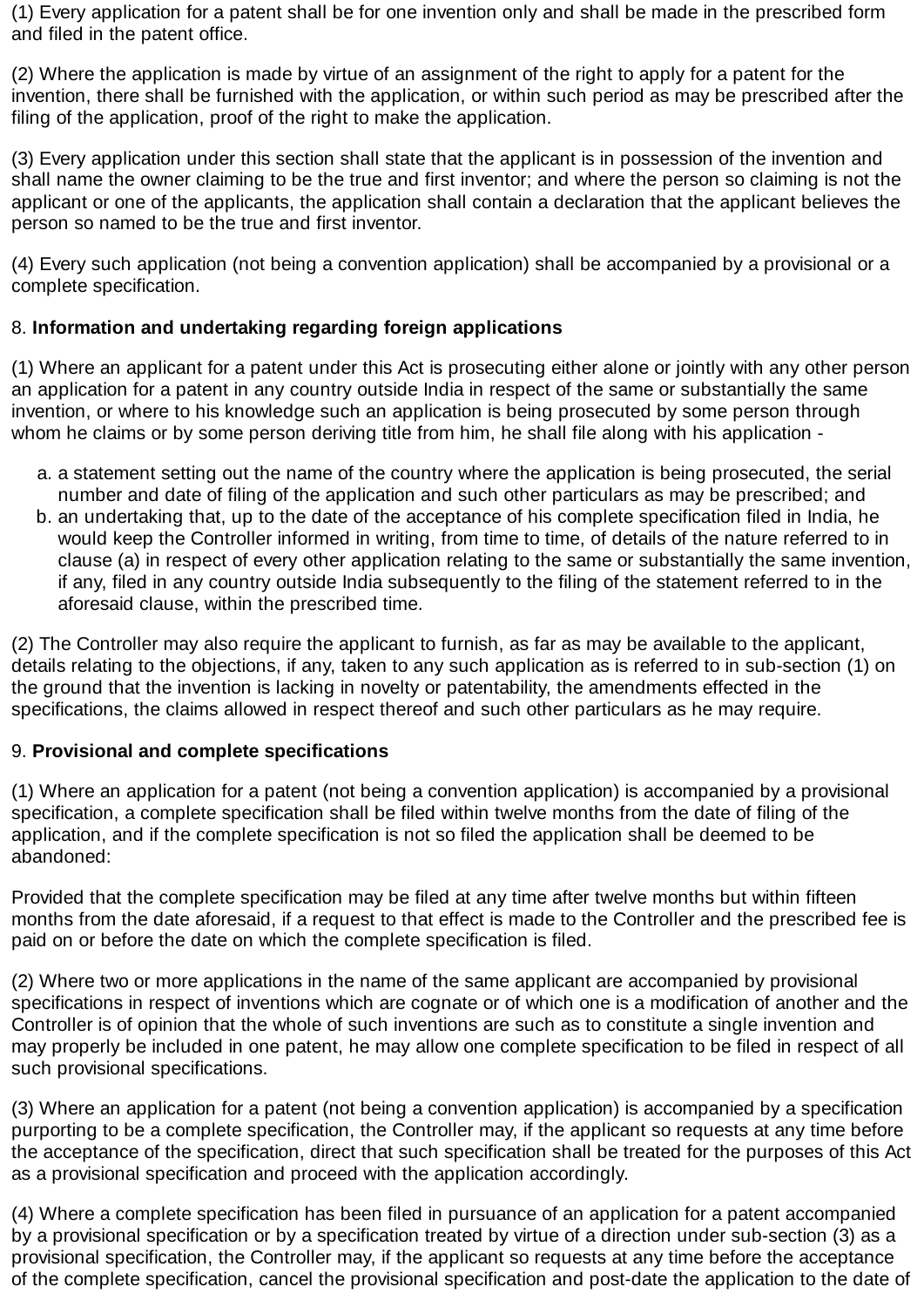(1) Every application for a patent shall be for one invention only and shall be made in the prescribed form and filed in the patent office.

(2) Where the application is made by virtue of an assignment of the right to apply for a patent for the invention, there shall be furnished with the application, or within such period as may be prescribed after the filing of the application, proof of the right to make the application.

(3) Every application under this section shall state that the applicant is in possession of the invention and shall name the owner claiming to be the true and first inventor; and where the person so claiming is not the applicant or one of the applicants, the application shall contain a declaration that the applicant believes the person so named to be the true and first inventor.

(4) Every such application (not being a convention application) shall be accompanied by a provisional or a complete specification.

8. **Information and undertaking regarding foreign applications**

(1) Where an applicant for a patent under this Act is prosecuting either alone or jointly with any other person an application for a patent in any country outside India in respect of the same or substantially the same invention, or where to his knowledge such an application is being prosecuted by some person through whom he claims or by some person deriving title from him, he shall file along with his application -

a. a statement setting out the name of the country where the application is being prosecuted, the serial number and date of filing of the application and such other particulars as may be prescribed; and
b. an undertaking that, up to the date of the acceptance of his complete specification filed in India, he would keep the Controller informed in writing, from time to time, of details of the nature referred to in clause (a) in respect of every other application relating to the same or substantially the same invention, if any, filed in any country outside India subsequently to the filing of the statement referred to in the aforesaid clause, within the prescribed time.

(2) The Controller may also require the applicant to furnish, as far as may be available to the applicant, details relating to the objections, if any, taken to any such application as is referred to in sub-section (1) on the ground that the invention is lacking in novelty or patentability, the amendments effected in the specifications, the claims allowed in respect thereof and such other particulars as he may require.

9. **Provisional and complete specifications**

(1) Where an application for a patent (not being a convention application) is accompanied by a provisional specification, a complete specification shall be filed within twelve months from the date of filing of the application, and if the complete specification is not so filed the application shall be deemed to be abandoned:

Provided that the complete specification may be filed at any time after twelve months but within fifteen months from the date aforesaid, if a request to that effect is made to the Controller and the prescribed fee is paid on or before the date on which the complete specification is filed.

(2) Where two or more applications in the name of the same applicant are accompanied by provisional specifications in respect of inventions which are cognate or of which one is a modification of another and the Controller is of opinion that the whole of such inventions are such as to constitute a single invention and may properly be included in one patent, he may allow one complete specification to be filed in respect of all such provisional specifications.

(3) Where an application for a patent (not being a convention application) is accompanied by a specification purporting to be a complete specification, the Controller may, if the applicant so requests at any time before the acceptance of the specification, direct that such specification shall be treated for the purposes of this Act as a provisional specification and proceed with the application accordingly.

(4) Where a complete specification has been filed in pursuance of an application for a patent accompanied by a provisional specification or by a specification treated by virtue of a direction under sub-section (3) as a provisional specification, the Controller may, if the applicant so requests at any time before the acceptance of the complete specification, cancel the provisional specification and post-date the application to the date of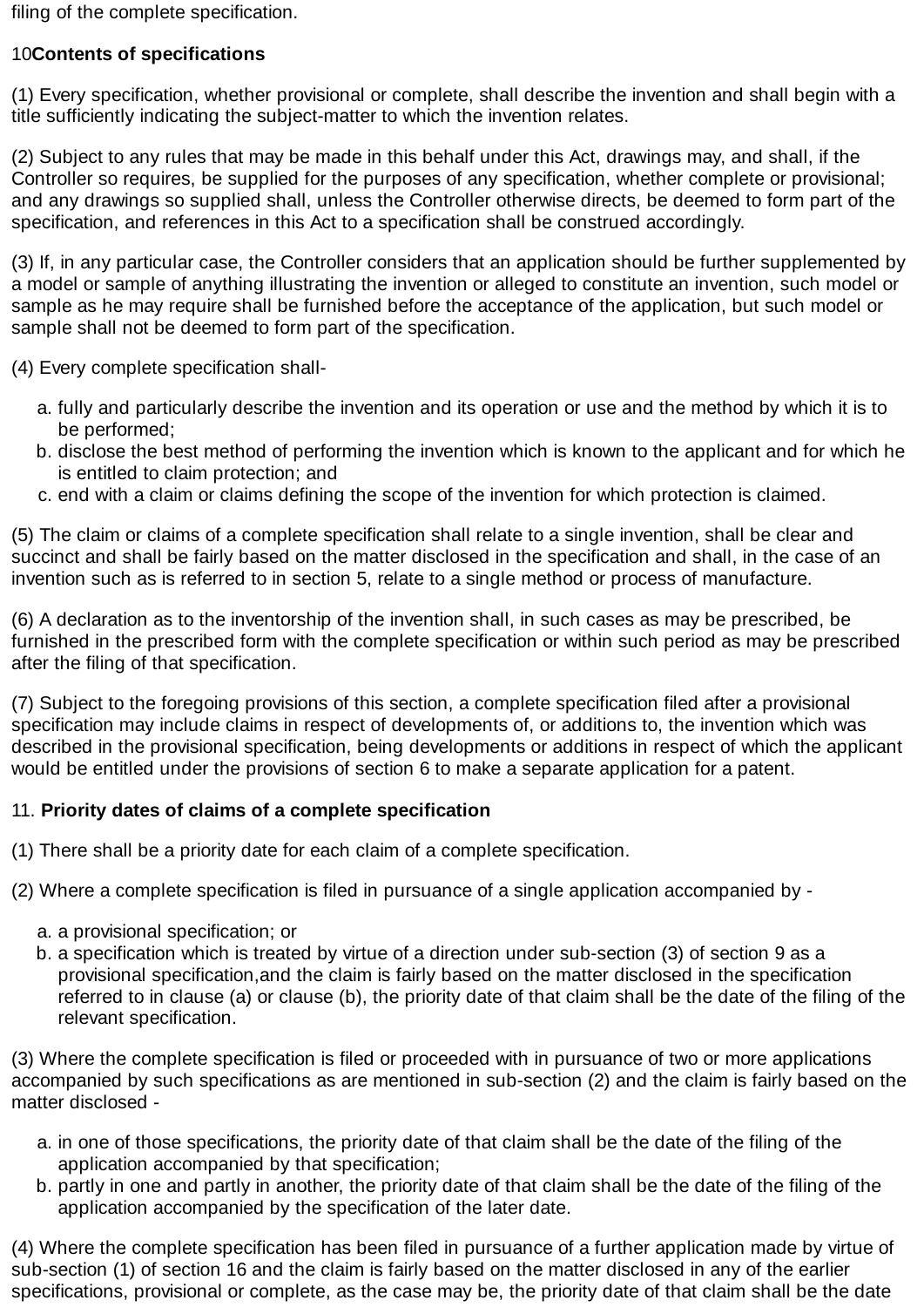filing of the complete specification.

**10 Contents of specifications**

(1) Every specification, whether provisional or complete, shall describe the invention and shall begin with a title sufficiently indicating the subject-matter to which the invention relates.

(2) Subject to any rules that may be made in this behalf under this Act, drawings may, and shall, if the Controller so requires, be supplied for the purposes of any specification, whether complete or provisional; and any drawings so supplied shall, unless the Controller otherwise directs, be deemed to form part of the specification, and references in this Act to a specification shall be construed accordingly.

(3) If, in any particular case, the Controller considers that an application should be further supplemented by a model or sample of anything illustrating the invention or alleged to constitute an invention, such model or sample as he may require shall be furnished before the acceptance of the application, but such model or sample shall not be deemed to form part of the specification.

(4) Every complete specification shall-

a. fully and particularly describe the invention and its operation or use and the method by which it is to be performed;
b. disclose the best method of performing the invention which is known to the applicant and for which he is entitled to claim protection; and
c. end with a claim or claims defining the scope of the invention for which protection is claimed.

(5) The claim or claims of a complete specification shall relate to a single invention, shall be clear and succinct and shall be fairly based on the matter disclosed in the specification and shall, in the case of an invention such as is referred to in section 5, relate to a single method or process of manufacture.

(6) A declaration as to the inventorship of the invention shall, in such cases as may be prescribed, be furnished in the prescribed form with the complete specification or within such period as may be prescribed after the filing of that specification.

(7) Subject to the foregoing provisions of this section, a complete specification filed after a provisional specification may include claims in respect of developments of, or additions to, the invention which was described in the provisional specification, being developments or additions in respect of which the applicant would be entitled under the provisions of section 6 to make a separate application for a patent.

**11. Priority dates of claims of a complete specification**

(1) There shall be a priority date for each claim of a complete specification.

(2) Where a complete specification is filed in pursuance of a single application accompanied by -

a. a provisional specification; or
b. a specification which is treated by virtue of a direction under sub-section (3) of section 9 as a provisional specification,and the claim is fairly based on the matter disclosed in the specification referred to in clause (a) or clause (b), the priority date of that claim shall be the date of the filing of the relevant specification.

(3) Where the complete specification is filed or proceeded with in pursuance of two or more applications accompanied by such specifications as are mentioned in sub-section (2) and the claim is fairly based on the matter disclosed -

a. in one of those specifications, the priority date of that claim shall be the date of the filing of the application accompanied by that specification;
b. partly in one and partly in another, the priority date of that claim shall be the date of the filing of the application accompanied by the specification of the later date.

(4) Where the complete specification has been filed in pursuance of a further application made by virtue of sub-section (1) of section 16 and the claim is fairly based on the matter disclosed in any of the earlier specifications, provisional or complete, as the case may be, the priority date of that claim shall be the date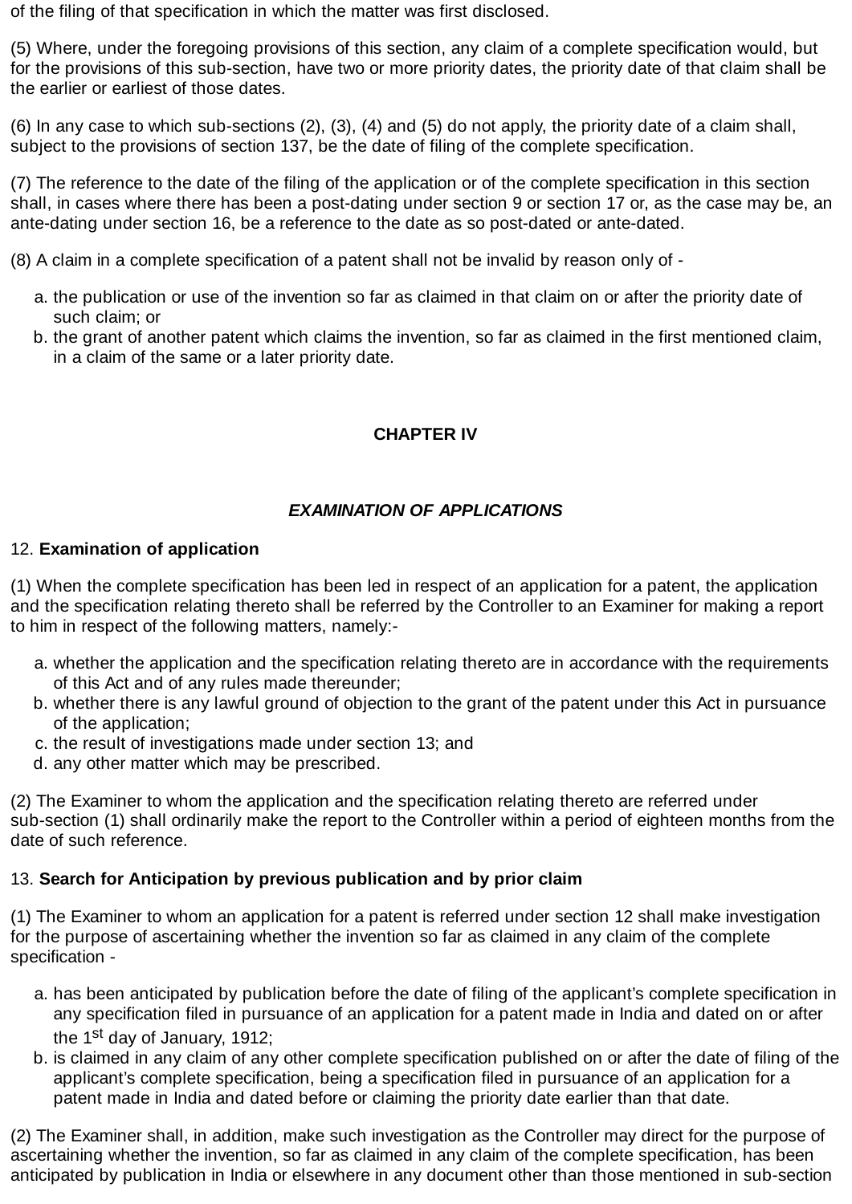of the filing of that specification in which the matter was first disclosed.

(5) Where, under the foregoing provisions of this section, any claim of a complete specification would, but for the provisions of this sub-section, have two or more priority dates, the priority date of that claim shall be the earlier or earliest of those dates.

(6) In any case to which sub-sections (2), (3), (4) and (5) do not apply, the priority date of a claim shall, subject to the provisions of section 137, be the date of filing of the complete specification.

(7) The reference to the date of the filing of the application or of the complete specification in this section shall, in cases where there has been a post-dating under section 9 or section 17 or, as the case may be, an ante-dating under section 16, be a reference to the date as so post-dated or ante-dated.

(8) A claim in a complete specification of a patent shall not be invalid by reason only of -

a. the publication or use of the invention so far as claimed in that claim on or after the priority date of such claim; or
b. the grant of another patent which claims the invention, so far as claimed in the first mentioned claim, in a claim of the same or a later priority date.

## CHAPTER IV

## *EXAMINATION OF APPLICATIONS*

12. **Examination of application**

(1) When the complete specification has been led in respect of an application for a patent, the application and the specification relating thereto shall be referred by the Controller to an Examiner for making a report to him in respect of the following matters, namely:-

a. whether the application and the specification relating thereto are in accordance with the requirements of this Act and of any rules made thereunder;
b. whether there is any lawful ground of objection to the grant of the patent under this Act in pursuance of the application;
c. the result of investigations made under section 13; and
d. any other matter which may be prescribed.

(2) The Examiner to whom the application and the specification relating thereto are referred under sub-section (1) shall ordinarily make the report to the Controller within a period of eighteen months from the date of such reference.

13. **Search for Anticipation by previous publication and by prior claim**

(1) The Examiner to whom an application for a patent is referred under section 12 shall make investigation for the purpose of ascertaining whether the invention so far as claimed in any claim of the complete specification -

a. has been anticipated by publication before the date of filing of the applicant's complete specification in any specification filed in pursuance of an application for a patent made in India and dated on or after the 1st day of January, 1912;
b. is claimed in any claim of any other complete specification published on or after the date of filing of the applicant's complete specification, being a specification filed in pursuance of an application for a patent made in India and dated before or claiming the priority date earlier than that date.

(2) The Examiner shall, in addition, make such investigation as the Controller may direct for the purpose of ascertaining whether the invention, so far as claimed in any claim of the complete specification, has been anticipated by publication in India or elsewhere in any document other than those mentioned in sub-section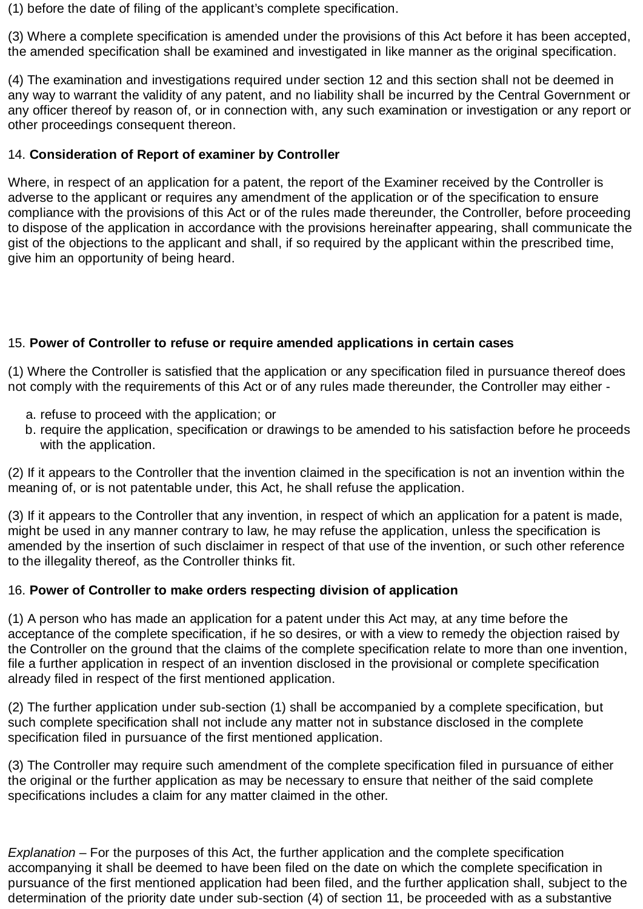(1) before the date of filing of the applicant's complete specification.

(3) Where a complete specification is amended under the provisions of this Act before it has been accepted, the amended specification shall be examined and investigated in like manner as the original specification.

(4) The examination and investigations required under section 12 and this section shall not be deemed in any way to warrant the validity of any patent, and no liability shall be incurred by the Central Government or any officer thereof by reason of, or in connection with, any such examination or investigation or any report or other proceedings consequent thereon.

14. **Consideration of Report of examiner by Controller**

Where, in respect of an application for a patent, the report of the Examiner received by the Controller is adverse to the applicant or requires any amendment of the application or of the specification to ensure compliance with the provisions of this Act or of the rules made thereunder, the Controller, before proceeding to dispose of the application in accordance with the provisions hereinafter appearing, shall communicate the gist of the objections to the applicant and shall, if so required by the applicant within the prescribed time, give him an opportunity of being heard.

15. **Power of Controller to refuse or require amended applications in certain cases**

(1) Where the Controller is satisfied that the application or any specification filed in pursuance thereof does not comply with the requirements of this Act or of any rules made thereunder, the Controller may either -

a. refuse to proceed with the application; or
b. require the application, specification or drawings to be amended to his satisfaction before he proceeds with the application.

(2) If it appears to the Controller that the invention claimed in the specification is not an invention within the meaning of, or is not patentable under, this Act, he shall refuse the application.

(3) If it appears to the Controller that any invention, in respect of which an application for a patent is made, might be used in any manner contrary to law, he may refuse the application, unless the specification is amended by the insertion of such disclaimer in respect of that use of the invention, or such other reference to the illegality thereof, as the Controller thinks fit.

16. **Power of Controller to make orders respecting division of application**

(1) A person who has made an application for a patent under this Act may, at any time before the acceptance of the complete specification, if he so desires, or with a view to remedy the objection raised by the Controller on the ground that the claims of the complete specification relate to more than one invention, file a further application in respect of an invention disclosed in the provisional or complete specification already filed in respect of the first mentioned application.

(2) The further application under sub-section (1) shall be accompanied by a complete specification, but such complete specification shall not include any matter not in substance disclosed in the complete specification filed in pursuance of the first mentioned application.

(3) The Controller may require such amendment of the complete specification filed in pursuance of either the original or the further application as may be necessary to ensure that neither of the said complete specifications includes a claim for any matter claimed in the other.

*Explanation* – For the purposes of this Act, the further application and the complete specification accompanying it shall be deemed to have been filed on the date on which the complete specification in pursuance of the first mentioned application had been filed, and the further application shall, subject to the determination of the priority date under sub-section (4) of section 11, be proceeded with as a substantive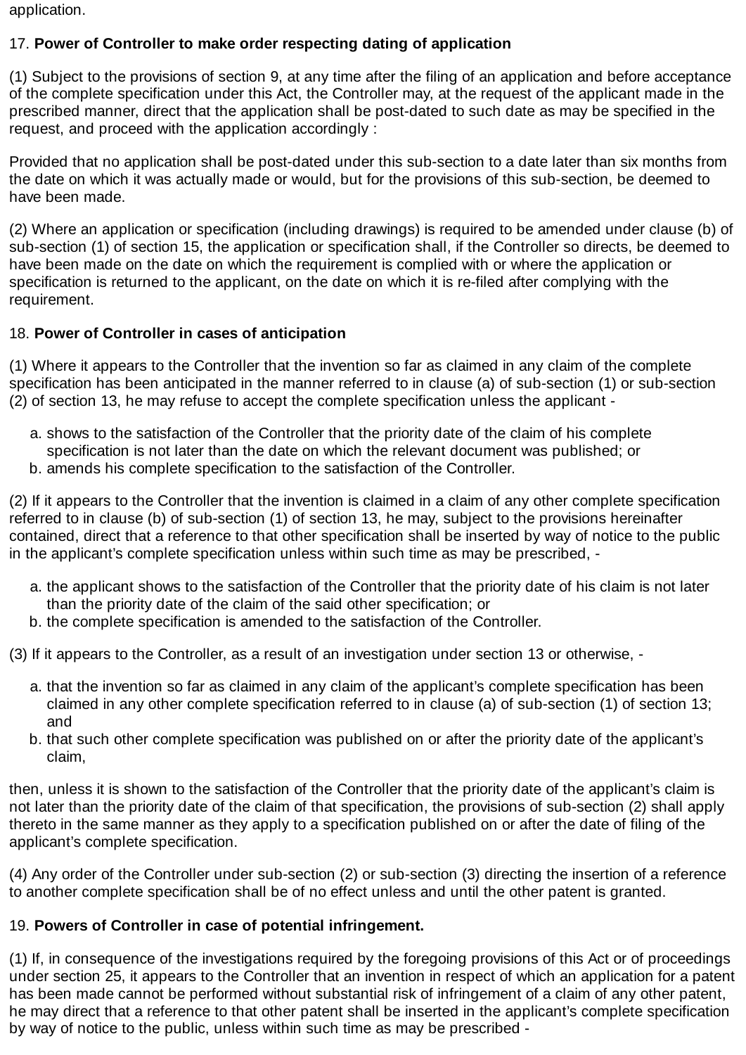application.

17. **Power of Controller to make order respecting dating of application**

(1) Subject to the provisions of section 9, at any time after the filing of an application and before acceptance of the complete specification under this Act, the Controller may, at the request of the applicant made in the prescribed manner, direct that the application shall be post-dated to such date as may be specified in the request, and proceed with the application accordingly :

Provided that no application shall be post-dated under this sub-section to a date later than six months from the date on which it was actually made or would, but for the provisions of this sub-section, be deemed to have been made.

(2) Where an application or specification (including drawings) is required to be amended under clause (b) of sub-section (1) of section 15, the application or specification shall, if the Controller so directs, be deemed to have been made on the date on which the requirement is complied with or where the application or specification is returned to the applicant, on the date on which it is re-filed after complying with the requirement.

18. **Power of Controller in cases of anticipation**

(1) Where it appears to the Controller that the invention so far as claimed in any claim of the complete specification has been anticipated in the manner referred to in clause (a) of sub-section (1) or sub-section (2) of section 13, he may refuse to accept the complete specification unless the applicant -

a. shows to the satisfaction of the Controller that the priority date of the claim of his complete specification is not later than the date on which the relevant document was published; or
b. amends his complete specification to the satisfaction of the Controller.

(2) If it appears to the Controller that the invention is claimed in a claim of any other complete specification referred to in clause (b) of sub-section (1) of section 13, he may, subject to the provisions hereinafter contained, direct that a reference to that other specification shall be inserted by way of notice to the public in the applicant's complete specification unless within such time as may be prescribed, -

a. the applicant shows to the satisfaction of the Controller that the priority date of his claim is not later than the priority date of the claim of the said other specification; or
b. the complete specification is amended to the satisfaction of the Controller.

(3) If it appears to the Controller, as a result of an investigation under section 13 or otherwise, -

a. that the invention so far as claimed in any claim of the applicant's complete specification has been claimed in any other complete specification referred to in clause (a) of sub-section (1) of section 13; and
b. that such other complete specification was published on or after the priority date of the applicant's claim,

then, unless it is shown to the satisfaction of the Controller that the priority date of the applicant's claim is not later than the priority date of the claim of that specification, the provisions of sub-section (2) shall apply thereto in the same manner as they apply to a specification published on or after the date of filing of the applicant's complete specification.

(4) Any order of the Controller under sub-section (2) or sub-section (3) directing the insertion of a reference to another complete specification shall be of no effect unless and until the other patent is granted.

19. **Powers of Controller in case of potential infringement.**

(1) If, in consequence of the investigations required by the foregoing provisions of this Act or of proceedings under section 25, it appears to the Controller that an invention in respect of which an application for a patent has been made cannot be performed without substantial risk of infringement of a claim of any other patent, he may direct that a reference to that other patent shall be inserted in the applicant's complete specification by way of notice to the public, unless within such time as may be prescribed -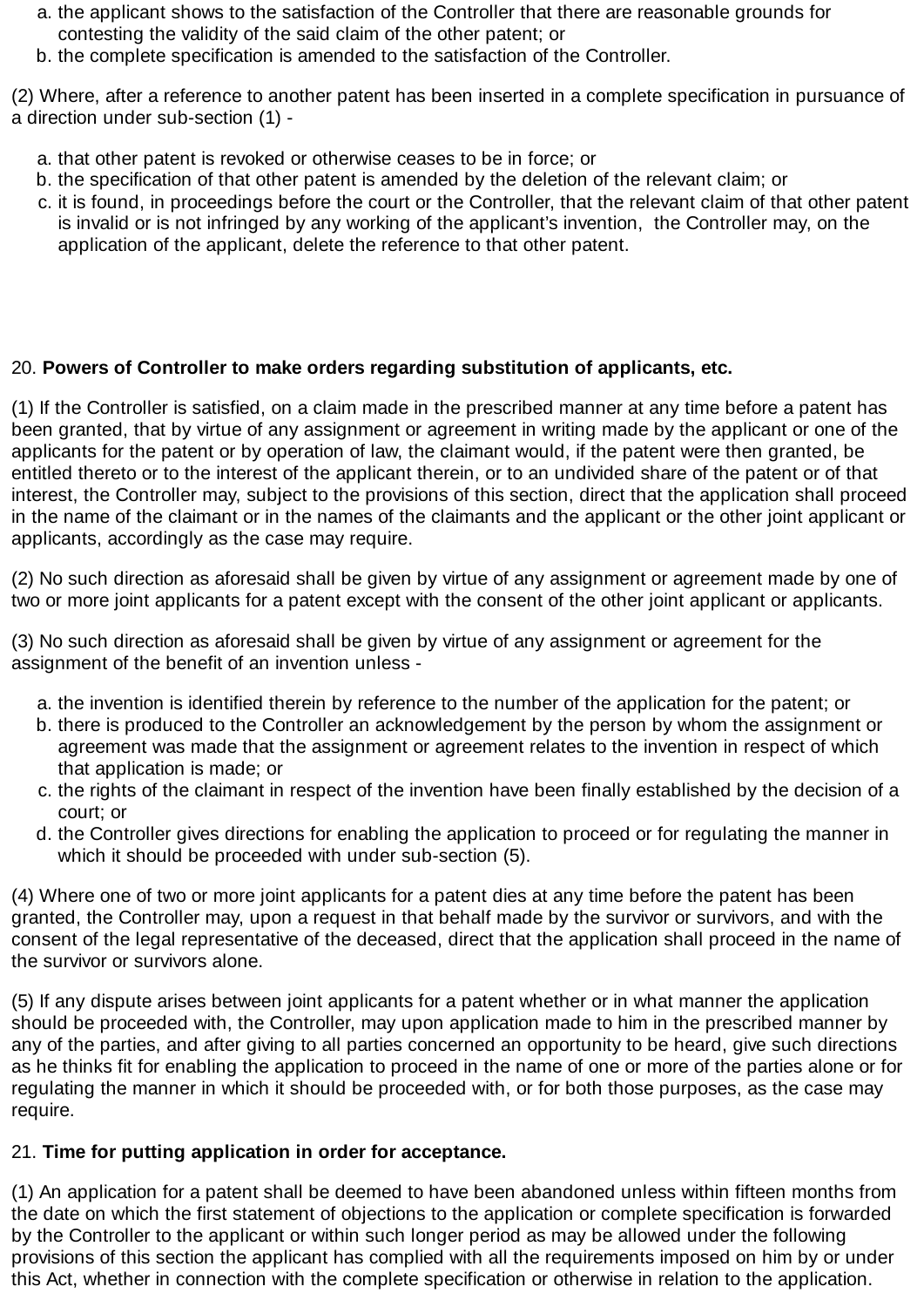a. the applicant shows to the satisfaction of the Controller that there are reasonable grounds for contesting the validity of the said claim of the other patent; or
b. the complete specification is amended to the satisfaction of the Controller.

(2) Where, after a reference to another patent has been inserted in a complete specification in pursuance of a direction under sub-section (1) -

a. that other patent is revoked or otherwise ceases to be in force; or
b. the specification of that other patent is amended by the deletion of the relevant claim; or
c. it is found, in proceedings before the court or the Controller, that the relevant claim of that other patent is invalid or is not infringed by any working of the applicant's invention, the Controller may, on the application of the applicant, delete the reference to that other patent.

20. **Powers of Controller to make orders regarding substitution of applicants, etc.**

(1) If the Controller is satisfied, on a claim made in the prescribed manner at any time before a patent has been granted, that by virtue of any assignment or agreement in writing made by the applicant or one of the applicants for the patent or by operation of law, the claimant would, if the patent were then granted, be entitled thereto or to the interest of the applicant therein, or to an undivided share of the patent or of that interest, the Controller may, subject to the provisions of this section, direct that the application shall proceed in the name of the claimant or in the names of the claimants and the applicant or the other joint applicant or applicants, accordingly as the case may require.

(2) No such direction as aforesaid shall be given by virtue of any assignment or agreement made by one of two or more joint applicants for a patent except with the consent of the other joint applicant or applicants.

(3) No such direction as aforesaid shall be given by virtue of any assignment or agreement for the assignment of the benefit of an invention unless -

a. the invention is identified therein by reference to the number of the application for the patent; or
b. there is produced to the Controller an acknowledgement by the person by whom the assignment or agreement was made that the assignment or agreement relates to the invention in respect of which that application is made; or
c. the rights of the claimant in respect of the invention have been finally established by the decision of a court; or
d. the Controller gives directions for enabling the application to proceed or for regulating the manner in which it should be proceeded with under sub-section (5).

(4) Where one of two or more joint applicants for a patent dies at any time before the patent has been granted, the Controller may, upon a request in that behalf made by the survivor or survivors, and with the consent of the legal representative of the deceased, direct that the application shall proceed in the name of the survivor or survivors alone.

(5) If any dispute arises between joint applicants for a patent whether or in what manner the application should be proceeded with, the Controller, may upon application made to him in the prescribed manner by any of the parties, and after giving to all parties concerned an opportunity to be heard, give such directions as he thinks fit for enabling the application to proceed in the name of one or more of the parties alone or for regulating the manner in which it should be proceeded with, or for both those purposes, as the case may require.

21. **Time for putting application in order for acceptance.**

(1) An application for a patent shall be deemed to have been abandoned unless within fifteen months from the date on which the first statement of objections to the application or complete specification is forwarded by the Controller to the applicant or within such longer period as may be allowed under the following provisions of this section the applicant has complied with all the requirements imposed on him by or under this Act, whether in connection with the complete specification or otherwise in relation to the application.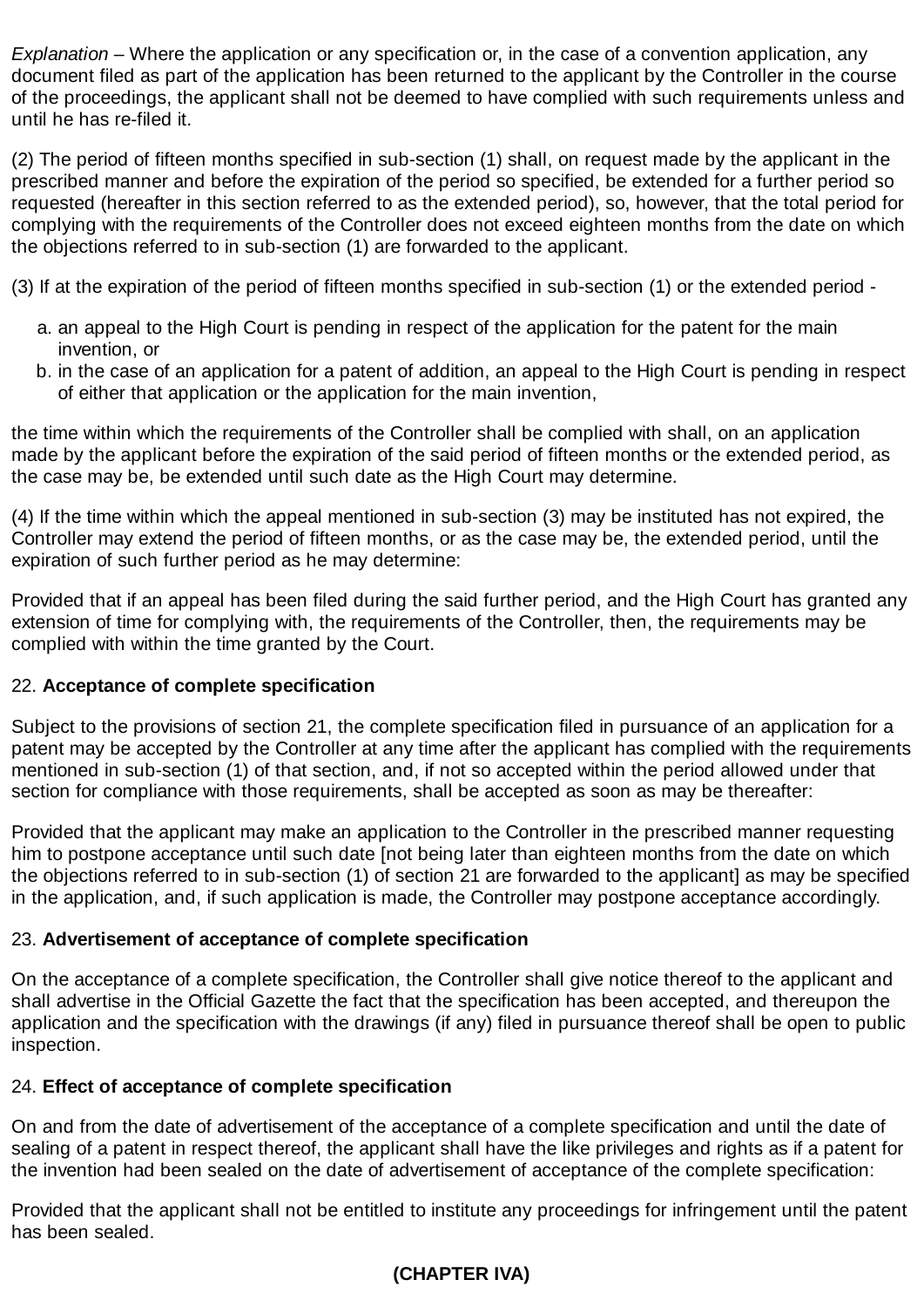*Explanation* – Where the application or any specification or, in the case of a convention application, any document filed as part of the application has been returned to the applicant by the Controller in the course of the proceedings, the applicant shall not be deemed to have complied with such requirements unless and until he has re-filed it.

(2) The period of fifteen months specified in sub-section (1) shall, on request made by the applicant in the prescribed manner and before the expiration of the period so specified, be extended for a further period so requested (hereafter in this section referred to as the extended period), so, however, that the total period for complying with the requirements of the Controller does not exceed eighteen months from the date on which the objections referred to in sub-section (1) are forwarded to the applicant.

(3) If at the expiration of the period of fifteen months specified in sub-section (1) or the extended period -

a. an appeal to the High Court is pending in respect of the application for the patent for the main invention, or
b. in the case of an application for a patent of addition, an appeal to the High Court is pending in respect of either that application or the application for the main invention,

the time within which the requirements of the Controller shall be complied with shall, on an application made by the applicant before the expiration of the said period of fifteen months or the extended period, as the case may be, be extended until such date as the High Court may determine.

(4) If the time within which the appeal mentioned in sub-section (3) may be instituted has not expired, the Controller may extend the period of fifteen months, or as the case may be, the extended period, until the expiration of such further period as he may determine:

Provided that if an appeal has been filed during the said further period, and the High Court has granted any extension of time for complying with, the requirements of the Controller, then, the requirements may be complied with within the time granted by the Court.

22. **Acceptance of complete specification**

Subject to the provisions of section 21, the complete specification filed in pursuance of an application for a patent may be accepted by the Controller at any time after the applicant has complied with the requirements mentioned in sub-section (1) of that section, and, if not so accepted within the period allowed under that section for compliance with those requirements, shall be accepted as soon as may be thereafter:

Provided that the applicant may make an application to the Controller in the prescribed manner requesting him to postpone acceptance until such date [not being later than eighteen months from the date on which the objections referred to in sub-section (1) of section 21 are forwarded to the applicant] as may be specified in the application, and, if such application is made, the Controller may postpone acceptance accordingly.

23. **Advertisement of acceptance of complete specification**

On the acceptance of a complete specification, the Controller shall give notice thereof to the applicant and shall advertise in the Official Gazette the fact that the specification has been accepted, and thereupon the application and the specification with the drawings (if any) filed in pursuance thereof shall be open to public inspection.

24. **Effect of acceptance of complete specification**

On and from the date of advertisement of the acceptance of a complete specification and until the date of sealing of a patent in respect thereof, the applicant shall have the like privileges and rights as if a patent for the invention had been sealed on the date of advertisement of acceptance of the complete specification:

Provided that the applicant shall not be entitled to institute any proceedings for infringement until the patent has been sealed.

**(CHAPTER IVA)**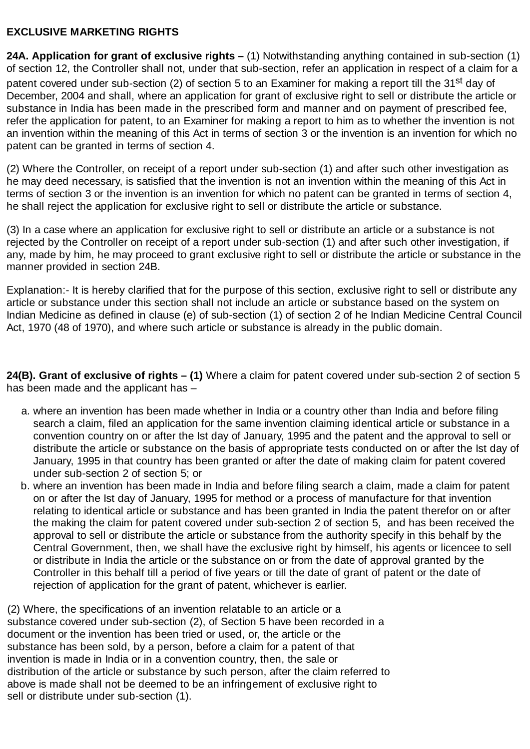**EXCLUSIVE MARKETING RIGHTS**

**24A. Application for grant of exclusive rights –** (1) Notwithstanding anything contained in sub-section (1) of section 12, the Controller shall not, under that sub-section, refer an application in respect of a claim for a patent covered under sub-section (2) of section 5 to an Examiner for making a report till the 31st day of December, 2004 and shall, where an application for grant of exclusive right to sell or distribute the article or substance in India has been made in the prescribed form and manner and on payment of prescribed fee, refer the application for patent, to an Examiner for making a report to him as to whether the invention is not an invention within the meaning of this Act in terms of section 3 or the invention is an invention for which no patent can be granted in terms of section 4.

(2) Where the Controller, on receipt of a report under sub-section (1) and after such other investigation as he may deed necessary, is satisfied that the invention is not an invention within the meaning of this Act in terms of section 3 or the invention is an invention for which no patent can be granted in terms of section 4, he shall reject the application for exclusive right to sell or distribute the article or substance.

(3) In a case where an application for exclusive right to sell or distribute an article or a substance is not rejected by the Controller on receipt of a report under sub-section (1) and after such other investigation, if any, made by him, he may proceed to grant exclusive right to sell or distribute the article or substance in the manner provided in section 24B.

Explanation:- It is hereby clarified that for the purpose of this section, exclusive right to sell or distribute any article or substance under this section shall not include an article or substance based on the system on Indian Medicine as defined in clause (e) of sub-section (1) of section 2 of he Indian Medicine Central Council Act, 1970 (48 of 1970), and where such article or substance is already in the public domain.

**24(B). Grant of exclusive of rights – (1)** Where a claim for patent covered under sub-section 2 of section 5 has been made and the applicant has –

a. where an invention has been made whether in India or a country other than India and before filing search a claim, filed an application for the same invention claiming identical article or substance in a convention country on or after the Ist day of January, 1995 and the patent and the approval to sell or distribute the article or substance on the basis of appropriate tests conducted on or after the Ist day of January, 1995 in that country has been granted or after the date of making claim for patent covered under sub-section 2 of section 5; or
b. where an invention has been made in India and before filing search a claim, made a claim for patent on or after the Ist day of January, 1995 for method or a process of manufacture for that invention relating to identical article or substance and has been granted in India the patent therefor on or after the making the claim for patent covered under sub-section 2 of section 5, and has been received the approval to sell or distribute the article or substance from the authority specify in this behalf by the Central Government, then, we shall have the exclusive right by himself, his agents or licencee to sell or distribute in India the article or the substance on or from the date of approval granted by the Controller in this behalf till a period of five years or till the date of grant of patent or the date of rejection of application for the grant of patent, whichever is earlier.

(2) Where, the specifications of an invention relatable to an article or a substance covered under sub-section (2), of Section 5 have been recorded in a document or the invention has been tried or used, or, the article or the substance has been sold, by a person, before a claim for a patent of that invention is made in India or in a convention country, then, the sale or distribution of the article or substance by such person, after the claim referred to above is made shall not be deemed to be an infringement of exclusive right to sell or distribute under sub-section (1).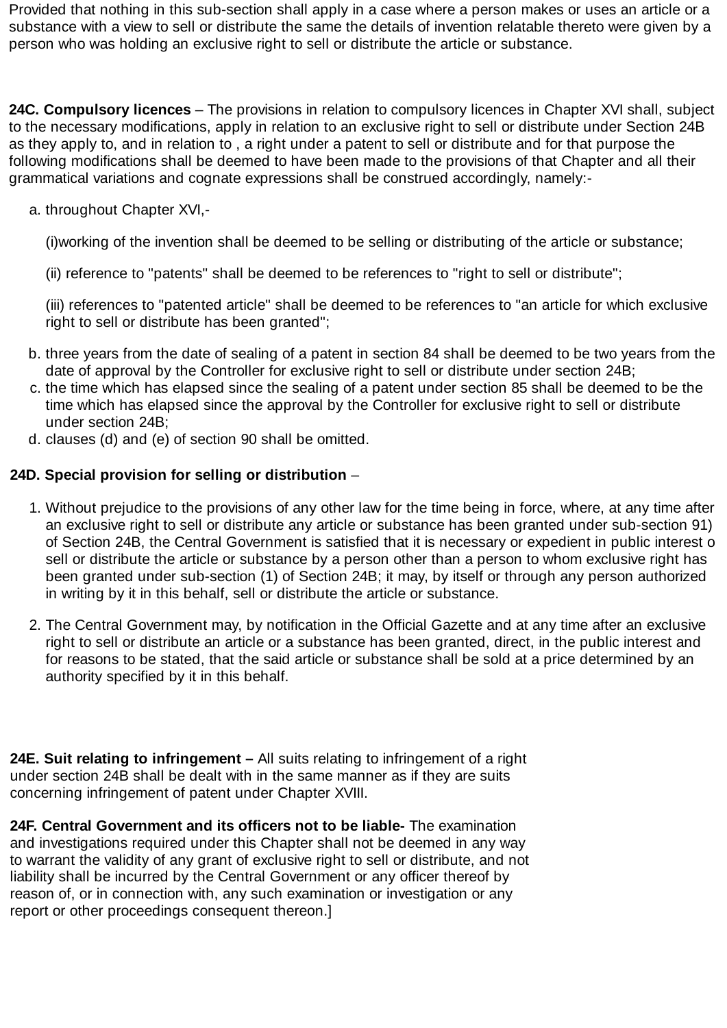Provided that nothing in this sub-section shall apply in a case where a person makes or uses an article or a substance with a view to sell or distribute the same the details of invention relatable thereto were given by a person who was holding an exclusive right to sell or distribute the article or substance.

**24C. Compulsory licences** – The provisions in relation to compulsory licences in Chapter XVI shall, subject to the necessary modifications, apply in relation to an exclusive right to sell or distribute under Section 24B as they apply to, and in relation to , a right under a patent to sell or distribute and for that purpose the following modifications shall be deemed to have been made to the provisions of that Chapter and all their grammatical variations and cognate expressions shall be construed accordingly, namely:-

a. throughout Chapter XVI,-

   (i)working of the invention shall be deemed to be selling or distributing of the article or substance;

   (ii) reference to "patents" shall be deemed to be references to "right to sell or distribute";

   (iii) references to "patented article" shall be deemed to be references to "an article for which exclusive right to sell or distribute has been granted";

b. three years from the date of sealing of a patent in section 84 shall be deemed to be two years from the date of approval by the Controller for exclusive right to sell or distribute under section 24B;
c. the time which has elapsed since the sealing of a patent under section 85 shall be deemed to be the time which has elapsed since the approval by the Controller for exclusive right to sell or distribute under section 24B;
d. clauses (d) and (e) of section 90 shall be omitted.

**24D. Special provision for selling or distribution** –

1. Without prejudice to the provisions of any other law for the time being in force, where, at any time after an exclusive right to sell or distribute any article or substance has been granted under sub-section 91) of Section 24B, the Central Government is satisfied that it is necessary or expedient in public interest o sell or distribute the article or substance by a person other than a person to whom exclusive right has been granted under sub-section (1) of Section 24B; it may, by itself or through any person authorized in writing by it in this behalf, sell or distribute the article or substance.

2. The Central Government may, by notification in the Official Gazette and at any time after an exclusive right to sell or distribute an article or a substance has been granted, direct, in the public interest and for reasons to be stated, that the said article or substance shall be sold at a price determined by an authority specified by it in this behalf.

**24E. Suit relating to infringement –** All suits relating to infringement of a right under section 24B shall be dealt with in the same manner as if they are suits concerning infringement of patent under Chapter XVIII.

**24F. Central Government and its officers not to be liable-** The examination and investigations required under this Chapter shall not be deemed in any way to warrant the validity of any grant of exclusive right to sell or distribute, and not liability shall be incurred by the Central Government or any officer thereof by reason of, or in connection with, any such examination or investigation or any report or other proceedings consequent thereon.]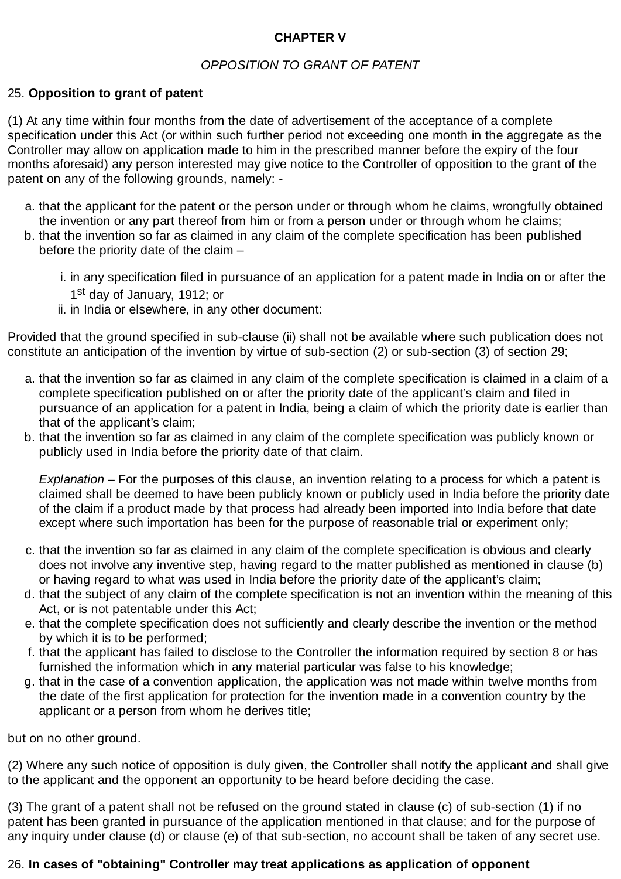**CHAPTER V**

*OPPOSITION TO GRANT OF PATENT*

25. **Opposition to grant of patent**

(1) At any time within four months from the date of advertisement of the acceptance of a complete specification under this Act (or within such further period not exceeding one month in the aggregate as the Controller may allow on application made to him in the prescribed manner before the expiry of the four months aforesaid) any person interested may give notice to the Controller of opposition to the grant of the patent on any of the following grounds, namely: -

a. that the applicant for the patent or the person under or through whom he claims, wrongfully obtained the invention or any part thereof from him or from a person under or through whom he claims;
b. that the invention so far as claimed in any claim of the complete specification has been published before the priority date of the claim –

    i. in any specification filed in pursuance of an application for a patent made in India on or after the 1st day of January, 1912; or
    ii. in India or elsewhere, in any other document:

Provided that the ground specified in sub-clause (ii) shall not be available where such publication does not constitute an anticipation of the invention by virtue of sub-section (2) or sub-section (3) of section 29;

a. that the invention so far as claimed in any claim of the complete specification is claimed in a claim of a complete specification published on or after the priority date of the applicant's claim and filed in pursuance of an application for a patent in India, being a claim of which the priority date is earlier than that of the applicant's claim;
b. that the invention so far as claimed in any claim of the complete specification was publicly known or publicly used in India before the priority date of that claim.

    *Explanation* – For the purposes of this clause, an invention relating to a process for which a patent is claimed shall be deemed to have been publicly known or publicly used in India before the priority date of the claim if a product made by that process had already been imported into India before that date except where such importation has been for the purpose of reasonable trial or experiment only;

c. that the invention so far as claimed in any claim of the complete specification is obvious and clearly does not involve any inventive step, having regard to the matter published as mentioned in clause (b) or having regard to what was used in India before the priority date of the applicant's claim;
d. that the subject of any claim of the complete specification is not an invention within the meaning of this Act, or is not patentable under this Act;
e. that the complete specification does not sufficiently and clearly describe the invention or the method by which it is to be performed;
f. that the applicant has failed to disclose to the Controller the information required by section 8 or has furnished the information which in any material particular was false to his knowledge;
g. that in the case of a convention application, the application was not made within twelve months from the date of the first application for protection for the invention made in a convention country by the applicant or a person from whom he derives title;

but on no other ground.

(2) Where any such notice of opposition is duly given, the Controller shall notify the applicant and shall give to the applicant and the opponent an opportunity to be heard before deciding the case.

(3) The grant of a patent shall not be refused on the ground stated in clause (c) of sub-section (1) if no patent has been granted in pursuance of the application mentioned in that clause; and for the purpose of any inquiry under clause (d) or clause (e) of that sub-section, no account shall be taken of any secret use.

26. **In cases of "obtaining" Controller may treat applications as application of opponent**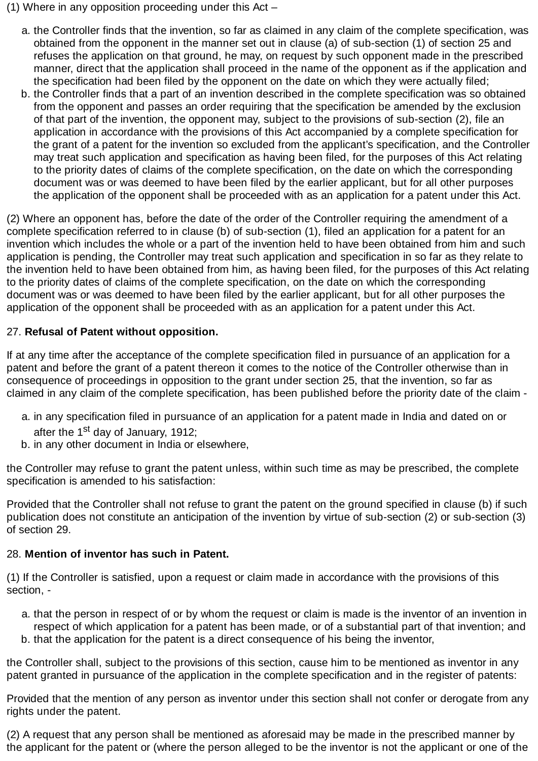(1) Where in any opposition proceeding under this Act –

a. the Controller finds that the invention, so far as claimed in any claim of the complete specification, was obtained from the opponent in the manner set out in clause (a) of sub-section (1) of section 25 and refuses the application on that ground, he may, on request by such opponent made in the prescribed manner, direct that the application shall proceed in the name of the opponent as if the application and the specification had been filed by the opponent on the date on which they were actually filed;
b. the Controller finds that a part of an invention described in the complete specification was so obtained from the opponent and passes an order requiring that the specification be amended by the exclusion of that part of the invention, the opponent may, subject to the provisions of sub-section (2), file an application in accordance with the provisions of this Act accompanied by a complete specification for the grant of a patent for the invention so excluded from the applicant's specification, and the Controller may treat such application and specification as having been filed, for the purposes of this Act relating to the priority dates of claims of the complete specification, on the date on which the corresponding document was or was deemed to have been filed by the earlier applicant, but for all other purposes the application of the opponent shall be proceeded with as an application for a patent under this Act.

(2) Where an opponent has, before the date of the order of the Controller requiring the amendment of a complete specification referred to in clause (b) of sub-section (1), filed an application for a patent for an invention which includes the whole or a part of the invention held to have been obtained from him and such application is pending, the Controller may treat such application and specification in so far as they relate to the invention held to have been obtained from him, as having been filed, for the purposes of this Act relating to the priority dates of claims of the complete specification, on the date on which the corresponding document was or was deemed to have been filed by the earlier applicant, but for all other purposes the application of the opponent shall be proceeded with as an application for a patent under this Act.

27. **Refusal of Patent without opposition.**

If at any time after the acceptance of the complete specification filed in pursuance of an application for a patent and before the grant of a patent thereon it comes to the notice of the Controller otherwise than in consequence of proceedings in opposition to the grant under section 25, that the invention, so far as claimed in any claim of the complete specification, has been published before the priority date of the claim -

a. in any specification filed in pursuance of an application for a patent made in India and dated on or after the 1st day of January, 1912;
b. in any other document in India or elsewhere,

the Controller may refuse to grant the patent unless, within such time as may be prescribed, the complete specification is amended to his satisfaction:

Provided that the Controller shall not refuse to grant the patent on the ground specified in clause (b) if such publication does not constitute an anticipation of the invention by virtue of sub-section (2) or sub-section (3) of section 29.

28. **Mention of inventor has such in Patent.**

(1) If the Controller is satisfied, upon a request or claim made in accordance with the provisions of this section, -

a. that the person in respect of or by whom the request or claim is made is the inventor of an invention in respect of which application for a patent has been made, or of a substantial part of that invention; and
b. that the application for the patent is a direct consequence of his being the inventor,

the Controller shall, subject to the provisions of this section, cause him to be mentioned as inventor in any patent granted in pursuance of the application in the complete specification and in the register of patents:

Provided that the mention of any person as inventor under this section shall not confer or derogate from any rights under the patent.

(2) A request that any person shall be mentioned as aforesaid may be made in the prescribed manner by the applicant for the patent or (where the person alleged to be the inventor is not the applicant or one of the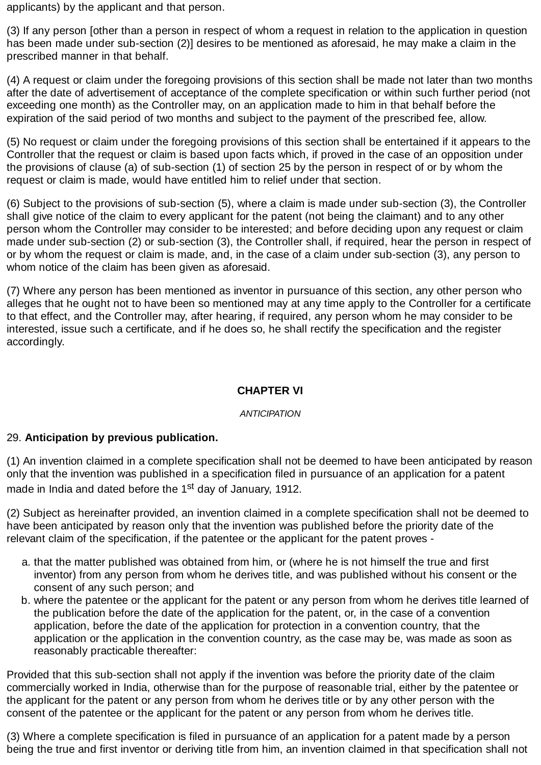applicants) by the applicant and that person.

(3) If any person [other than a person in respect of whom a request in relation to the application in question has been made under sub-section (2)] desires to be mentioned as aforesaid, he may make a claim in the prescribed manner in that behalf.

(4) A request or claim under the foregoing provisions of this section shall be made not later than two months after the date of advertisement of acceptance of the complete specification or within such further period (not exceeding one month) as the Controller may, on an application made to him in that behalf before the expiration of the said period of two months and subject to the payment of the prescribed fee, allow.

(5) No request or claim under the foregoing provisions of this section shall be entertained if it appears to the Controller that the request or claim is based upon facts which, if proved in the case of an opposition under the provisions of clause (a) of sub-section (1) of section 25 by the person in respect of or by whom the request or claim is made, would have entitled him to relief under that section.

(6) Subject to the provisions of sub-section (5), where a claim is made under sub-section (3), the Controller shall give notice of the claim to every applicant for the patent (not being the claimant) and to any other person whom the Controller may consider to be interested; and before deciding upon any request or claim made under sub-section (2) or sub-section (3), the Controller shall, if required, hear the person in respect of or by whom the request or claim is made, and, in the case of a claim under sub-section (3), any person to whom notice of the claim has been given as aforesaid.

(7) Where any person has been mentioned as inventor in pursuance of this section, any other person who alleges that he ought not to have been so mentioned may at any time apply to the Controller for a certificate to that effect, and the Controller may, after hearing, if required, any person whom he may consider to be interested, issue such a certificate, and if he does so, he shall rectify the specification and the register accordingly.

## CHAPTER VI

*ANTICIPATION*

29. **Anticipation by previous publication.**

(1) An invention claimed in a complete specification shall not be deemed to have been anticipated by reason only that the invention was published in a specification filed in pursuance of an application for a patent made in India and dated before the 1st day of January, 1912.

(2) Subject as hereinafter provided, an invention claimed in a complete specification shall not be deemed to have been anticipated by reason only that the invention was published before the priority date of the relevant claim of the specification, if the patentee or the applicant for the patent proves -

a. that the matter published was obtained from him, or (where he is not himself the true and first inventor) from any person from whom he derives title, and was published without his consent or the consent of any such person; and
b. where the patentee or the applicant for the patent or any person from whom he derives title learned of the publication before the date of the application for the patent, or, in the case of a convention application, before the date of the application for protection in a convention country, that the application or the application in the convention country, as the case may be, was made as soon as reasonably practicable thereafter:

Provided that this sub-section shall not apply if the invention was before the priority date of the claim commercially worked in India, otherwise than for the purpose of reasonable trial, either by the patentee or the applicant for the patent or any person from whom he derives title or by any other person with the consent of the patentee or the applicant for the patent or any person from whom he derives title.

(3) Where a complete specification is filed in pursuance of an application for a patent made by a person being the true and first inventor or deriving title from him, an invention claimed in that specification shall not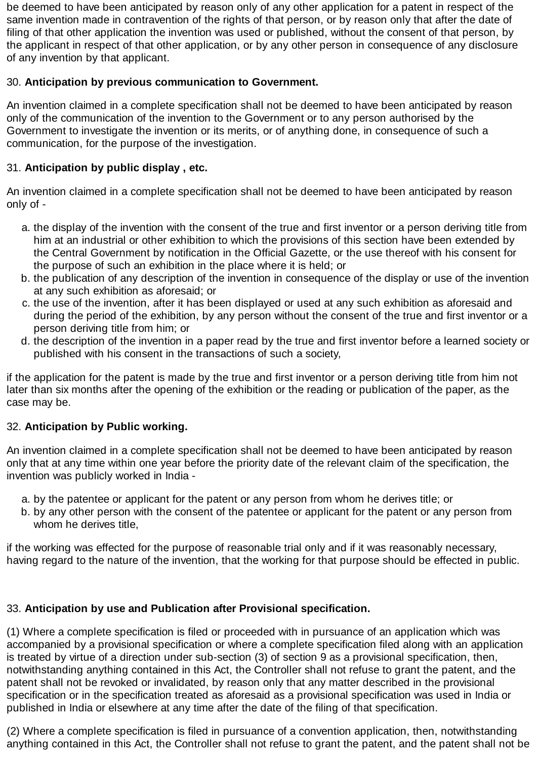be deemed to have been anticipated by reason only of any other application for a patent in respect of the same invention made in contravention of the rights of that person, or by reason only that after the date of filing of that other application the invention was used or published, without the consent of that person, by the applicant in respect of that other application, or by any other person in consequence of any disclosure of any invention by that applicant.

30. **Anticipation by previous communication to Government.**

An invention claimed in a complete specification shall not be deemed to have been anticipated by reason only of the communication of the invention to the Government or to any person authorised by the Government to investigate the invention or its merits, or of anything done, in consequence of such a communication, for the purpose of the investigation.

31. **Anticipation by public display , etc.**

An invention claimed in a complete specification shall not be deemed to have been anticipated by reason only of -

a. the display of the invention with the consent of the true and first inventor or a person deriving title from him at an industrial or other exhibition to which the provisions of this section have been extended by the Central Government by notification in the Official Gazette, or the use thereof with his consent for the purpose of such an exhibition in the place where it is held; or
b. the publication of any description of the invention in consequence of the display or use of the invention at any such exhibition as aforesaid; or
c. the use of the invention, after it has been displayed or used at any such exhibition as aforesaid and during the period of the exhibition, by any person without the consent of the true and first inventor or a person deriving title from him; or
d. the description of the invention in a paper read by the true and first inventor before a learned society or published with his consent in the transactions of such a society,

if the application for the patent is made by the true and first inventor or a person deriving title from him not later than six months after the opening of the exhibition or the reading or publication of the paper, as the case may be.

32. **Anticipation by Public working.**

An invention claimed in a complete specification shall not be deemed to have been anticipated by reason only that at any time within one year before the priority date of the relevant claim of the specification, the invention was publicly worked in India -

a. by the patentee or applicant for the patent or any person from whom he derives title; or
b. by any other person with the consent of the patentee or applicant for the patent or any person from whom he derives title,

if the working was effected for the purpose of reasonable trial only and if it was reasonably necessary, having regard to the nature of the invention, that the working for that purpose should be effected in public.

33. **Anticipation by use and Publication after Provisional specification.**

(1) Where a complete specification is filed or proceeded with in pursuance of an application which was accompanied by a provisional specification or where a complete specification filed along with an application is treated by virtue of a direction under sub-section (3) of section 9 as a provisional specification, then, notwithstanding anything contained in this Act, the Controller shall not refuse to grant the patent, and the patent shall not be revoked or invalidated, by reason only that any matter described in the provisional specification or in the specification treated as aforesaid as a provisional specification was used in India or published in India or elsewhere at any time after the date of the filing of that specification.

(2) Where a complete specification is filed in pursuance of a convention application, then, notwithstanding anything contained in this Act, the Controller shall not refuse to grant the patent, and the patent shall not be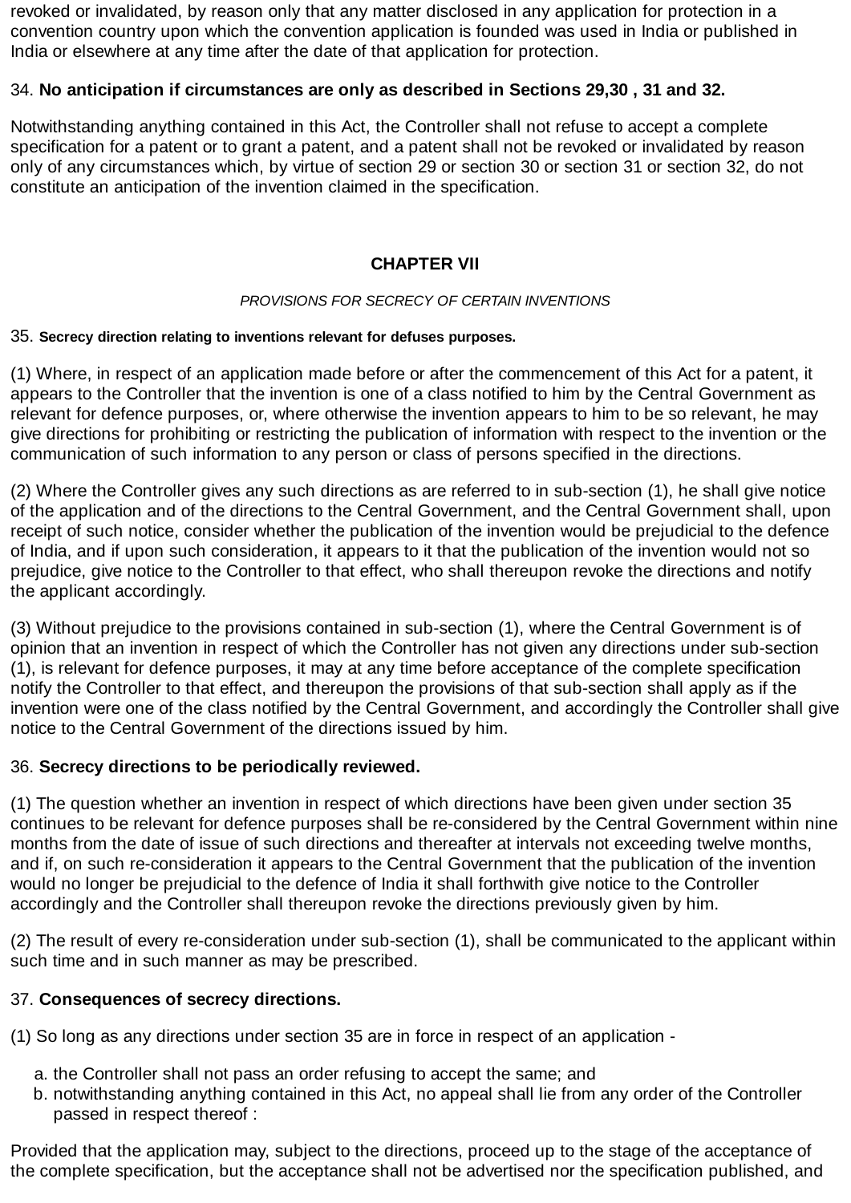revoked or invalidated, by reason only that any matter disclosed in any application for protection in a convention country upon which the convention application is founded was used in India or published in India or elsewhere at any time after the date of that application for protection.

34. **No anticipation if circumstances are only as described in Sections 29,30 , 31 and 32.**

Notwithstanding anything contained in this Act, the Controller shall not refuse to accept a complete specification for a patent or to grant a patent, and a patent shall not be revoked or invalidated by reason only of any circumstances which, by virtue of section 29 or section 30 or section 31 or section 32, do not constitute an anticipation of the invention claimed in the specification.

## CHAPTER VII

*PROVISIONS FOR SECRECY OF CERTAIN INVENTIONS*

35. **Secrecy direction relating to inventions relevant for defuses purposes.**

(1) Where, in respect of an application made before or after the commencement of this Act for a patent, it appears to the Controller that the invention is one of a class notified to him by the Central Government as relevant for defence purposes, or, where otherwise the invention appears to him to be so relevant, he may give directions for prohibiting or restricting the publication of information with respect to the invention or the communication of such information to any person or class of persons specified in the directions.

(2) Where the Controller gives any such directions as are referred to in sub-section (1), he shall give notice of the application and of the directions to the Central Government, and the Central Government shall, upon receipt of such notice, consider whether the publication of the invention would be prejudicial to the defence of India, and if upon such consideration, it appears to it that the publication of the invention would not so prejudice, give notice to the Controller to that effect, who shall thereupon revoke the directions and notify the applicant accordingly.

(3) Without prejudice to the provisions contained in sub-section (1), where the Central Government is of opinion that an invention in respect of which the Controller has not given any directions under sub-section (1), is relevant for defence purposes, it may at any time before acceptance of the complete specification notify the Controller to that effect, and thereupon the provisions of that sub-section shall apply as if the invention were one of the class notified by the Central Government, and accordingly the Controller shall give notice to the Central Government of the directions issued by him.

36. **Secrecy directions to be periodically reviewed.**

(1) The question whether an invention in respect of which directions have been given under section 35 continues to be relevant for defence purposes shall be re-considered by the Central Government within nine months from the date of issue of such directions and thereafter at intervals not exceeding twelve months, and if, on such re-consideration it appears to the Central Government that the publication of the invention would no longer be prejudicial to the defence of India it shall forthwith give notice to the Controller accordingly and the Controller shall thereupon revoke the directions previously given by him.

(2) The result of every re-consideration under sub-section (1), shall be communicated to the applicant within such time and in such manner as may be prescribed.

37. **Consequences of secrecy directions.**

(1) So long as any directions under section 35 are in force in respect of an application -

a. the Controller shall not pass an order refusing to accept the same; and
b. notwithstanding anything contained in this Act, no appeal shall lie from any order of the Controller passed in respect thereof :

Provided that the application may, subject to the directions, proceed up to the stage of the acceptance of the complete specification, but the acceptance shall not be advertised nor the specification published, and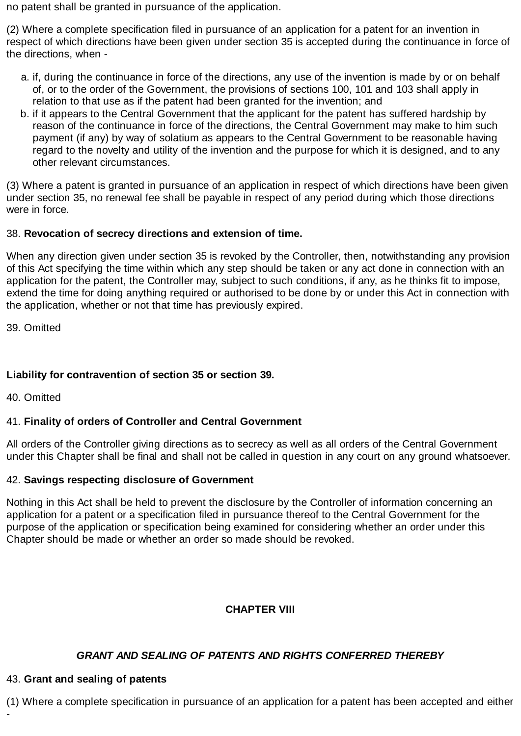no patent shall be granted in pursuance of the application.

(2) Where a complete specification filed in pursuance of an application for a patent for an invention in respect of which directions have been given under section 35 is accepted during the continuance in force of the directions, when -

a. if, during the continuance in force of the directions, any use of the invention is made by or on behalf of, or to the order of the Government, the provisions of sections 100, 101 and 103 shall apply in relation to that use as if the patent had been granted for the invention; and
b. if it appears to the Central Government that the applicant for the patent has suffered hardship by reason of the continuance in force of the directions, the Central Government may make to him such payment (if any) by way of solatium as appears to the Central Government to be reasonable having regard to the novelty and utility of the invention and the purpose for which it is designed, and to any other relevant circumstances.

(3) Where a patent is granted in pursuance of an application in respect of which directions have been given under section 35, no renewal fee shall be payable in respect of any period during which those directions were in force.

38. **Revocation of secrecy directions and extension of time.**

When any direction given under section 35 is revoked by the Controller, then, notwithstanding any provision of this Act specifying the time within which any step should be taken or any act done in connection with an application for the patent, the Controller may, subject to such conditions, if any, as he thinks fit to impose, extend the time for doing anything required or authorised to be done by or under this Act in connection with the application, whether or not that time has previously expired.

39. Omitted

**Liability for contravention of section 35 or section 39.**

40. Omitted

41. **Finality of orders of Controller and Central Government**

All orders of the Controller giving directions as to secrecy as well as all orders of the Central Government under this Chapter shall be final and shall not be called in question in any court on any ground whatsoever.

42. **Savings respecting disclosure of Government**

Nothing in this Act shall be held to prevent the disclosure by the Controller of information concerning an application for a patent or a specification filed in pursuance thereof to the Central Government for the purpose of the application or specification being examined for considering whether an order under this Chapter should be made or whether an order so made should be revoked.

## CHAPTER VIII

### *GRANT AND SEALING OF PATENTS AND RIGHTS CONFERRED THEREBY*

43. **Grant and sealing of patents**

(1) Where a complete specification in pursuance of an application for a patent has been accepted and either -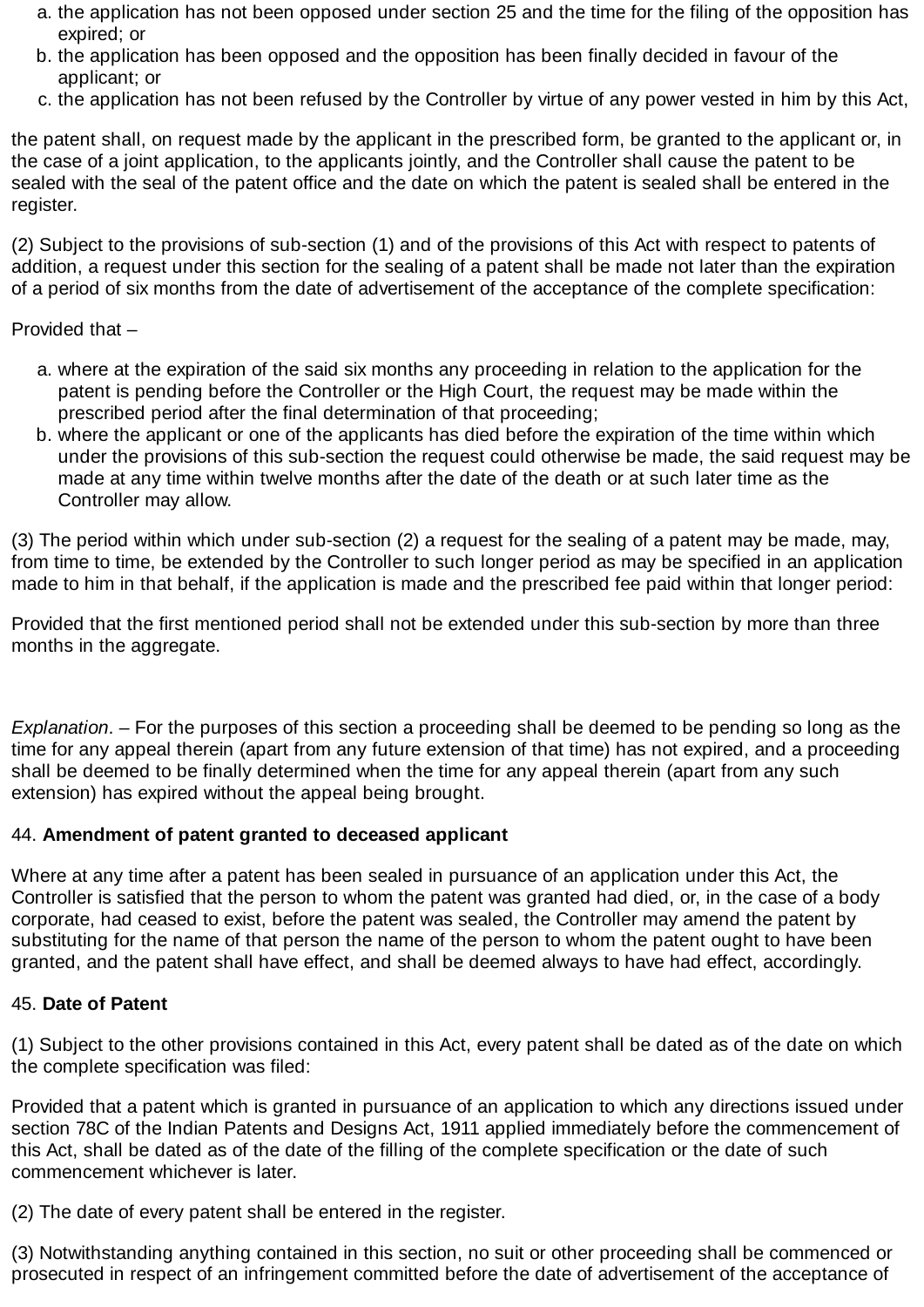a. the application has not been opposed under section 25 and the time for the filing of the opposition has expired; or
b. the application has been opposed and the opposition has been finally decided in favour of the applicant; or
c. the application has not been refused by the Controller by virtue of any power vested in him by this Act,

the patent shall, on request made by the applicant in the prescribed form, be granted to the applicant or, in the case of a joint application, to the applicants jointly, and the Controller shall cause the patent to be sealed with the seal of the patent office and the date on which the patent is sealed shall be entered in the register.

(2) Subject to the provisions of sub-section (1) and of the provisions of this Act with respect to patents of addition, a request under this section for the sealing of a patent shall be made not later than the expiration of a period of six months from the date of advertisement of the acceptance of the complete specification:

Provided that –

a. where at the expiration of the said six months any proceeding in relation to the application for the patent is pending before the Controller or the High Court, the request may be made within the prescribed period after the final determination of that proceeding;
b. where the applicant or one of the applicants has died before the expiration of the time within which under the provisions of this sub-section the request could otherwise be made, the said request may be made at any time within twelve months after the date of the death or at such later time as the Controller may allow.

(3) The period within which under sub-section (2) a request for the sealing of a patent may be made, may, from time to time, be extended by the Controller to such longer period as may be specified in an application made to him in that behalf, if the application is made and the prescribed fee paid within that longer period:

Provided that the first mentioned period shall not be extended under this sub-section by more than three months in the aggregate.

*Explanation*. – For the purposes of this section a proceeding shall be deemed to be pending so long as the time for any appeal therein (apart from any future extension of that time) has not expired, and a proceeding shall be deemed to be finally determined when the time for any appeal therein (apart from any such extension) has expired without the appeal being brought.

44. **Amendment of patent granted to deceased applicant**

Where at any time after a patent has been sealed in pursuance of an application under this Act, the Controller is satisfied that the person to whom the patent was granted had died, or, in the case of a body corporate, had ceased to exist, before the patent was sealed, the Controller may amend the patent by substituting for the name of that person the name of the person to whom the patent ought to have been granted, and the patent shall have effect, and shall be deemed always to have had effect, accordingly.

45. **Date of Patent**

(1) Subject to the other provisions contained in this Act, every patent shall be dated as of the date on which the complete specification was filed:

Provided that a patent which is granted in pursuance of an application to which any directions issued under section 78C of the Indian Patents and Designs Act, 1911 applied immediately before the commencement of this Act, shall be dated as of the date of the filling of the complete specification or the date of such commencement whichever is later.

(2) The date of every patent shall be entered in the register.

(3) Notwithstanding anything contained in this section, no suit or other proceeding shall be commenced or prosecuted in respect of an infringement committed before the date of advertisement of the acceptance of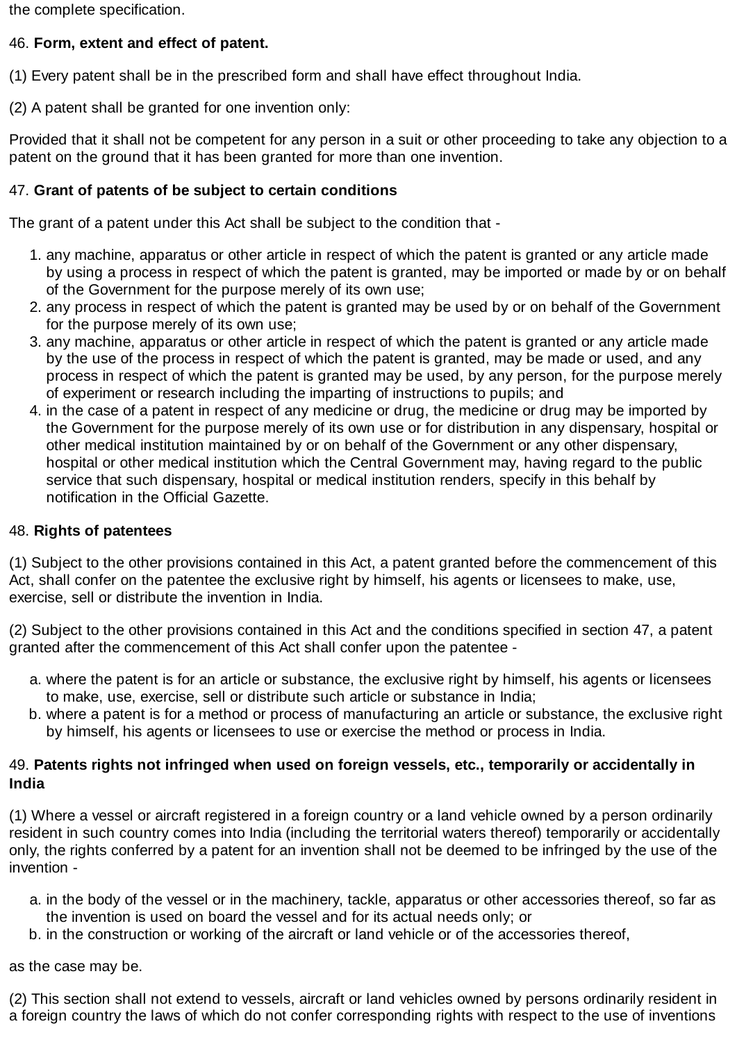the complete specification.

46. **Form, extent and effect of patent.**

(1) Every patent shall be in the prescribed form and shall have effect throughout India.

(2) A patent shall be granted for one invention only:

Provided that it shall not be competent for any person in a suit or other proceeding to take any objection to a patent on the ground that it has been granted for more than one invention.

47. **Grant of patents of be subject to certain conditions**

The grant of a patent under this Act shall be subject to the condition that -

1. any machine, apparatus or other article in respect of which the patent is granted or any article made by using a process in respect of which the patent is granted, may be imported or made by or on behalf of the Government for the purpose merely of its own use;
2. any process in respect of which the patent is granted may be used by or on behalf of the Government for the purpose merely of its own use;
3. any machine, apparatus or other article in respect of which the patent is granted or any article made by the use of the process in respect of which the patent is granted, may be made or used, and any process in respect of which the patent is granted may be used, by any person, for the purpose merely of experiment or research including the imparting of instructions to pupils; and
4. in the case of a patent in respect of any medicine or drug, the medicine or drug may be imported by the Government for the purpose merely of its own use or for distribution in any dispensary, hospital or other medical institution maintained by or on behalf of the Government or any other dispensary, hospital or other medical institution which the Central Government may, having regard to the public service that such dispensary, hospital or medical institution renders, specify in this behalf by notification in the Official Gazette.

48. **Rights of patentees**

(1) Subject to the other provisions contained in this Act, a patent granted before the commencement of this Act, shall confer on the patentee the exclusive right by himself, his agents or licensees to make, use, exercise, sell or distribute the invention in India.

(2) Subject to the other provisions contained in this Act and the conditions specified in section 47, a patent granted after the commencement of this Act shall confer upon the patentee -

a. where the patent is for an article or substance, the exclusive right by himself, his agents or licensees to make, use, exercise, sell or distribute such article or substance in India;
b. where a patent is for a method or process of manufacturing an article or substance, the exclusive right by himself, his agents or licensees to use or exercise the method or process in India.

49. **Patents rights not infringed when used on foreign vessels, etc., temporarily or accidentally in India**

(1) Where a vessel or aircraft registered in a foreign country or a land vehicle owned by a person ordinarily resident in such country comes into India (including the territorial waters thereof) temporarily or accidentally only, the rights conferred by a patent for an invention shall not be deemed to be infringed by the use of the invention -

a. in the body of the vessel or in the machinery, tackle, apparatus or other accessories thereof, so far as the invention is used on board the vessel and for its actual needs only; or
b. in the construction or working of the aircraft or land vehicle or of the accessories thereof,

as the case may be.

(2) This section shall not extend to vessels, aircraft or land vehicles owned by persons ordinarily resident in a foreign country the laws of which do not confer corresponding rights with respect to the use of inventions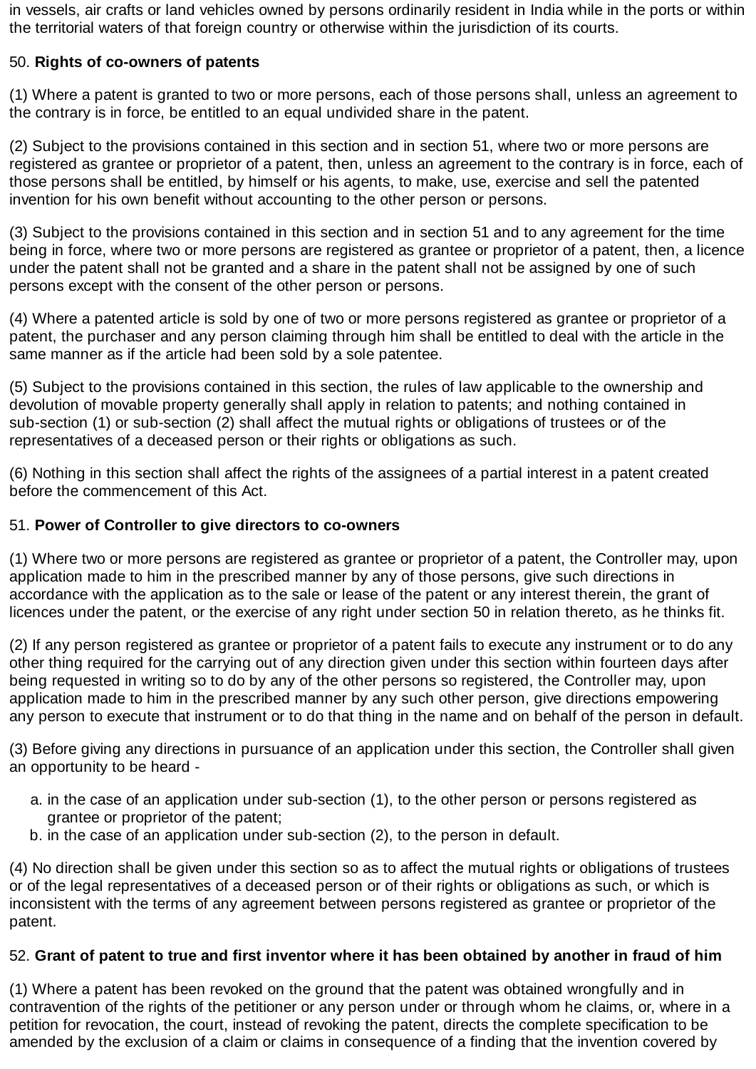in vessels, air crafts or land vehicles owned by persons ordinarily resident in India while in the ports or within the territorial waters of that foreign country or otherwise within the jurisdiction of its courts.

50. **Rights of co-owners of patents**

(1) Where a patent is granted to two or more persons, each of those persons shall, unless an agreement to the contrary is in force, be entitled to an equal undivided share in the patent.

(2) Subject to the provisions contained in this section and in section 51, where two or more persons are registered as grantee or proprietor of a patent, then, unless an agreement to the contrary is in force, each of those persons shall be entitled, by himself or his agents, to make, use, exercise and sell the patented invention for his own benefit without accounting to the other person or persons.

(3) Subject to the provisions contained in this section and in section 51 and to any agreement for the time being in force, where two or more persons are registered as grantee or proprietor of a patent, then, a licence under the patent shall not be granted and a share in the patent shall not be assigned by one of such persons except with the consent of the other person or persons.

(4) Where a patented article is sold by one of two or more persons registered as grantee or proprietor of a patent, the purchaser and any person claiming through him shall be entitled to deal with the article in the same manner as if the article had been sold by a sole patentee.

(5) Subject to the provisions contained in this section, the rules of law applicable to the ownership and devolution of movable property generally shall apply in relation to patents; and nothing contained in sub-section (1) or sub-section (2) shall affect the mutual rights or obligations of trustees or of the representatives of a deceased person or their rights or obligations as such.

(6) Nothing in this section shall affect the rights of the assignees of a partial interest in a patent created before the commencement of this Act.

51. **Power of Controller to give directors to co-owners**

(1) Where two or more persons are registered as grantee or proprietor of a patent, the Controller may, upon application made to him in the prescribed manner by any of those persons, give such directions in accordance with the application as to the sale or lease of the patent or any interest therein, the grant of licences under the patent, or the exercise of any right under section 50 in relation thereto, as he thinks fit.

(2) If any person registered as grantee or proprietor of a patent fails to execute any instrument or to do any other thing required for the carrying out of any direction given under this section within fourteen days after being requested in writing so to do by any of the other persons so registered, the Controller may, upon application made to him in the prescribed manner by any such other person, give directions empowering any person to execute that instrument or to do that thing in the name and on behalf of the person in default.

(3) Before giving any directions in pursuance of an application under this section, the Controller shall given an opportunity to be heard -

a. in the case of an application under sub-section (1), to the other person or persons registered as grantee or proprietor of the patent;
b. in the case of an application under sub-section (2), to the person in default.

(4) No direction shall be given under this section so as to affect the mutual rights or obligations of trustees or of the legal representatives of a deceased person or of their rights or obligations as such, or which is inconsistent with the terms of any agreement between persons registered as grantee or proprietor of the patent.

52. **Grant of patent to true and first inventor where it has been obtained by another in fraud of him**

(1) Where a patent has been revoked on the ground that the patent was obtained wrongfully and in contravention of the rights of the petitioner or any person under or through whom he claims, or, where in a petition for revocation, the court, instead of revoking the patent, directs the complete specification to be amended by the exclusion of a claim or claims in consequence of a finding that the invention covered by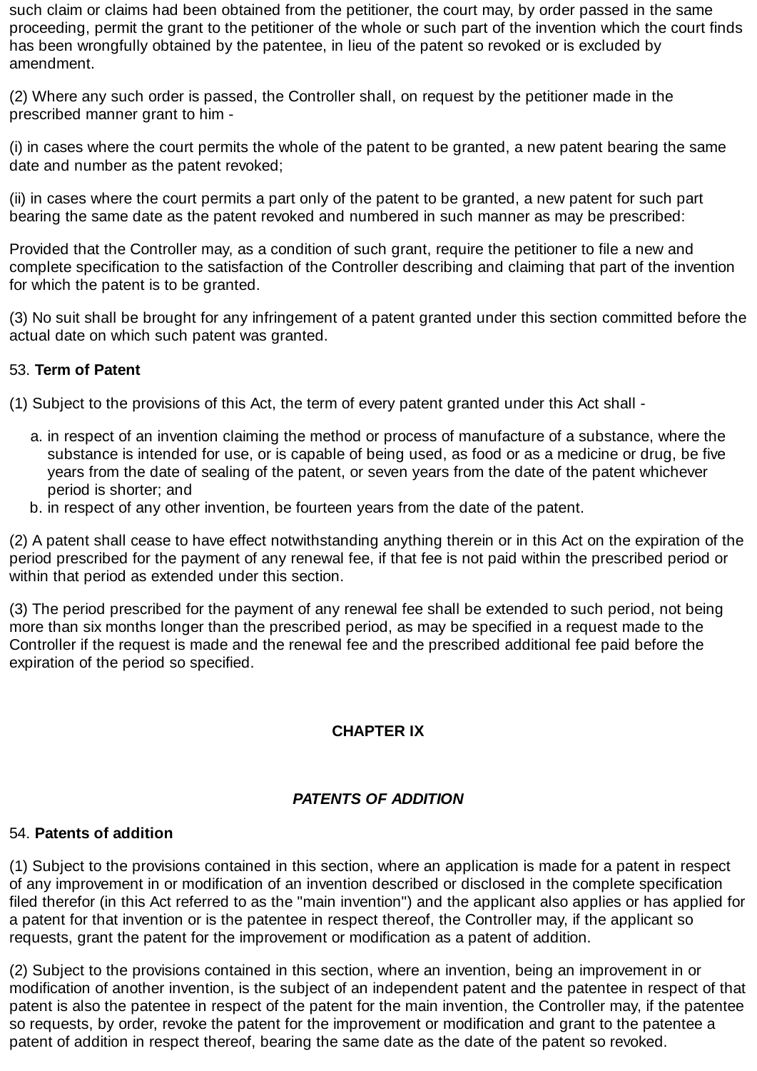such claim or claims had been obtained from the petitioner, the court may, by order passed in the same proceeding, permit the grant to the petitioner of the whole or such part of the invention which the court finds has been wrongfully obtained by the patentee, in lieu of the patent so revoked or is excluded by amendment.

(2) Where any such order is passed, the Controller shall, on request by the petitioner made in the prescribed manner grant to him -

(i) in cases where the court permits the whole of the patent to be granted, a new patent bearing the same date and number as the patent revoked;

(ii) in cases where the court permits a part only of the patent to be granted, a new patent for such part bearing the same date as the patent revoked and numbered in such manner as may be prescribed:

Provided that the Controller may, as a condition of such grant, require the petitioner to file a new and complete specification to the satisfaction of the Controller describing and claiming that part of the invention for which the patent is to be granted.

(3) No suit shall be brought for any infringement of a patent granted under this section committed before the actual date on which such patent was granted.

53. **Term of Patent**

(1) Subject to the provisions of this Act, the term of every patent granted under this Act shall -

a. in respect of an invention claiming the method or process of manufacture of a substance, where the substance is intended for use, or is capable of being used, as food or as a medicine or drug, be five years from the date of sealing of the patent, or seven years from the date of the patent whichever period is shorter; and
b. in respect of any other invention, be fourteen years from the date of the patent.

(2) A patent shall cease to have effect notwithstanding anything therein or in this Act on the expiration of the period prescribed for the payment of any renewal fee, if that fee is not paid within the prescribed period or within that period as extended under this section.

(3) The period prescribed for the payment of any renewal fee shall be extended to such period, not being more than six months longer than the prescribed period, as may be specified in a request made to the Controller if the request is made and the renewal fee and the prescribed additional fee paid before the expiration of the period so specified.

## CHAPTER IX

## *PATENTS OF ADDITION*

54. **Patents of addition**

(1) Subject to the provisions contained in this section, where an application is made for a patent in respect of any improvement in or modification of an invention described or disclosed in the complete specification filed therefor (in this Act referred to as the "main invention") and the applicant also applies or has applied for a patent for that invention or is the patentee in respect thereof, the Controller may, if the applicant so requests, grant the patent for the improvement or modification as a patent of addition.

(2) Subject to the provisions contained in this section, where an invention, being an improvement in or modification of another invention, is the subject of an independent patent and the patentee in respect of that patent is also the patentee in respect of the patent for the main invention, the Controller may, if the patentee so requests, by order, revoke the patent for the improvement or modification and grant to the patentee a patent of addition in respect thereof, bearing the same date as the date of the patent so revoked.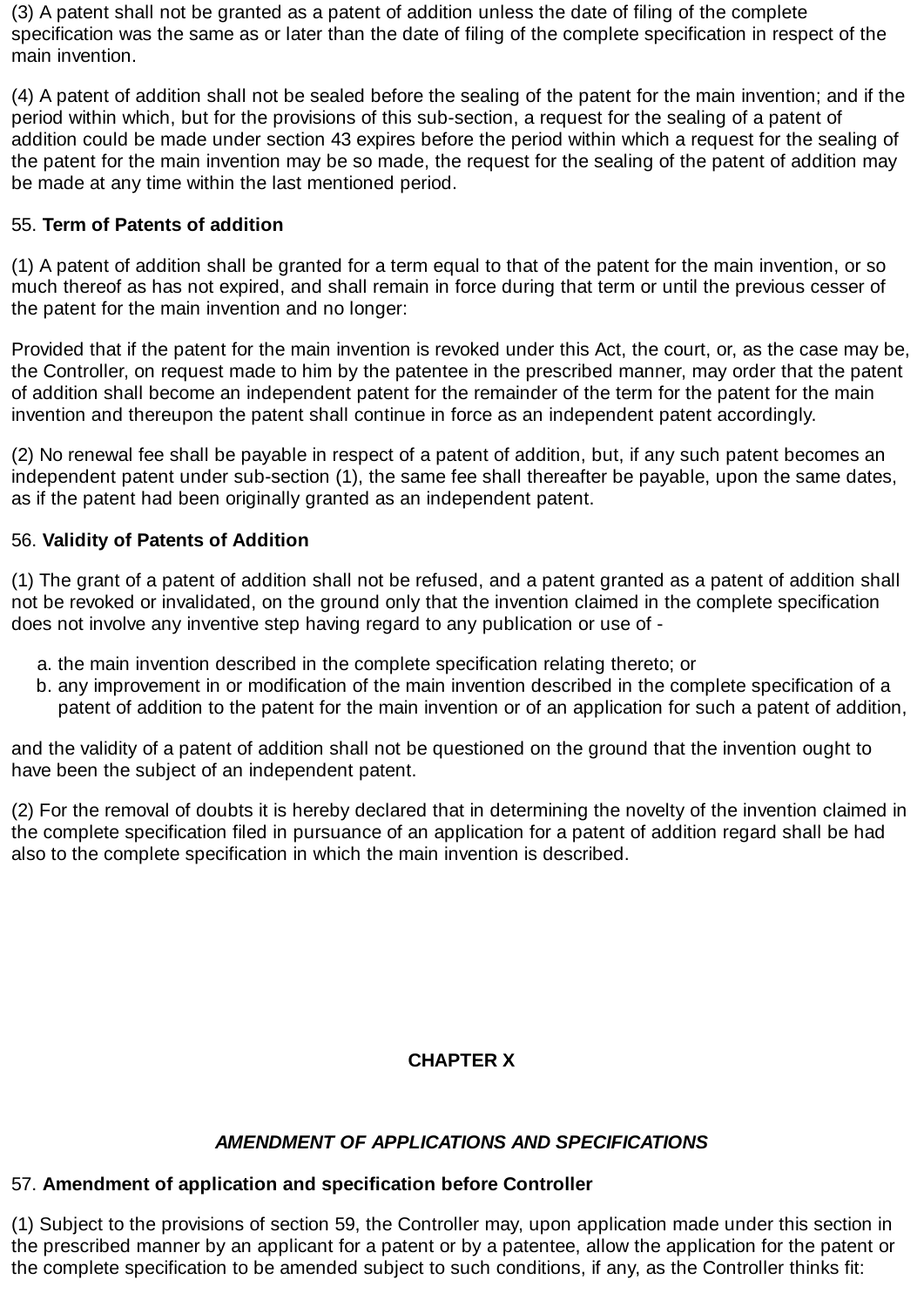(3) A patent shall not be granted as a patent of addition unless the date of filing of the complete specification was the same as or later than the date of filing of the complete specification in respect of the main invention.

(4) A patent of addition shall not be sealed before the sealing of the patent for the main invention; and if the period within which, but for the provisions of this sub-section, a request for the sealing of a patent of addition could be made under section 43 expires before the period within which a request for the sealing of the patent for the main invention may be so made, the request for the sealing of the patent of addition may be made at any time within the last mentioned period.

55. **Term of Patents of addition**

(1) A patent of addition shall be granted for a term equal to that of the patent for the main invention, or so much thereof as has not expired, and shall remain in force during that term or until the previous cesser of the patent for the main invention and no longer:

Provided that if the patent for the main invention is revoked under this Act, the court, or, as the case may be, the Controller, on request made to him by the patentee in the prescribed manner, may order that the patent of addition shall become an independent patent for the remainder of the term for the patent for the main invention and thereupon the patent shall continue in force as an independent patent accordingly.

(2) No renewal fee shall be payable in respect of a patent of addition, but, if any such patent becomes an independent patent under sub-section (1), the same fee shall thereafter be payable, upon the same dates, as if the patent had been originally granted as an independent patent.

56. **Validity of Patents of Addition**

(1) The grant of a patent of addition shall not be refused, and a patent granted as a patent of addition shall not be revoked or invalidated, on the ground only that the invention claimed in the complete specification does not involve any inventive step having regard to any publication or use of -

a. the main invention described in the complete specification relating thereto; or
b. any improvement in or modification of the main invention described in the complete specification of a patent of addition to the patent for the main invention or of an application for such a patent of addition,

and the validity of a patent of addition shall not be questioned on the ground that the invention ought to have been the subject of an independent patent.

(2) For the removal of doubts it is hereby declared that in determining the novelty of the invention claimed in the complete specification filed in pursuance of an application for a patent of addition regard shall be had also to the complete specification in which the main invention is described.

## CHAPTER X

### *AMENDMENT OF APPLICATIONS AND SPECIFICATIONS*

57. **Amendment of application and specification before Controller**

(1) Subject to the provisions of section 59, the Controller may, upon application made under this section in the prescribed manner by an applicant for a patent or by a patentee, allow the application for the patent or the complete specification to be amended subject to such conditions, if any, as the Controller thinks fit: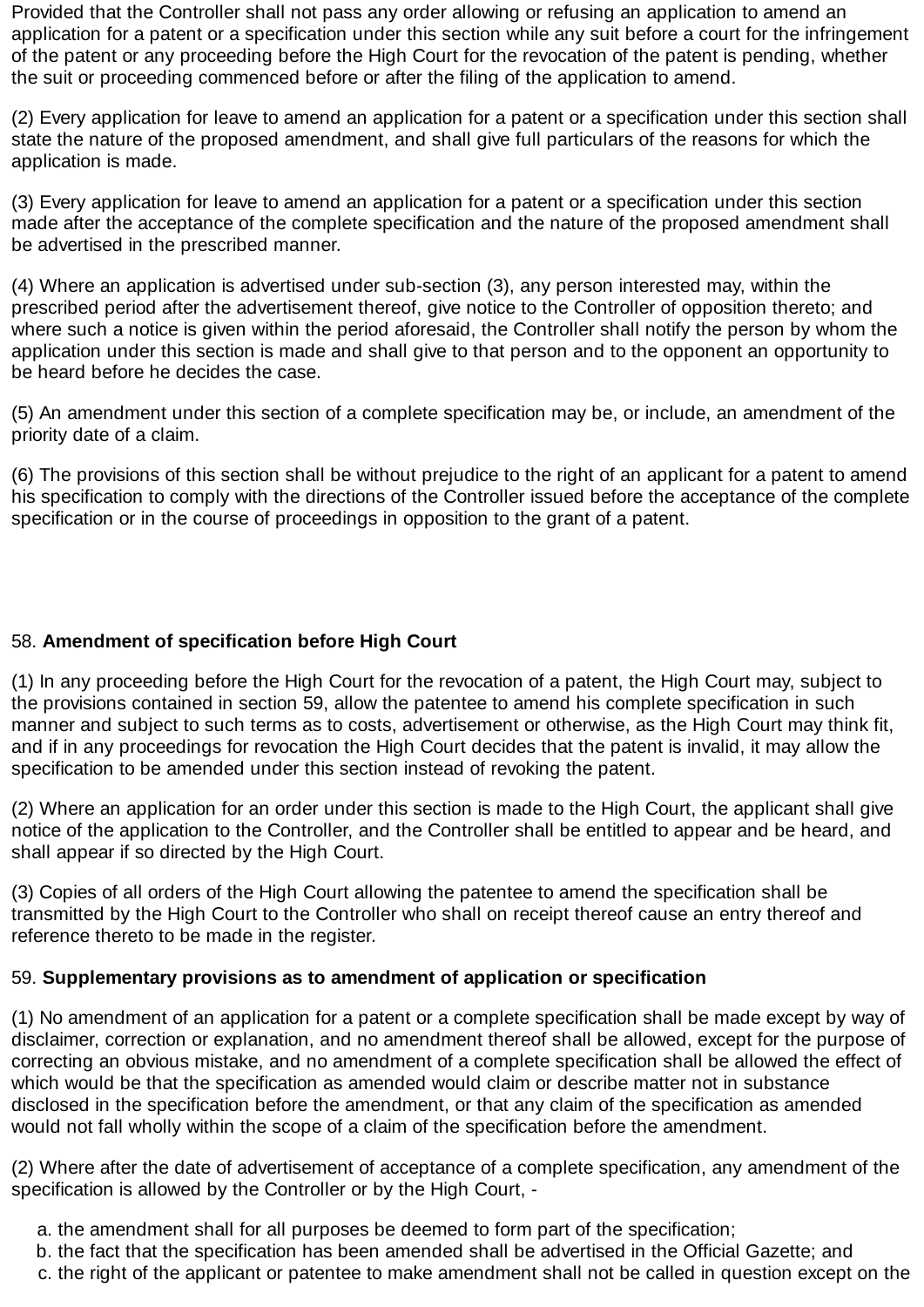Provided that the Controller shall not pass any order allowing or refusing an application to amend an application for a patent or a specification under this section while any suit before a court for the infringement of the patent or any proceeding before the High Court for the revocation of the patent is pending, whether the suit or proceeding commenced before or after the filing of the application to amend.

(2) Every application for leave to amend an application for a patent or a specification under this section shall state the nature of the proposed amendment, and shall give full particulars of the reasons for which the application is made.

(3) Every application for leave to amend an application for a patent or a specification under this section made after the acceptance of the complete specification and the nature of the proposed amendment shall be advertised in the prescribed manner.

(4) Where an application is advertised under sub-section (3), any person interested may, within the prescribed period after the advertisement thereof, give notice to the Controller of opposition thereto; and where such a notice is given within the period aforesaid, the Controller shall notify the person by whom the application under this section is made and shall give to that person and to the opponent an opportunity to be heard before he decides the case.

(5) An amendment under this section of a complete specification may be, or include, an amendment of the priority date of a claim.

(6) The provisions of this section shall be without prejudice to the right of an applicant for a patent to amend his specification to comply with the directions of the Controller issued before the acceptance of the complete specification or in the course of proceedings in opposition to the grant of a patent.

58. **Amendment of specification before High Court**

(1) In any proceeding before the High Court for the revocation of a patent, the High Court may, subject to the provisions contained in section 59, allow the patentee to amend his complete specification in such manner and subject to such terms as to costs, advertisement or otherwise, as the High Court may think fit, and if in any proceedings for revocation the High Court decides that the patent is invalid, it may allow the specification to be amended under this section instead of revoking the patent.

(2) Where an application for an order under this section is made to the High Court, the applicant shall give notice of the application to the Controller, and the Controller shall be entitled to appear and be heard, and shall appear if so directed by the High Court.

(3) Copies of all orders of the High Court allowing the patentee to amend the specification shall be transmitted by the High Court to the Controller who shall on receipt thereof cause an entry thereof and reference thereto to be made in the register.

59. **Supplementary provisions as to amendment of application or specification**

(1) No amendment of an application for a patent or a complete specification shall be made except by way of disclaimer, correction or explanation, and no amendment thereof shall be allowed, except for the purpose of correcting an obvious mistake, and no amendment of a complete specification shall be allowed the effect of which would be that the specification as amended would claim or describe matter not in substance disclosed in the specification before the amendment, or that any claim of the specification as amended would not fall wholly within the scope of a claim of the specification before the amendment.

(2) Where after the date of advertisement of acceptance of a complete specification, any amendment of the specification is allowed by the Controller or by the High Court, -

a. the amendment shall for all purposes be deemed to form part of the specification;
b. the fact that the specification has been amended shall be advertised in the Official Gazette; and
c. the right of the applicant or patentee to make amendment shall not be called in question except on the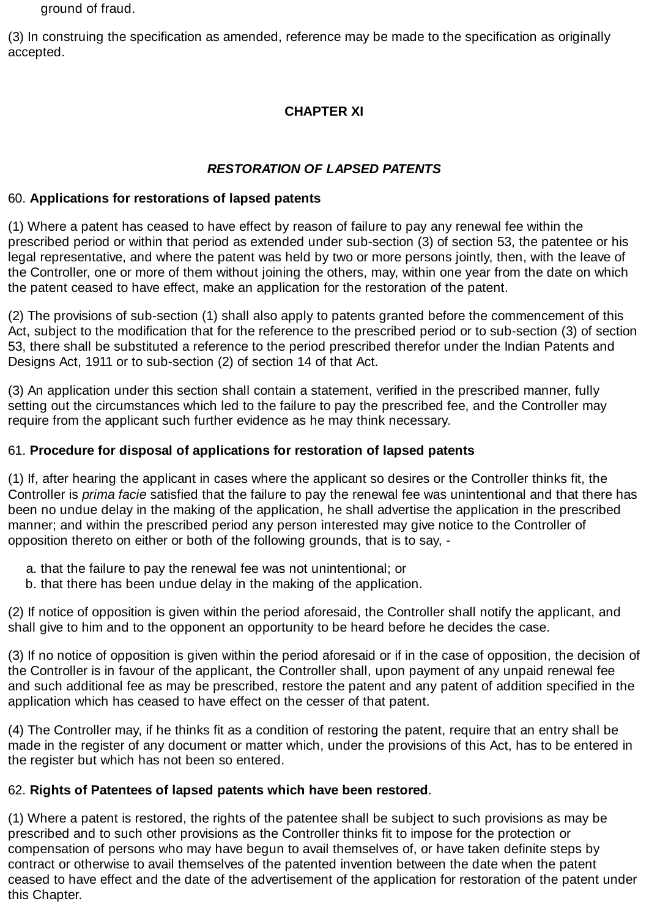ground of fraud.

(3) In construing the specification as amended, reference may be made to the specification as originally accepted.

## CHAPTER XI

### *RESTORATION OF LAPSED PATENTS*

60. **Applications for restorations of lapsed patents**

(1) Where a patent has ceased to have effect by reason of failure to pay any renewal fee within the prescribed period or within that period as extended under sub-section (3) of section 53, the patentee or his legal representative, and where the patent was held by two or more persons jointly, then, with the leave of the Controller, one or more of them without joining the others, may, within one year from the date on which the patent ceased to have effect, make an application for the restoration of the patent.

(2) The provisions of sub-section (1) shall also apply to patents granted before the commencement of this Act, subject to the modification that for the reference to the prescribed period or to sub-section (3) of section 53, there shall be substituted a reference to the period prescribed therefor under the Indian Patents and Designs Act, 1911 or to sub-section (2) of section 14 of that Act.

(3) An application under this section shall contain a statement, verified in the prescribed manner, fully setting out the circumstances which led to the failure to pay the prescribed fee, and the Controller may require from the applicant such further evidence as he may think necessary.

61. **Procedure for disposal of applications for restoration of lapsed patents**

(1) If, after hearing the applicant in cases where the applicant so desires or the Controller thinks fit, the Controller is *prima facie* satisfied that the failure to pay the renewal fee was unintentional and that there has been no undue delay in the making of the application, he shall advertise the application in the prescribed manner; and within the prescribed period any person interested may give notice to the Controller of opposition thereto on either or both of the following grounds, that is to say, -

a. that the failure to pay the renewal fee was not unintentional; or
b. that there has been undue delay in the making of the application.

(2) If notice of opposition is given within the period aforesaid, the Controller shall notify the applicant, and shall give to him and to the opponent an opportunity to be heard before he decides the case.

(3) If no notice of opposition is given within the period aforesaid or if in the case of opposition, the decision of the Controller is in favour of the applicant, the Controller shall, upon payment of any unpaid renewal fee and such additional fee as may be prescribed, restore the patent and any patent of addition specified in the application which has ceased to have effect on the cesser of that patent.

(4) The Controller may, if he thinks fit as a condition of restoring the patent, require that an entry shall be made in the register of any document or matter which, under the provisions of this Act, has to be entered in the register but which has not been so entered.

62. **Rights of Patentees of lapsed patents which have been restored**.

(1) Where a patent is restored, the rights of the patentee shall be subject to such provisions as may be prescribed and to such other provisions as the Controller thinks fit to impose for the protection or compensation of persons who may have begun to avail themselves of, or have taken definite steps by contract or otherwise to avail themselves of the patented invention between the date when the patent ceased to have effect and the date of the advertisement of the application for restoration of the patent under this Chapter.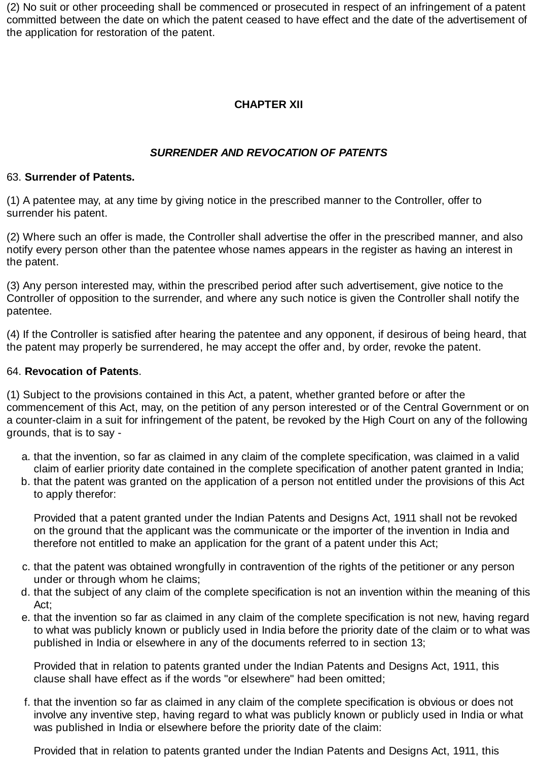(2) No suit or other proceeding shall be commenced or prosecuted in respect of an infringement of a patent committed between the date on which the patent ceased to have effect and the date of the advertisement of the application for restoration of the patent.

## CHAPTER XII

### *SURRENDER AND REVOCATION OF PATENTS*

63. **Surrender of Patents.**

(1) A patentee may, at any time by giving notice in the prescribed manner to the Controller, offer to surrender his patent.

(2) Where such an offer is made, the Controller shall advertise the offer in the prescribed manner, and also notify every person other than the patentee whose names appears in the register as having an interest in the patent.

(3) Any person interested may, within the prescribed period after such advertisement, give notice to the Controller of opposition to the surrender, and where any such notice is given the Controller shall notify the patentee.

(4) If the Controller is satisfied after hearing the patentee and any opponent, if desirous of being heard, that the patent may properly be surrendered, he may accept the offer and, by order, revoke the patent.

64. **Revocation of Patents**.

(1) Subject to the provisions contained in this Act, a patent, whether granted before or after the commencement of this Act, may, on the petition of any person interested or of the Central Government or on a counter-claim in a suit for infringement of the patent, be revoked by the High Court on any of the following grounds, that is to say -

a. that the invention, so far as claimed in any claim of the complete specification, was claimed in a valid claim of earlier priority date contained in the complete specification of another patent granted in India;
b. that the patent was granted on the application of a person not entitled under the provisions of this Act to apply therefor:

   Provided that a patent granted under the Indian Patents and Designs Act, 1911 shall not be revoked on the ground that the applicant was the communicate or the importer of the invention in India and therefore not entitled to make an application for the grant of a patent under this Act;

c. that the patent was obtained wrongfully in contravention of the rights of the petitioner or any person under or through whom he claims;
d. that the subject of any claim of the complete specification is not an invention within the meaning of this Act;
e. that the invention so far as claimed in any claim of the complete specification is not new, having regard to what was publicly known or publicly used in India before the priority date of the claim or to what was published in India or elsewhere in any of the documents referred to in section 13;

   Provided that in relation to patents granted under the Indian Patents and Designs Act, 1911, this clause shall have effect as if the words "or elsewhere" had been omitted;

f. that the invention so far as claimed in any claim of the complete specification is obvious or does not involve any inventive step, having regard to what was publicly known or publicly used in India or what was published in India or elsewhere before the priority date of the claim:

   Provided that in relation to patents granted under the Indian Patents and Designs Act, 1911, this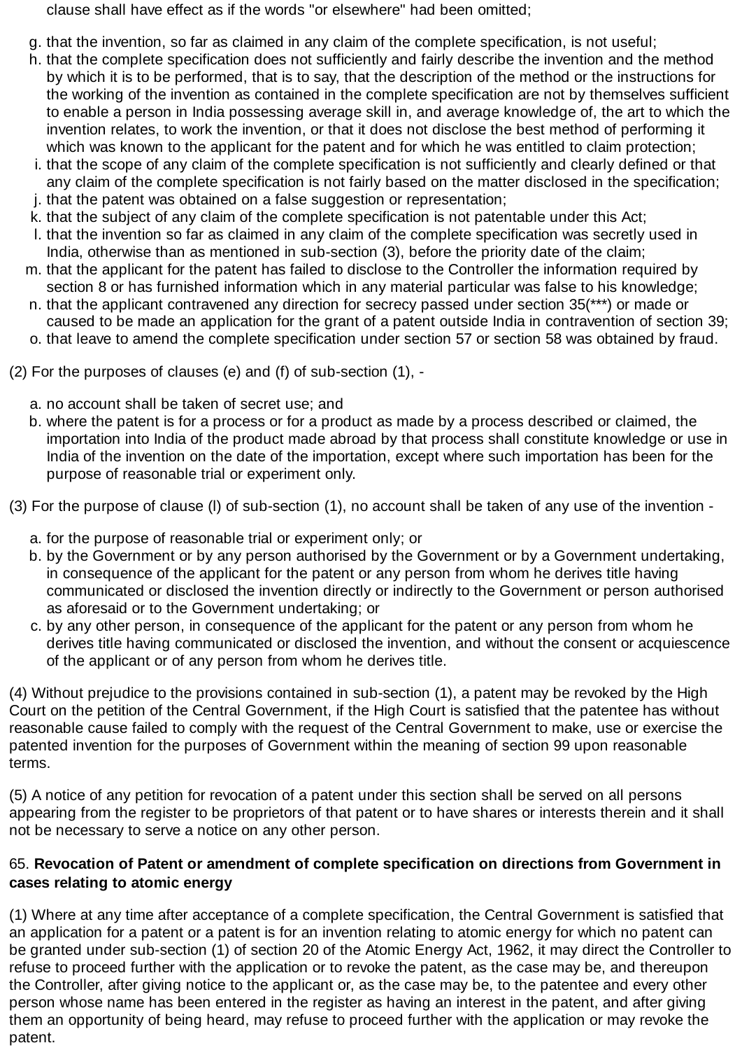clause shall have effect as if the words "or elsewhere" had been omitted;

g. that the invention, so far as claimed in any claim of the complete specification, is not useful;
h. that the complete specification does not sufficiently and fairly describe the invention and the method by which it is to be performed, that is to say, that the description of the method or the instructions for the working of the invention as contained in the complete specification are not by themselves sufficient to enable a person in India possessing average skill in, and average knowledge of, the art to which the invention relates, to work the invention, or that it does not disclose the best method of performing it which was known to the applicant for the patent and for which he was entitled to claim protection;
i. that the scope of any claim of the complete specification is not sufficiently and clearly defined or that any claim of the complete specification is not fairly based on the matter disclosed in the specification;
j. that the patent was obtained on a false suggestion or representation;
k. that the subject of any claim of the complete specification is not patentable under this Act;
l. that the invention so far as claimed in any claim of the complete specification was secretly used in India, otherwise than as mentioned in sub-section (3), before the priority date of the claim;
m. that the applicant for the patent has failed to disclose to the Controller the information required by section 8 or has furnished information which in any material particular was false to his knowledge;
n. that the applicant contravened any direction for secrecy passed under section 35(***) or made or caused to be made an application for the grant of a patent outside India in contravention of section 39;
o. that leave to amend the complete specification under section 57 or section 58 was obtained by fraud.

(2) For the purposes of clauses (e) and (f) of sub-section (1), -

a. no account shall be taken of secret use; and
b. where the patent is for a process or for a product as made by a process described or claimed, the importation into India of the product made abroad by that process shall constitute knowledge or use in India of the invention on the date of the importation, except where such importation has been for the purpose of reasonable trial or experiment only.

(3) For the purpose of clause (l) of sub-section (1), no account shall be taken of any use of the invention -

a. for the purpose of reasonable trial or experiment only; or
b. by the Government or by any person authorised by the Government or by a Government undertaking, in consequence of the applicant for the patent or any person from whom he derives title having communicated or disclosed the invention directly or indirectly to the Government or person authorised as aforesaid or to the Government undertaking; or
c. by any other person, in consequence of the applicant for the patent or any person from whom he derives title having communicated or disclosed the invention, and without the consent or acquiescence of the applicant or of any person from whom he derives title.

(4) Without prejudice to the provisions contained in sub-section (1), a patent may be revoked by the High Court on the petition of the Central Government, if the High Court is satisfied that the patentee has without reasonable cause failed to comply with the request of the Central Government to make, use or exercise the patented invention for the purposes of Government within the meaning of section 99 upon reasonable terms.

(5) A notice of any petition for revocation of a patent under this section shall be served on all persons appearing from the register to be proprietors of that patent or to have shares or interests therein and it shall not be necessary to serve a notice on any other person.

65. **Revocation of Patent or amendment of complete specification on directions from Government in cases relating to atomic energy**

(1) Where at any time after acceptance of a complete specification, the Central Government is satisfied that an application for a patent or a patent is for an invention relating to atomic energy for which no patent can be granted under sub-section (1) of section 20 of the Atomic Energy Act, 1962, it may direct the Controller to refuse to proceed further with the application or to revoke the patent, as the case may be, and thereupon the Controller, after giving notice to the applicant or, as the case may be, to the patentee and every other person whose name has been entered in the register as having an interest in the patent, and after giving them an opportunity of being heard, may refuse to proceed further with the application or may revoke the patent.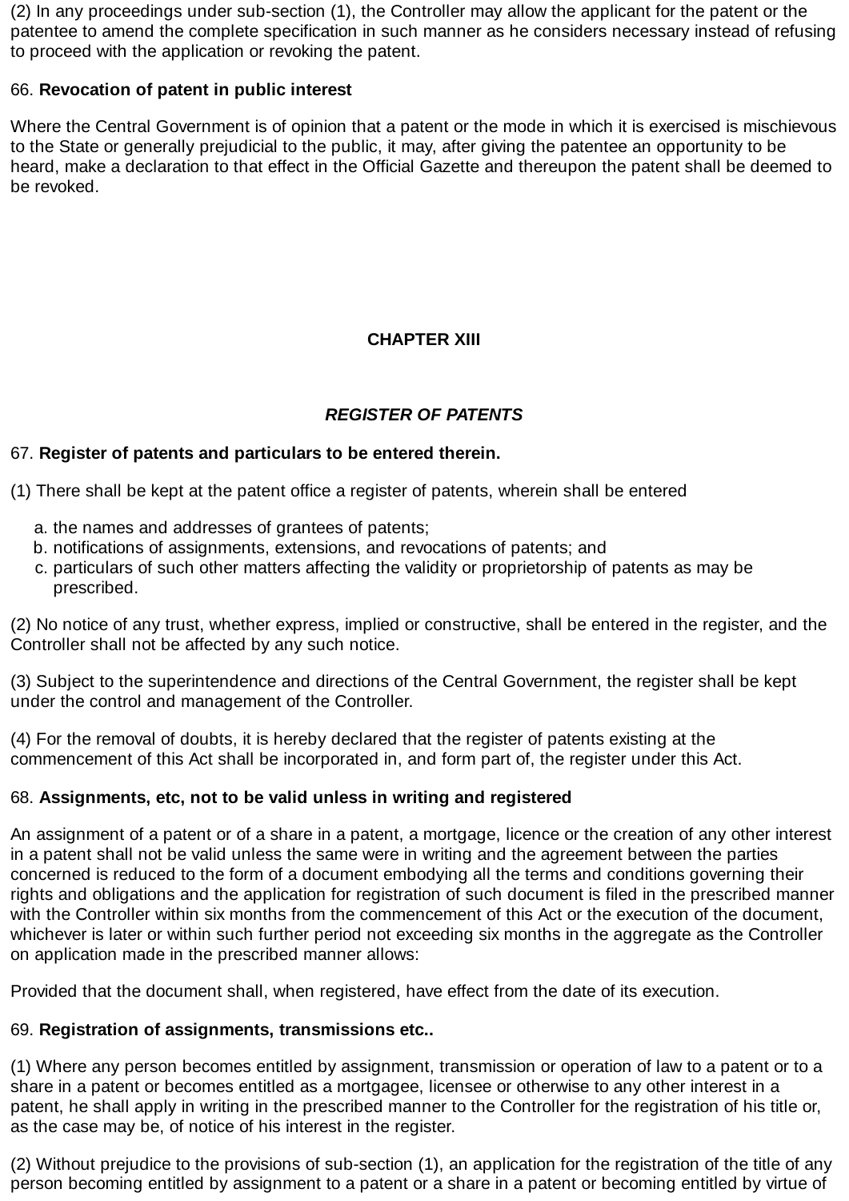(2) In any proceedings under sub-section (1), the Controller may allow the applicant for the patent or the patentee to amend the complete specification in such manner as he considers necessary instead of refusing to proceed with the application or revoking the patent.

66. **Revocation of patent in public interest**

Where the Central Government is of opinion that a patent or the mode in which it is exercised is mischievous to the State or generally prejudicial to the public, it may, after giving the patentee an opportunity to be heard, make a declaration to that effect in the Official Gazette and thereupon the patent shall be deemed to be revoked.

## CHAPTER XIII

## *REGISTER OF PATENTS*

67. **Register of patents and particulars to be entered therein.**

(1) There shall be kept at the patent office a register of patents, wherein shall be entered

a. the names and addresses of grantees of patents;
b. notifications of assignments, extensions, and revocations of patents; and
c. particulars of such other matters affecting the validity or proprietorship of patents as may be prescribed.

(2) No notice of any trust, whether express, implied or constructive, shall be entered in the register, and the Controller shall not be affected by any such notice.

(3) Subject to the superintendence and directions of the Central Government, the register shall be kept under the control and management of the Controller.

(4) For the removal of doubts, it is hereby declared that the register of patents existing at the commencement of this Act shall be incorporated in, and form part of, the register under this Act.

68. **Assignments, etc, not to be valid unless in writing and registered**

An assignment of a patent or of a share in a patent, a mortgage, licence or the creation of any other interest in a patent shall not be valid unless the same were in writing and the agreement between the parties concerned is reduced to the form of a document embodying all the terms and conditions governing their rights and obligations and the application for registration of such document is filed in the prescribed manner with the Controller within six months from the commencement of this Act or the execution of the document, whichever is later or within such further period not exceeding six months in the aggregate as the Controller on application made in the prescribed manner allows:

Provided that the document shall, when registered, have effect from the date of its execution.

69. **Registration of assignments, transmissions etc..**

(1) Where any person becomes entitled by assignment, transmission or operation of law to a patent or to a share in a patent or becomes entitled as a mortgagee, licensee or otherwise to any other interest in a patent, he shall apply in writing in the prescribed manner to the Controller for the registration of his title or, as the case may be, of notice of his interest in the register.

(2) Without prejudice to the provisions of sub-section (1), an application for the registration of the title of any person becoming entitled by assignment to a patent or a share in a patent or becoming entitled by virtue of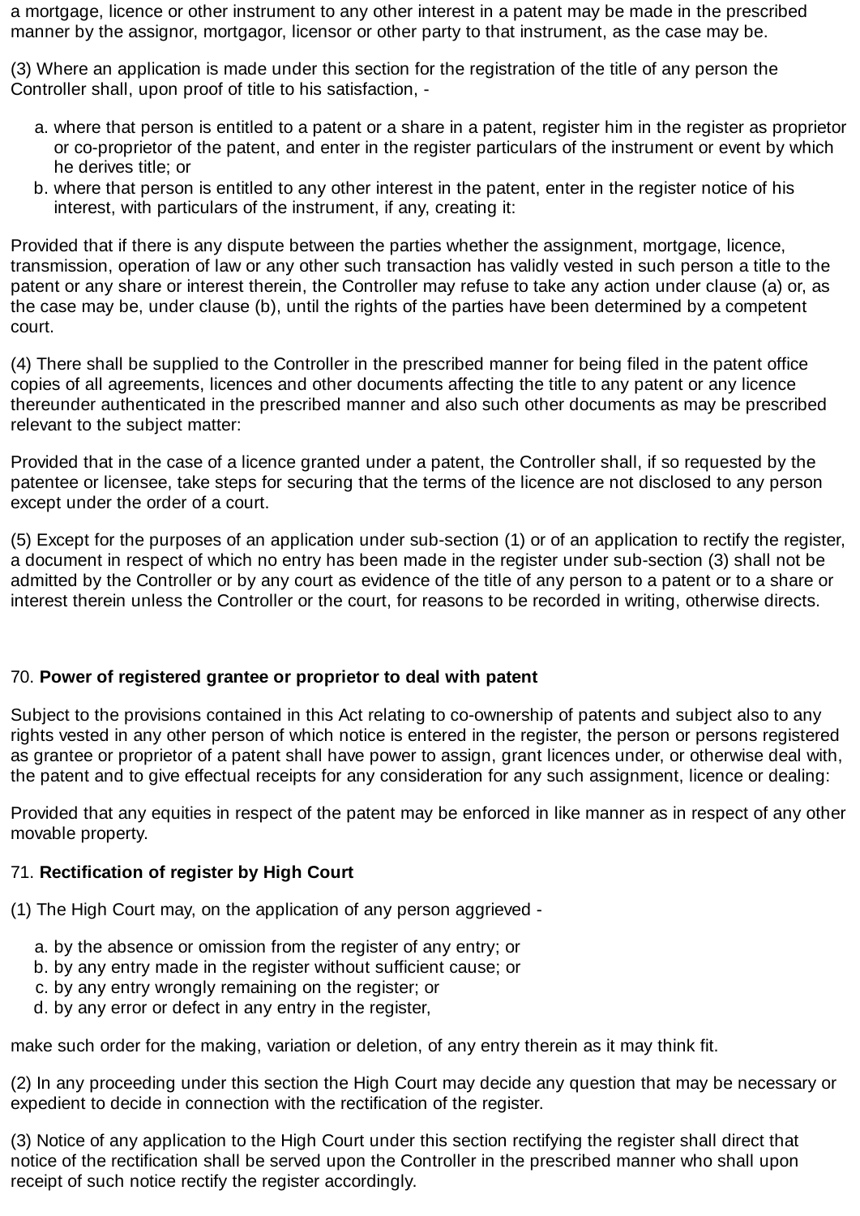a mortgage, licence or other instrument to any other interest in a patent may be made in the prescribed manner by the assignor, mortgagor, licensor or other party to that instrument, as the case may be.

(3) Where an application is made under this section for the registration of the title of any person the Controller shall, upon proof of title to his satisfaction, -

a. where that person is entitled to a patent or a share in a patent, register him in the register as proprietor or co-proprietor of the patent, and enter in the register particulars of the instrument or event by which he derives title; or
b. where that person is entitled to any other interest in the patent, enter in the register notice of his interest, with particulars of the instrument, if any, creating it:

Provided that if there is any dispute between the parties whether the assignment, mortgage, licence, transmission, operation of law or any other such transaction has validly vested in such person a title to the patent or any share or interest therein, the Controller may refuse to take any action under clause (a) or, as the case may be, under clause (b), until the rights of the parties have been determined by a competent court.

(4) There shall be supplied to the Controller in the prescribed manner for being filed in the patent office copies of all agreements, licences and other documents affecting the title to any patent or any licence thereunder authenticated in the prescribed manner and also such other documents as may be prescribed relevant to the subject matter:

Provided that in the case of a licence granted under a patent, the Controller shall, if so requested by the patentee or licensee, take steps for securing that the terms of the licence are not disclosed to any person except under the order of a court.

(5) Except for the purposes of an application under sub-section (1) or of an application to rectify the register, a document in respect of which no entry has been made in the register under sub-section (3) shall not be admitted by the Controller or by any court as evidence of the title of any person to a patent or to a share or interest therein unless the Controller or the court, for reasons to be recorded in writing, otherwise directs.

70. **Power of registered grantee or proprietor to deal with patent**

Subject to the provisions contained in this Act relating to co-ownership of patents and subject also to any rights vested in any other person of which notice is entered in the register, the person or persons registered as grantee or proprietor of a patent shall have power to assign, grant licences under, or otherwise deal with, the patent and to give effectual receipts for any consideration for any such assignment, licence or dealing:

Provided that any equities in respect of the patent may be enforced in like manner as in respect of any other movable property.

71. **Rectification of register by High Court**

(1) The High Court may, on the application of any person aggrieved -

a. by the absence or omission from the register of any entry; or
b. by any entry made in the register without sufficient cause; or
c. by any entry wrongly remaining on the register; or
d. by any error or defect in any entry in the register,

make such order for the making, variation or deletion, of any entry therein as it may think fit.

(2) In any proceeding under this section the High Court may decide any question that may be necessary or expedient to decide in connection with the rectification of the register.

(3) Notice of any application to the High Court under this section rectifying the register shall direct that notice of the rectification shall be served upon the Controller in the prescribed manner who shall upon receipt of such notice rectify the register accordingly.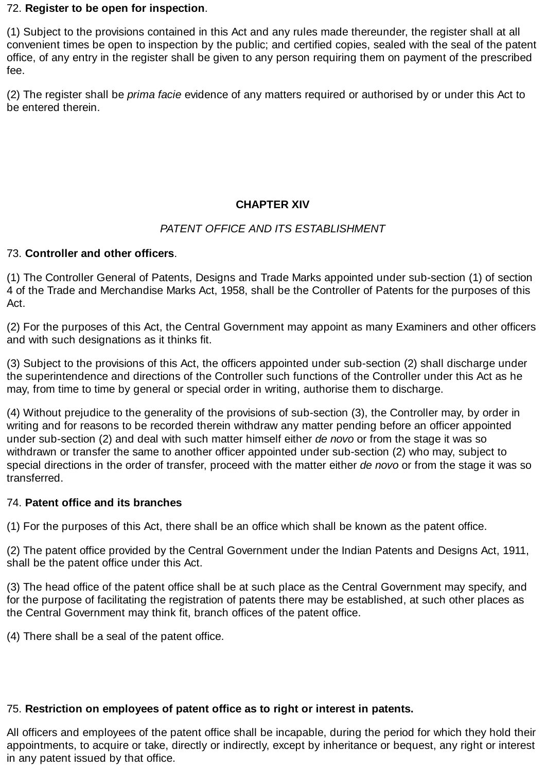72. **Register to be open for inspection**.

(1) Subject to the provisions contained in this Act and any rules made thereunder, the register shall at all convenient times be open to inspection by the public; and certified copies, sealed with the seal of the patent office, of any entry in the register shall be given to any person requiring them on payment of the prescribed fee.

(2) The register shall be *prima facie* evidence of any matters required or authorised by or under this Act to be entered therein.

## CHAPTER XIV

*PATENT OFFICE AND ITS ESTABLISHMENT*

73. **Controller and other officers**.

(1) The Controller General of Patents, Designs and Trade Marks appointed under sub-section (1) of section 4 of the Trade and Merchandise Marks Act, 1958, shall be the Controller of Patents for the purposes of this Act.

(2) For the purposes of this Act, the Central Government may appoint as many Examiners and other officers and with such designations as it thinks fit.

(3) Subject to the provisions of this Act, the officers appointed under sub-section (2) shall discharge under the superintendence and directions of the Controller such functions of the Controller under this Act as he may, from time to time by general or special order in writing, authorise them to discharge.

(4) Without prejudice to the generality of the provisions of sub-section (3), the Controller may, by order in writing and for reasons to be recorded therein withdraw any matter pending before an officer appointed under sub-section (2) and deal with such matter himself either *de novo* or from the stage it was so withdrawn or transfer the same to another officer appointed under sub-section (2) who may, subject to special directions in the order of transfer, proceed with the matter either *de novo* or from the stage it was so transferred.

74. **Patent office and its branches**

(1) For the purposes of this Act, there shall be an office which shall be known as the patent office.

(2) The patent office provided by the Central Government under the Indian Patents and Designs Act, 1911, shall be the patent office under this Act.

(3) The head office of the patent office shall be at such place as the Central Government may specify, and for the purpose of facilitating the registration of patents there may be established, at such other places as the Central Government may think fit, branch offices of the patent office.

(4) There shall be a seal of the patent office.

75. **Restriction on employees of patent office as to right or interest in patents.**

All officers and employees of the patent office shall be incapable, during the period for which they hold their appointments, to acquire or take, directly or indirectly, except by inheritance or bequest, any right or interest in any patent issued by that office.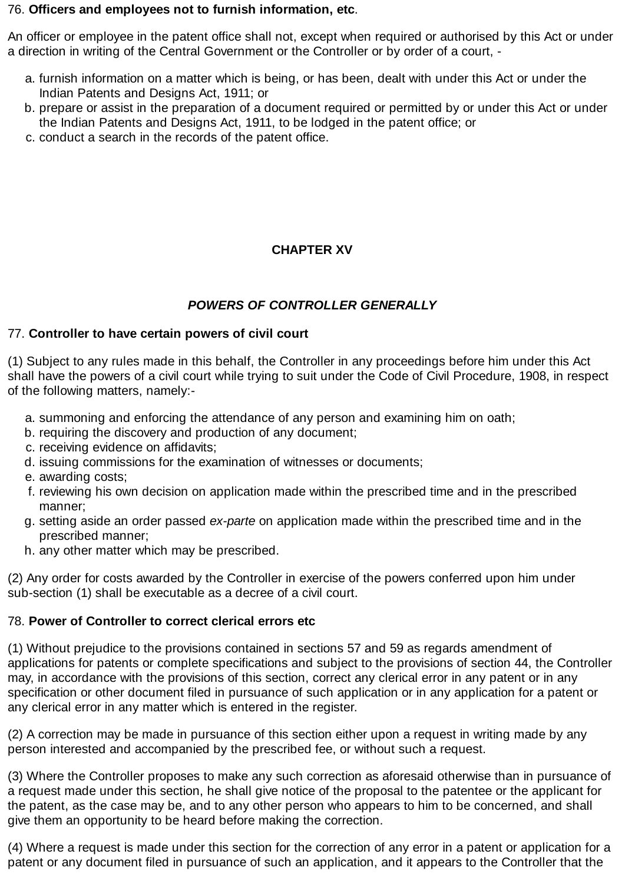76. **Officers and employees not to furnish information, etc**.

An officer or employee in the patent office shall not, except when required or authorised by this Act or under a direction in writing of the Central Government or the Controller or by order of a court, -

a. furnish information on a matter which is being, or has been, dealt with under this Act or under the Indian Patents and Designs Act, 1911; or
b. prepare or assist in the preparation of a document required or permitted by or under this Act or under the Indian Patents and Designs Act, 1911, to be lodged in the patent office; or
c. conduct a search in the records of the patent office.

## CHAPTER XV

### *POWERS OF CONTROLLER GENERALLY*

77. **Controller to have certain powers of civil court**

(1) Subject to any rules made in this behalf, the Controller in any proceedings before him under this Act shall have the powers of a civil court while trying to suit under the Code of Civil Procedure, 1908, in respect of the following matters, namely:-

a. summoning and enforcing the attendance of any person and examining him on oath;
b. requiring the discovery and production of any document;
c. receiving evidence on affidavits;
d. issuing commissions for the examination of witnesses or documents;
e. awarding costs;
f. reviewing his own decision on application made within the prescribed time and in the prescribed manner;
g. setting aside an order passed *ex-parte* on application made within the prescribed time and in the prescribed manner;
h. any other matter which may be prescribed.

(2) Any order for costs awarded by the Controller in exercise of the powers conferred upon him under sub-section (1) shall be executable as a decree of a civil court.

78. **Power of Controller to correct clerical errors etc**

(1) Without prejudice to the provisions contained in sections 57 and 59 as regards amendment of applications for patents or complete specifications and subject to the provisions of section 44, the Controller may, in accordance with the provisions of this section, correct any clerical error in any patent or in any specification or other document filed in pursuance of such application or in any application for a patent or any clerical error in any matter which is entered in the register.

(2) A correction may be made in pursuance of this section either upon a request in writing made by any person interested and accompanied by the prescribed fee, or without such a request.

(3) Where the Controller proposes to make any such correction as aforesaid otherwise than in pursuance of a request made under this section, he shall give notice of the proposal to the patentee or the applicant for the patent, as the case may be, and to any other person who appears to him to be concerned, and shall give them an opportunity to be heard before making the correction.

(4) Where a request is made under this section for the correction of any error in a patent or application for a patent or any document filed in pursuance of such an application, and it appears to the Controller that the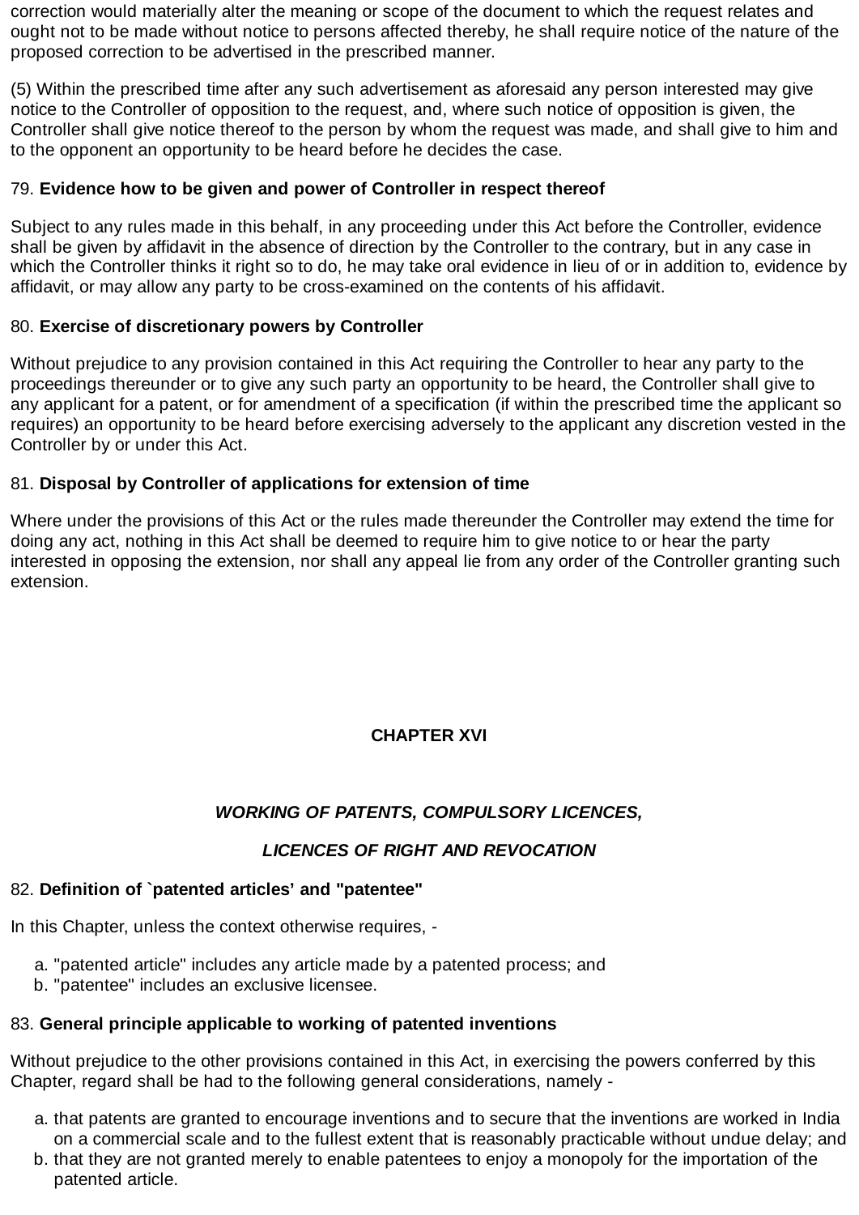correction would materially alter the meaning or scope of the document to which the request relates and ought not to be made without notice to persons affected thereby, he shall require notice of the nature of the proposed correction to be advertised in the prescribed manner.

(5) Within the prescribed time after any such advertisement as aforesaid any person interested may give notice to the Controller of opposition to the request, and, where such notice of opposition is given, the Controller shall give notice thereof to the person by whom the request was made, and shall give to him and to the opponent an opportunity to be heard before he decides the case.

79. **Evidence how to be given and power of Controller in respect thereof**

Subject to any rules made in this behalf, in any proceeding under this Act before the Controller, evidence shall be given by affidavit in the absence of direction by the Controller to the contrary, but in any case in which the Controller thinks it right so to do, he may take oral evidence in lieu of or in addition to, evidence by affidavit, or may allow any party to be cross-examined on the contents of his affidavit.

80. **Exercise of discretionary powers by Controller**

Without prejudice to any provision contained in this Act requiring the Controller to hear any party to the proceedings thereunder or to give any such party an opportunity to be heard, the Controller shall give to any applicant for a patent, or for amendment of a specification (if within the prescribed time the applicant so requires) an opportunity to be heard before exercising adversely to the applicant any discretion vested in the Controller by or under this Act.

81. **Disposal by Controller of applications for extension of time**

Where under the provisions of this Act or the rules made thereunder the Controller may extend the time for doing any act, nothing in this Act shall be deemed to require him to give notice to or hear the party interested in opposing the extension, nor shall any appeal lie from any order of the Controller granting such extension.

## CHAPTER XVI

### *WORKING OF PATENTS, COMPULSORY LICENCES,*

### *LICENCES OF RIGHT AND REVOCATION*

82. **Definition of `patented articles' and "patentee"**

In this Chapter, unless the context otherwise requires, -

a. "patented article" includes any article made by a patented process; and
b. "patentee" includes an exclusive licensee.

83. **General principle applicable to working of patented inventions**

Without prejudice to the other provisions contained in this Act, in exercising the powers conferred by this Chapter, regard shall be had to the following general considerations, namely -

a. that patents are granted to encourage inventions and to secure that the inventions are worked in India on a commercial scale and to the fullest extent that is reasonably practicable without undue delay; and
b. that they are not granted merely to enable patentees to enjoy a monopoly for the importation of the patented article.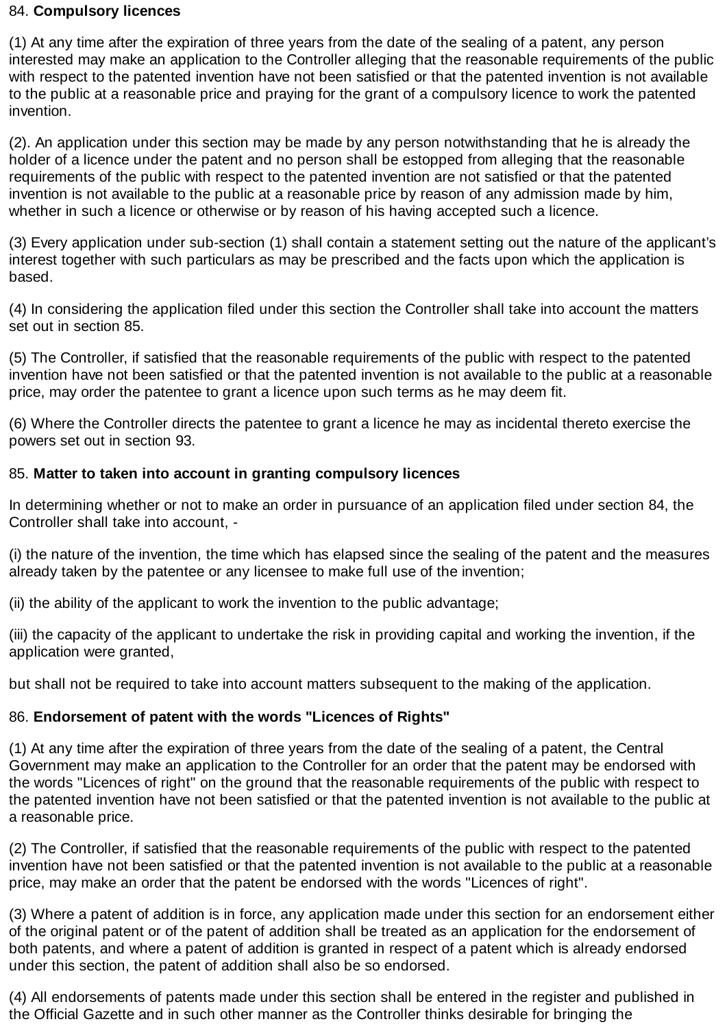84. **Compulsory licences**

(1) At any time after the expiration of three years from the date of the sealing of a patent, any person interested may make an application to the Controller alleging that the reasonable requirements of the public with respect to the patented invention have not been satisfied or that the patented invention is not available to the public at a reasonable price and praying for the grant of a compulsory licence to work the patented invention.

(2). An application under this section may be made by any person notwithstanding that he is already the holder of a licence under the patent and no person shall be estopped from alleging that the reasonable requirements of the public with respect to the patented invention are not satisfied or that the patented invention is not available to the public at a reasonable price by reason of any admission made by him, whether in such a licence or otherwise or by reason of his having accepted such a licence.

(3) Every application under sub-section (1) shall contain a statement setting out the nature of the applicant's interest together with such particulars as may be prescribed and the facts upon which the application is based.

(4) In considering the application filed under this section the Controller shall take into account the matters set out in section 85.

(5) The Controller, if satisfied that the reasonable requirements of the public with respect to the patented invention have not been satisfied or that the patented invention is not available to the public at a reasonable price, may order the patentee to grant a licence upon such terms as he may deem fit.

(6) Where the Controller directs the patentee to grant a licence he may as incidental thereto exercise the powers set out in section 93.

85. **Matter to taken into account in granting compulsory licences**

In determining whether or not to make an order in pursuance of an application filed under section 84, the Controller shall take into account, -

(i) the nature of the invention, the time which has elapsed since the sealing of the patent and the measures already taken by the patentee or any licensee to make full use of the invention;

(ii) the ability of the applicant to work the invention to the public advantage;

(iii) the capacity of the applicant to undertake the risk in providing capital and working the invention, if the application were granted,

but shall not be required to take into account matters subsequent to the making of the application.

86. **Endorsement of patent with the words "Licences of Rights"**

(1) At any time after the expiration of three years from the date of the sealing of a patent, the Central Government may make an application to the Controller for an order that the patent may be endorsed with the words "Licences of right" on the ground that the reasonable requirements of the public with respect to the patented invention have not been satisfied or that the patented invention is not available to the public at a reasonable price.

(2) The Controller, if satisfied that the reasonable requirements of the public with respect to the patented invention have not been satisfied or that the patented invention is not available to the public at a reasonable price, may make an order that the patent be endorsed with the words "Licences of right".

(3) Where a patent of addition is in force, any application made under this section for an endorsement either of the original patent or of the patent of addition shall be treated as an application for the endorsement of both patents, and where a patent of addition is granted in respect of a patent which is already endorsed under this section, the patent of addition shall also be so endorsed.

(4) All endorsements of patents made under this section shall be entered in the register and published in the Official Gazette and in such other manner as the Controller thinks desirable for bringing the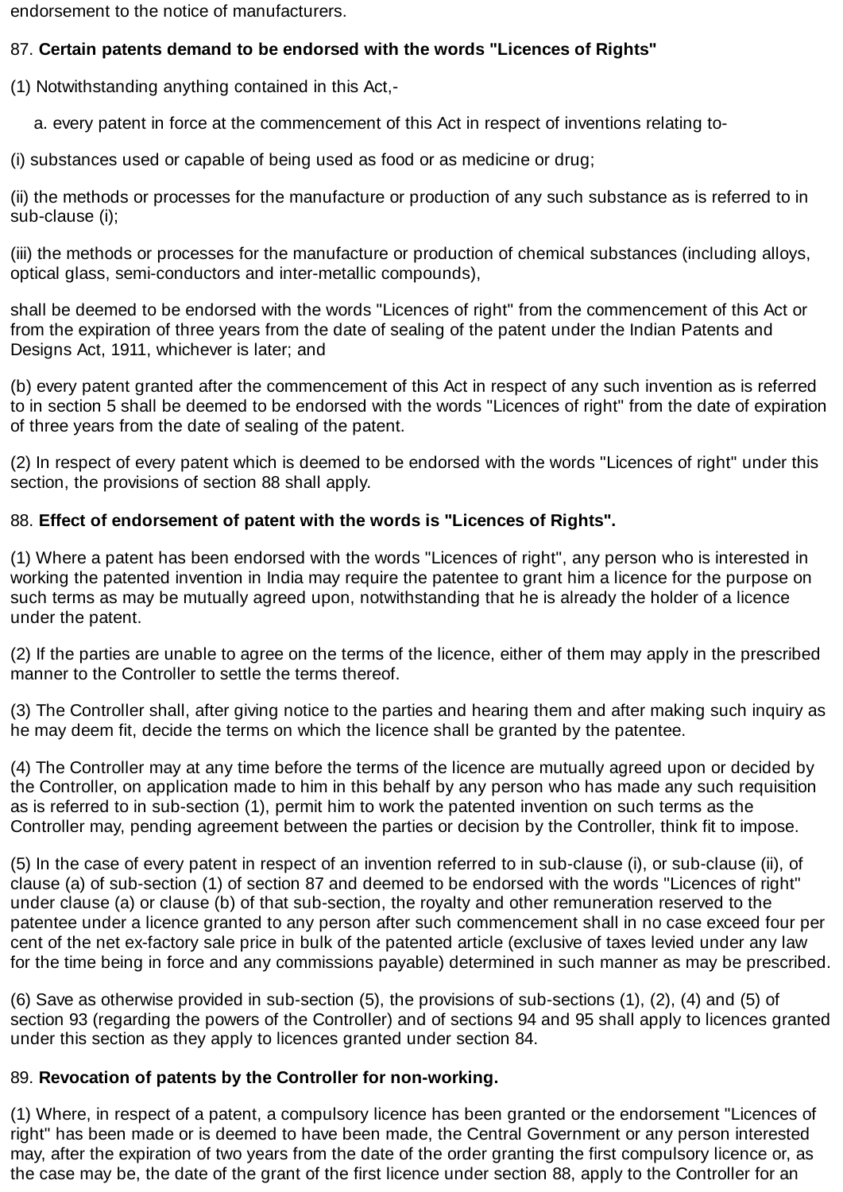endorsement to the notice of manufacturers.

87. **Certain patents demand to be endorsed with the words "Licences of Rights"**

(1) Notwithstanding anything contained in this Act,-

a. every patent in force at the commencement of this Act in respect of inventions relating to-

(i) substances used or capable of being used as food or as medicine or drug;

(ii) the methods or processes for the manufacture or production of any such substance as is referred to in sub-clause (i);

(iii) the methods or processes for the manufacture or production of chemical substances (including alloys, optical glass, semi-conductors and inter-metallic compounds),

shall be deemed to be endorsed with the words "Licences of right" from the commencement of this Act or from the expiration of three years from the date of sealing of the patent under the Indian Patents and Designs Act, 1911, whichever is later; and

(b) every patent granted after the commencement of this Act in respect of any such invention as is referred to in section 5 shall be deemed to be endorsed with the words "Licences of right" from the date of expiration of three years from the date of sealing of the patent.

(2) In respect of every patent which is deemed to be endorsed with the words "Licences of right" under this section, the provisions of section 88 shall apply.

88. **Effect of endorsement of patent with the words is "Licences of Rights".**

(1) Where a patent has been endorsed with the words "Licences of right", any person who is interested in working the patented invention in India may require the patentee to grant him a licence for the purpose on such terms as may be mutually agreed upon, notwithstanding that he is already the holder of a licence under the patent.

(2) If the parties are unable to agree on the terms of the licence, either of them may apply in the prescribed manner to the Controller to settle the terms thereof.

(3) The Controller shall, after giving notice to the parties and hearing them and after making such inquiry as he may deem fit, decide the terms on which the licence shall be granted by the patentee.

(4) The Controller may at any time before the terms of the licence are mutually agreed upon or decided by the Controller, on application made to him in this behalf by any person who has made any such requisition as is referred to in sub-section (1), permit him to work the patented invention on such terms as the Controller may, pending agreement between the parties or decision by the Controller, think fit to impose.

(5) In the case of every patent in respect of an invention referred to in sub-clause (i), or sub-clause (ii), of clause (a) of sub-section (1) of section 87 and deemed to be endorsed with the words "Licences of right" under clause (a) or clause (b) of that sub-section, the royalty and other remuneration reserved to the patentee under a licence granted to any person after such commencement shall in no case exceed four per cent of the net ex-factory sale price in bulk of the patented article (exclusive of taxes levied under any law for the time being in force and any commissions payable) determined in such manner as may be prescribed.

(6) Save as otherwise provided in sub-section (5), the provisions of sub-sections (1), (2), (4) and (5) of section 93 (regarding the powers of the Controller) and of sections 94 and 95 shall apply to licences granted under this section as they apply to licences granted under section 84.

89. **Revocation of patents by the Controller for non-working.**

(1) Where, in respect of a patent, a compulsory licence has been granted or the endorsement "Licences of right" has been made or is deemed to have been made, the Central Government or any person interested may, after the expiration of two years from the date of the order granting the first compulsory licence or, as the case may be, the date of the grant of the first licence under section 88, apply to the Controller for an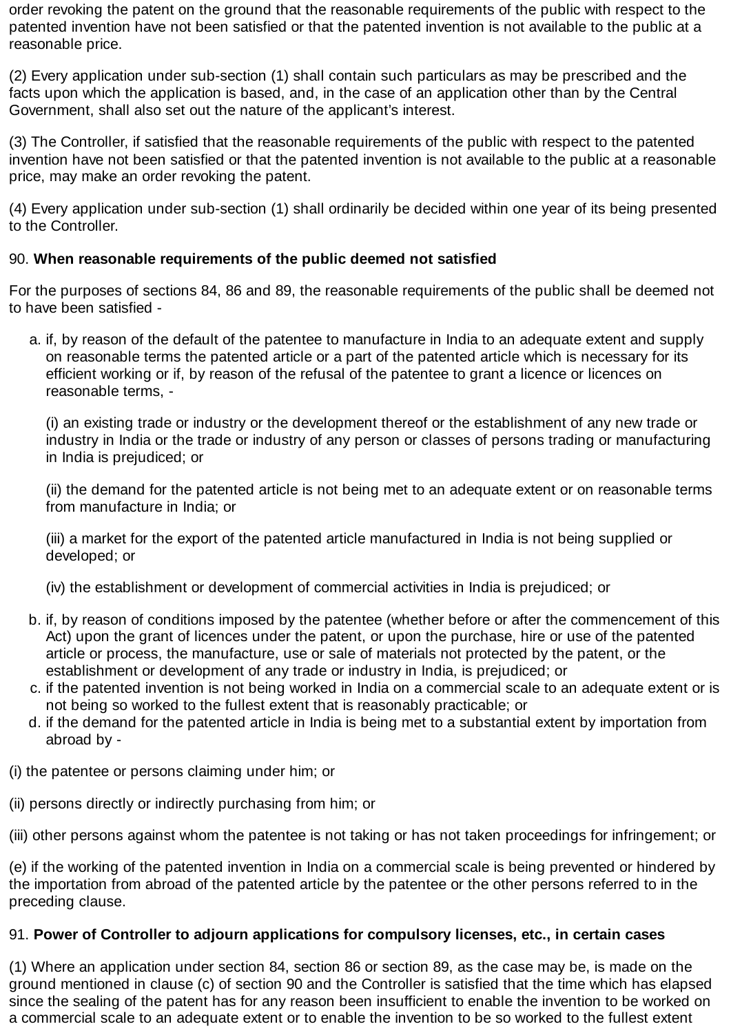order revoking the patent on the ground that the reasonable requirements of the public with respect to the patented invention have not been satisfied or that the patented invention is not available to the public at a reasonable price.

(2) Every application under sub-section (1) shall contain such particulars as may be prescribed and the facts upon which the application is based, and, in the case of an application other than by the Central Government, shall also set out the nature of the applicant's interest.

(3) The Controller, if satisfied that the reasonable requirements of the public with respect to the patented invention have not been satisfied or that the patented invention is not available to the public at a reasonable price, may make an order revoking the patent.

(4) Every application under sub-section (1) shall ordinarily be decided within one year of its being presented to the Controller.

90. **When reasonable requirements of the public deemed not satisfied**

For the purposes of sections 84, 86 and 89, the reasonable requirements of the public shall be deemed not to have been satisfied -

a. if, by reason of the default of the patentee to manufacture in India to an adequate extent and supply on reasonable terms the patented article or a part of the patented article which is necessary for its efficient working or if, by reason of the refusal of the patentee to grant a licence or licences on reasonable terms, -

   (i) an existing trade or industry or the development thereof or the establishment of any new trade or industry in India or the trade or industry of any person or classes of persons trading or manufacturing in India is prejudiced; or

   (ii) the demand for the patented article is not being met to an adequate extent or on reasonable terms from manufacture in India; or

   (iii) a market for the export of the patented article manufactured in India is not being supplied or developed; or

   (iv) the establishment or development of commercial activities in India is prejudiced; or

b. if, by reason of conditions imposed by the patentee (whether before or after the commencement of this Act) upon the grant of licences under the patent, or upon the purchase, hire or use of the patented article or process, the manufacture, use or sale of materials not protected by the patent, or the establishment or development of any trade or industry in India, is prejudiced; or
c. if the patented invention is not being worked in India on a commercial scale to an adequate extent or is not being so worked to the fullest extent that is reasonably practicable; or
d. if the demand for the patented article in India is being met to a substantial extent by importation from abroad by -

(i) the patentee or persons claiming under him; or

(ii) persons directly or indirectly purchasing from him; or

(iii) other persons against whom the patentee is not taking or has not taken proceedings for infringement; or

(e) if the working of the patented invention in India on a commercial scale is being prevented or hindered by the importation from abroad of the patented article by the patentee or the other persons referred to in the preceding clause.

91. **Power of Controller to adjourn applications for compulsory licenses, etc., in certain cases**

(1) Where an application under section 84, section 86 or section 89, as the case may be, is made on the ground mentioned in clause (c) of section 90 and the Controller is satisfied that the time which has elapsed since the sealing of the patent has for any reason been insufficient to enable the invention to be worked on a commercial scale to an adequate extent or to enable the invention to be so worked to the fullest extent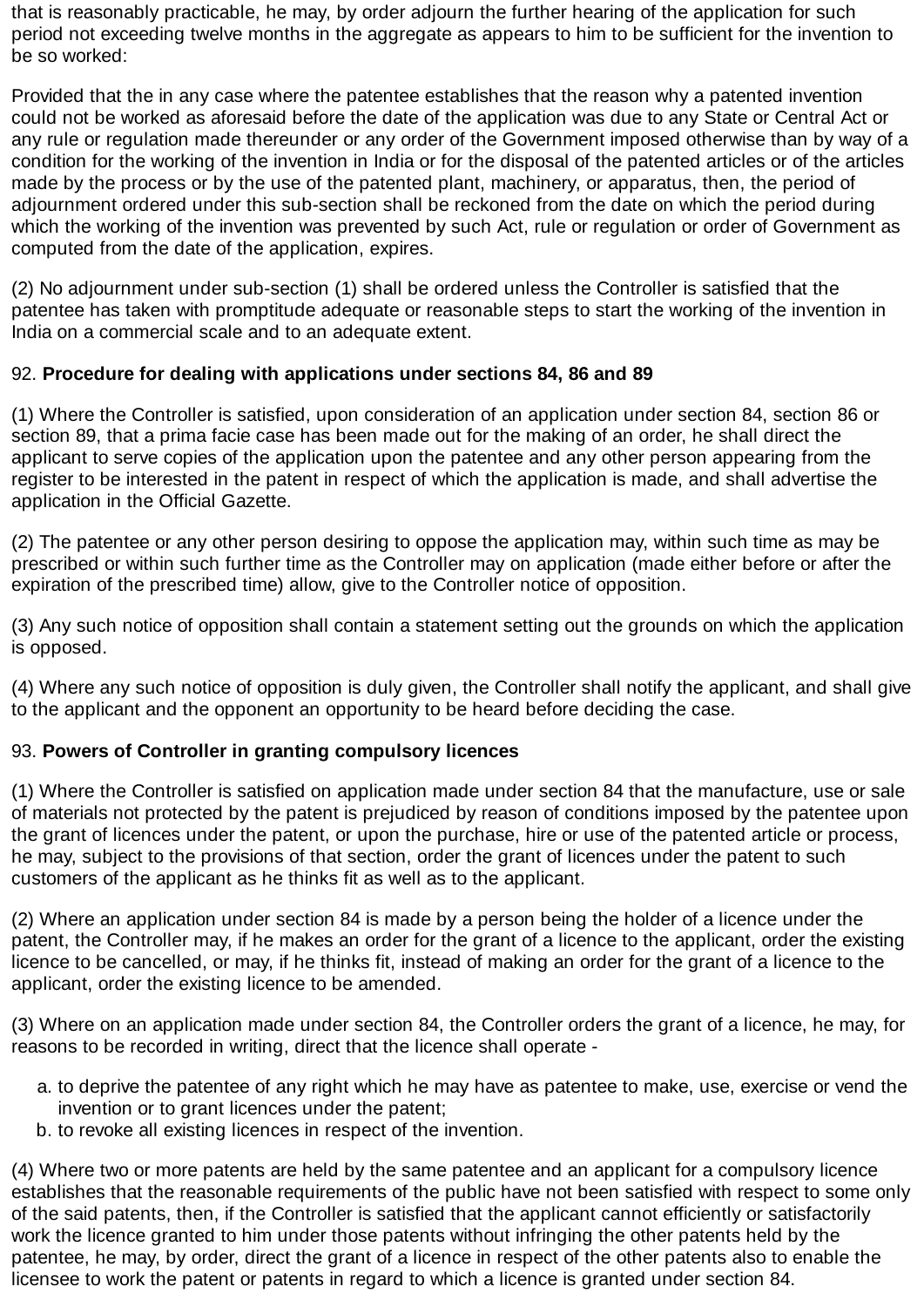that is reasonably practicable, he may, by order adjourn the further hearing of the application for such period not exceeding twelve months in the aggregate as appears to him to be sufficient for the invention to be so worked:

Provided that the in any case where the patentee establishes that the reason why a patented invention could not be worked as aforesaid before the date of the application was due to any State or Central Act or any rule or regulation made thereunder or any order of the Government imposed otherwise than by way of a condition for the working of the invention in India or for the disposal of the patented articles or of the articles made by the process or by the use of the patented plant, machinery, or apparatus, then, the period of adjournment ordered under this sub-section shall be reckoned from the date on which the period during which the working of the invention was prevented by such Act, rule or regulation or order of Government as computed from the date of the application, expires.

(2) No adjournment under sub-section (1) shall be ordered unless the Controller is satisfied that the patentee has taken with promptitude adequate or reasonable steps to start the working of the invention in India on a commercial scale and to an adequate extent.

92. **Procedure for dealing with applications under sections 84, 86 and 89**

(1) Where the Controller is satisfied, upon consideration of an application under section 84, section 86 or section 89, that a prima facie case has been made out for the making of an order, he shall direct the applicant to serve copies of the application upon the patentee and any other person appearing from the register to be interested in the patent in respect of which the application is made, and shall advertise the application in the Official Gazette.

(2) The patentee or any other person desiring to oppose the application may, within such time as may be prescribed or within such further time as the Controller may on application (made either before or after the expiration of the prescribed time) allow, give to the Controller notice of opposition.

(3) Any such notice of opposition shall contain a statement setting out the grounds on which the application is opposed.

(4) Where any such notice of opposition is duly given, the Controller shall notify the applicant, and shall give to the applicant and the opponent an opportunity to be heard before deciding the case.

93. **Powers of Controller in granting compulsory licences**

(1) Where the Controller is satisfied on application made under section 84 that the manufacture, use or sale of materials not protected by the patent is prejudiced by reason of conditions imposed by the patentee upon the grant of licences under the patent, or upon the purchase, hire or use of the patented article or process, he may, subject to the provisions of that section, order the grant of licences under the patent to such customers of the applicant as he thinks fit as well as to the applicant.

(2) Where an application under section 84 is made by a person being the holder of a licence under the patent, the Controller may, if he makes an order for the grant of a licence to the applicant, order the existing licence to be cancelled, or may, if he thinks fit, instead of making an order for the grant of a licence to the applicant, order the existing licence to be amended.

(3) Where on an application made under section 84, the Controller orders the grant of a licence, he may, for reasons to be recorded in writing, direct that the licence shall operate -

a. to deprive the patentee of any right which he may have as patentee to make, use, exercise or vend the invention or to grant licences under the patent;
b. to revoke all existing licences in respect of the invention.

(4) Where two or more patents are held by the same patentee and an applicant for a compulsory licence establishes that the reasonable requirements of the public have not been satisfied with respect to some only of the said patents, then, if the Controller is satisfied that the applicant cannot efficiently or satisfactorily work the licence granted to him under those patents without infringing the other patents held by the patentee, he may, by order, direct the grant of a licence in respect of the other patents also to enable the licensee to work the patent or patents in regard to which a licence is granted under section 84.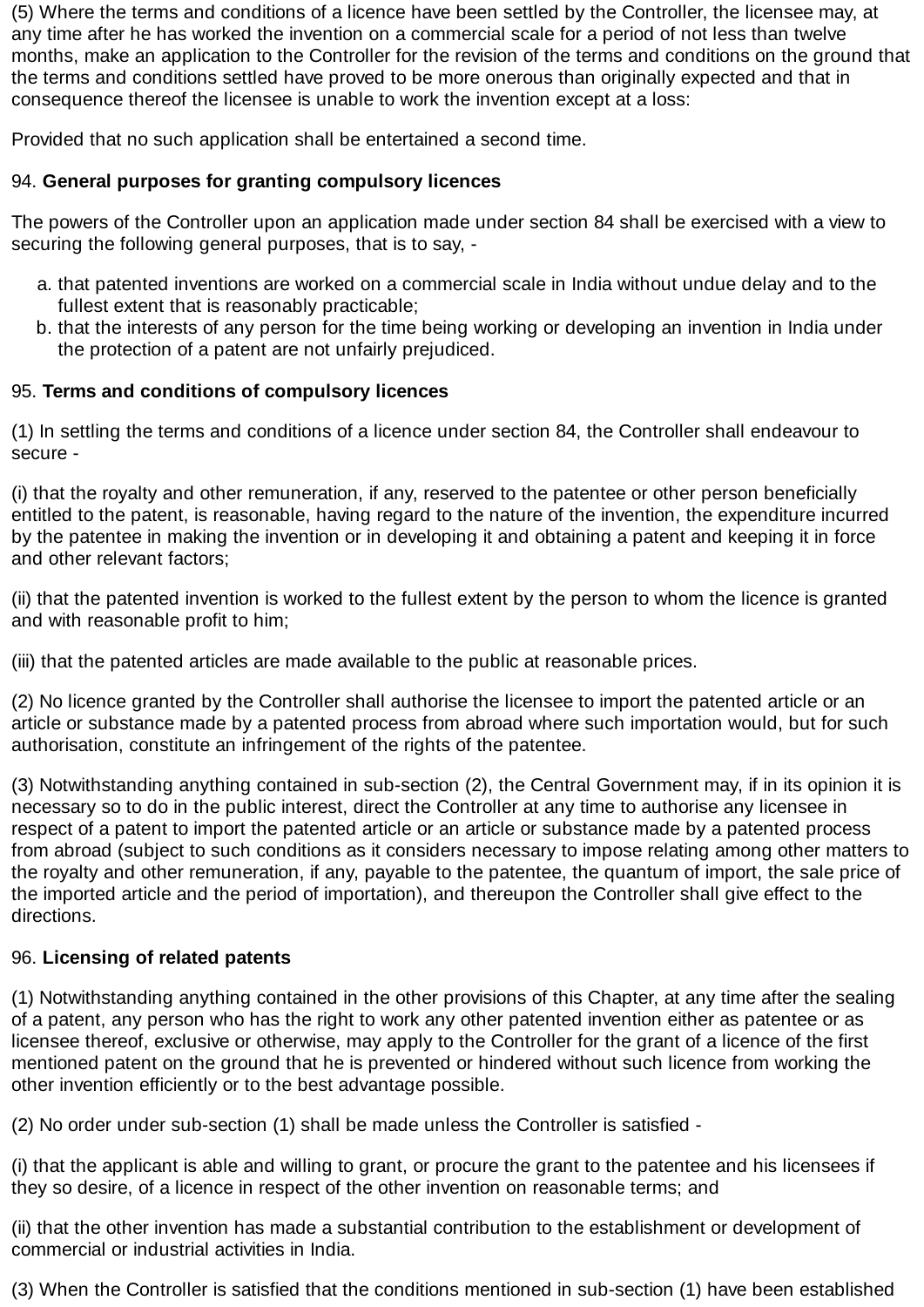(5) Where the terms and conditions of a licence have been settled by the Controller, the licensee may, at any time after he has worked the invention on a commercial scale for a period of not less than twelve months, make an application to the Controller for the revision of the terms and conditions on the ground that the terms and conditions settled have proved to be more onerous than originally expected and that in consequence thereof the licensee is unable to work the invention except at a loss:

Provided that no such application shall be entertained a second time.

94. **General purposes for granting compulsory licences**

The powers of the Controller upon an application made under section 84 shall be exercised with a view to securing the following general purposes, that is to say, -

a. that patented inventions are worked on a commercial scale in India without undue delay and to the fullest extent that is reasonably practicable;
b. that the interests of any person for the time being working or developing an invention in India under the protection of a patent are not unfairly prejudiced.

95. **Terms and conditions of compulsory licences**

(1) In settling the terms and conditions of a licence under section 84, the Controller shall endeavour to secure -

(i) that the royalty and other remuneration, if any, reserved to the patentee or other person beneficially entitled to the patent, is reasonable, having regard to the nature of the invention, the expenditure incurred by the patentee in making the invention or in developing it and obtaining a patent and keeping it in force and other relevant factors;

(ii) that the patented invention is worked to the fullest extent by the person to whom the licence is granted and with reasonable profit to him;

(iii) that the patented articles are made available to the public at reasonable prices.

(2) No licence granted by the Controller shall authorise the licensee to import the patented article or an article or substance made by a patented process from abroad where such importation would, but for such authorisation, constitute an infringement of the rights of the patentee.

(3) Notwithstanding anything contained in sub-section (2), the Central Government may, if in its opinion it is necessary so to do in the public interest, direct the Controller at any time to authorise any licensee in respect of a patent to import the patented article or an article or substance made by a patented process from abroad (subject to such conditions as it considers necessary to impose relating among other matters to the royalty and other remuneration, if any, payable to the patentee, the quantum of import, the sale price of the imported article and the period of importation), and thereupon the Controller shall give effect to the directions.

96. **Licensing of related patents**

(1) Notwithstanding anything contained in the other provisions of this Chapter, at any time after the sealing of a patent, any person who has the right to work any other patented invention either as patentee or as licensee thereof, exclusive or otherwise, may apply to the Controller for the grant of a licence of the first mentioned patent on the ground that he is prevented or hindered without such licence from working the other invention efficiently or to the best advantage possible.

(2) No order under sub-section (1) shall be made unless the Controller is satisfied -

(i) that the applicant is able and willing to grant, or procure the grant to the patentee and his licensees if they so desire, of a licence in respect of the other invention on reasonable terms; and

(ii) that the other invention has made a substantial contribution to the establishment or development of commercial or industrial activities in India.

(3) When the Controller is satisfied that the conditions mentioned in sub-section (1) have been established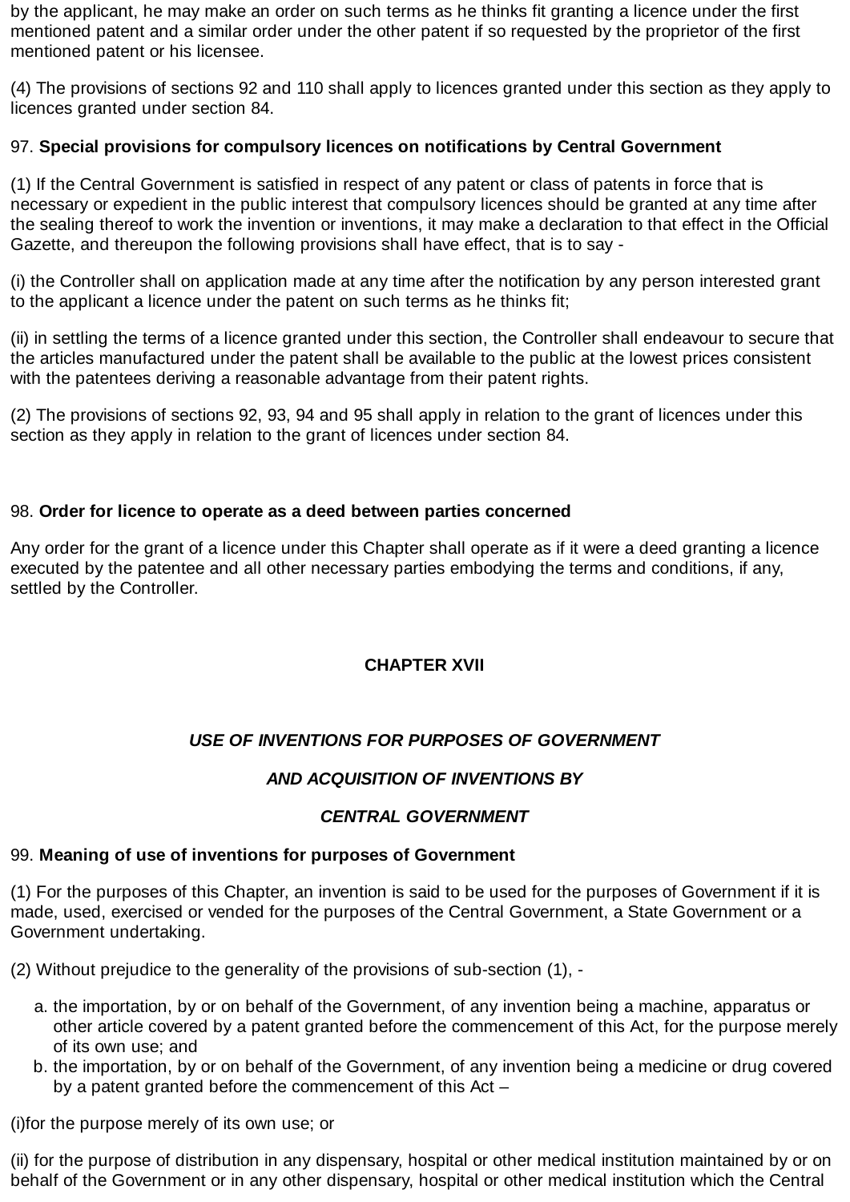by the applicant, he may make an order on such terms as he thinks fit granting a licence under the first mentioned patent and a similar order under the other patent if so requested by the proprietor of the first mentioned patent or his licensee.

(4) The provisions of sections 92 and 110 shall apply to licences granted under this section as they apply to licences granted under section 84.

97. **Special provisions for compulsory licences on notifications by Central Government**

(1) If the Central Government is satisfied in respect of any patent or class of patents in force that is necessary or expedient in the public interest that compulsory licences should be granted at any time after the sealing thereof to work the invention or inventions, it may make a declaration to that effect in the Official Gazette, and thereupon the following provisions shall have effect, that is to say -

(i) the Controller shall on application made at any time after the notification by any person interested grant to the applicant a licence under the patent on such terms as he thinks fit;

(ii) in settling the terms of a licence granted under this section, the Controller shall endeavour to secure that the articles manufactured under the patent shall be available to the public at the lowest prices consistent with the patentees deriving a reasonable advantage from their patent rights.

(2) The provisions of sections 92, 93, 94 and 95 shall apply in relation to the grant of licences under this section as they apply in relation to the grant of licences under section 84.

98. **Order for licence to operate as a deed between parties concerned**

Any order for the grant of a licence under this Chapter shall operate as if it were a deed granting a licence executed by the patentee and all other necessary parties embodying the terms and conditions, if any, settled by the Controller.

## CHAPTER XVII

### *USE OF INVENTIONS FOR PURPOSES OF GOVERNMENT AND ACQUISITION OF INVENTIONS BY CENTRAL GOVERNMENT*

99. **Meaning of use of inventions for purposes of Government**

(1) For the purposes of this Chapter, an invention is said to be used for the purposes of Government if it is made, used, exercised or vended for the purposes of the Central Government, a State Government or a Government undertaking.

(2) Without prejudice to the generality of the provisions of sub-section (1), -

a. the importation, by or on behalf of the Government, of any invention being a machine, apparatus or other article covered by a patent granted before the commencement of this Act, for the purpose merely of its own use; and
b. the importation, by or on behalf of the Government, of any invention being a medicine or drug covered by a patent granted before the commencement of this Act –

(i)for the purpose merely of its own use; or

(ii) for the purpose of distribution in any dispensary, hospital or other medical institution maintained by or on behalf of the Government or in any other dispensary, hospital or other medical institution which the Central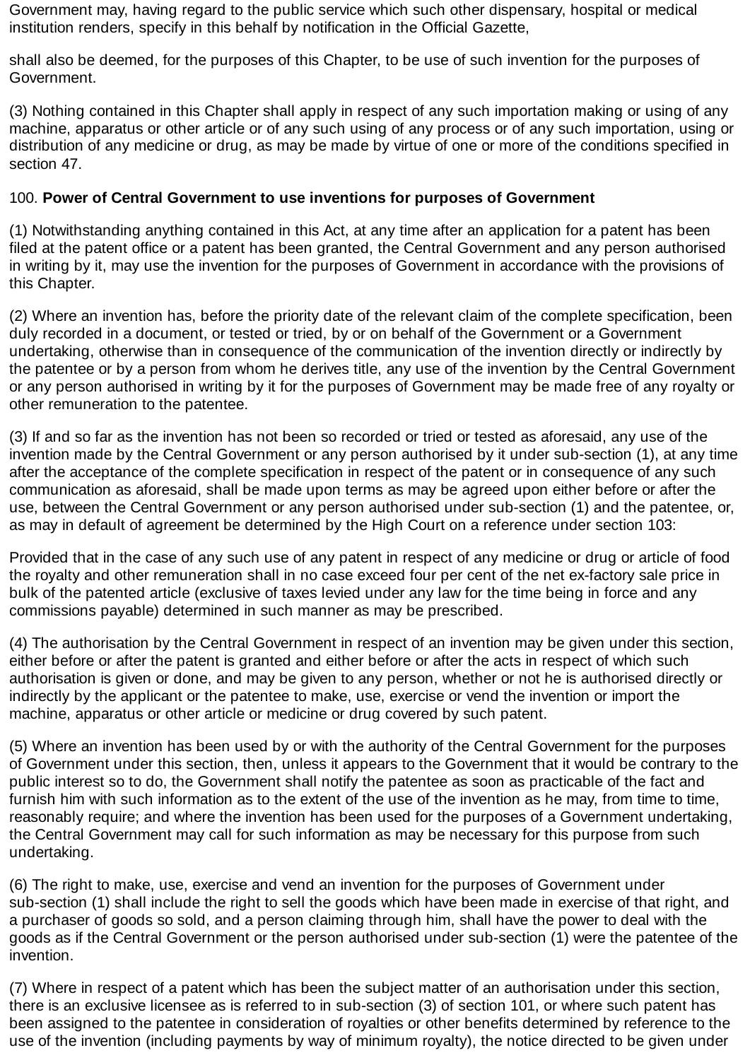Government may, having regard to the public service which such other dispensary, hospital or medical institution renders, specify in this behalf by notification in the Official Gazette,

shall also be deemed, for the purposes of this Chapter, to be use of such invention for the purposes of Government.

(3) Nothing contained in this Chapter shall apply in respect of any such importation making or using of any machine, apparatus or other article or of any such using of any process or of any such importation, using or distribution of any medicine or drug, as may be made by virtue of one or more of the conditions specified in section 47.

100. **Power of Central Government to use inventions for purposes of Government**

(1) Notwithstanding anything contained in this Act, at any time after an application for a patent has been filed at the patent office or a patent has been granted, the Central Government and any person authorised in writing by it, may use the invention for the purposes of Government in accordance with the provisions of this Chapter.

(2) Where an invention has, before the priority date of the relevant claim of the complete specification, been duly recorded in a document, or tested or tried, by or on behalf of the Government or a Government undertaking, otherwise than in consequence of the communication of the invention directly or indirectly by the patentee or by a person from whom he derives title, any use of the invention by the Central Government or any person authorised in writing by it for the purposes of Government may be made free of any royalty or other remuneration to the patentee.

(3) If and so far as the invention has not been so recorded or tried or tested as aforesaid, any use of the invention made by the Central Government or any person authorised by it under sub-section (1), at any time after the acceptance of the complete specification in respect of the patent or in consequence of any such communication as aforesaid, shall be made upon terms as may be agreed upon either before or after the use, between the Central Government or any person authorised under sub-section (1) and the patentee, or, as may in default of agreement be determined by the High Court on a reference under section 103:

Provided that in the case of any such use of any patent in respect of any medicine or drug or article of food the royalty and other remuneration shall in no case exceed four per cent of the net ex-factory sale price in bulk of the patented article (exclusive of taxes levied under any law for the time being in force and any commissions payable) determined in such manner as may be prescribed.

(4) The authorisation by the Central Government in respect of an invention may be given under this section, either before or after the patent is granted and either before or after the acts in respect of which such authorisation is given or done, and may be given to any person, whether or not he is authorised directly or indirectly by the applicant or the patentee to make, use, exercise or vend the invention or import the machine, apparatus or other article or medicine or drug covered by such patent.

(5) Where an invention has been used by or with the authority of the Central Government for the purposes of Government under this section, then, unless it appears to the Government that it would be contrary to the public interest so to do, the Government shall notify the patentee as soon as practicable of the fact and furnish him with such information as to the extent of the use of the invention as he may, from time to time, reasonably require; and where the invention has been used for the purposes of a Government undertaking, the Central Government may call for such information as may be necessary for this purpose from such undertaking.

(6) The right to make, use, exercise and vend an invention for the purposes of Government under sub-section (1) shall include the right to sell the goods which have been made in exercise of that right, and a purchaser of goods so sold, and a person claiming through him, shall have the power to deal with the goods as if the Central Government or the person authorised under sub-section (1) were the patentee of the invention.

(7) Where in respect of a patent which has been the subject matter of an authorisation under this section, there is an exclusive licensee as is referred to in sub-section (3) of section 101, or where such patent has been assigned to the patentee in consideration of royalties or other benefits determined by reference to the use of the invention (including payments by way of minimum royalty), the notice directed to be given under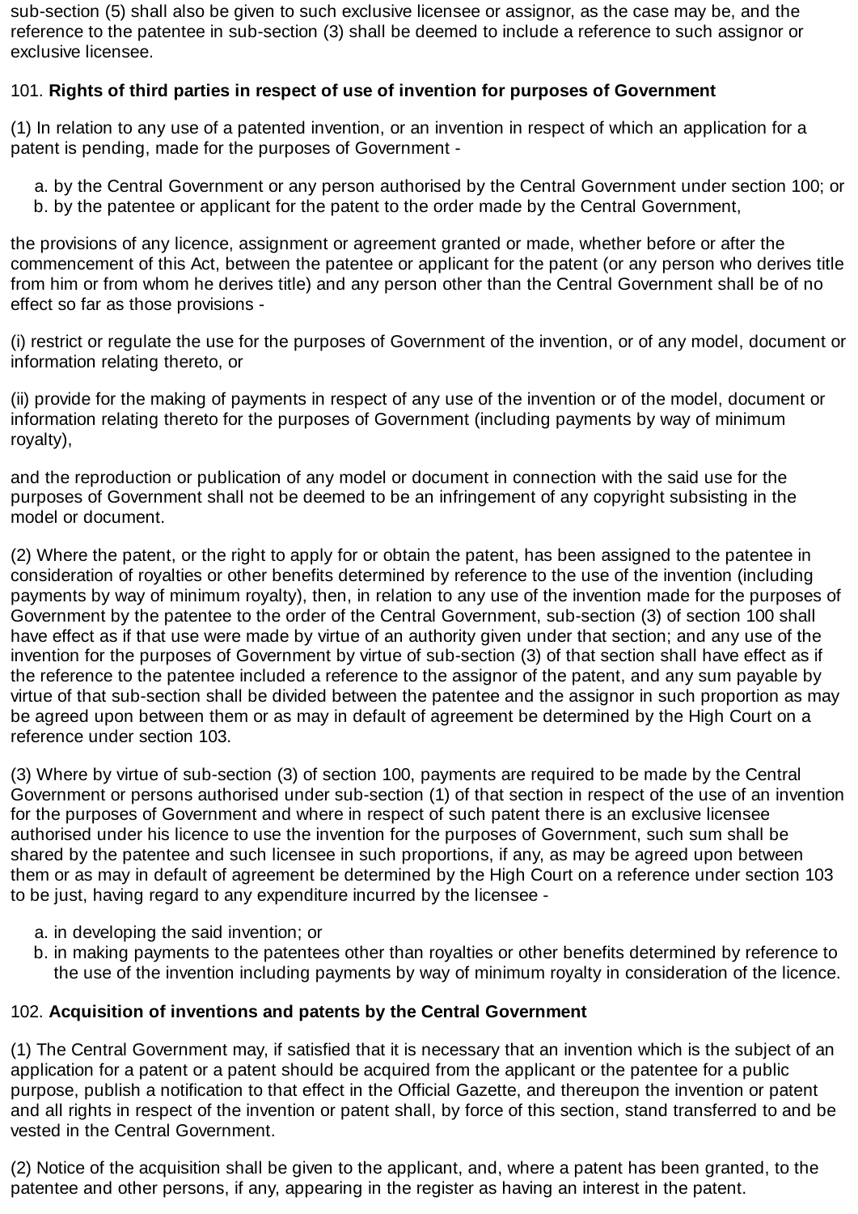sub-section (5) shall also be given to such exclusive licensee or assignor, as the case may be, and the reference to the patentee in sub-section (3) shall be deemed to include a reference to such assignor or exclusive licensee.

101. **Rights of third parties in respect of use of invention for purposes of Government**

(1) In relation to any use of a patented invention, or an invention in respect of which an application for a patent is pending, made for the purposes of Government -

a. by the Central Government or any person authorised by the Central Government under section 100; or
b. by the patentee or applicant for the patent to the order made by the Central Government,

the provisions of any licence, assignment or agreement granted or made, whether before or after the commencement of this Act, between the patentee or applicant for the patent (or any person who derives title from him or from whom he derives title) and any person other than the Central Government shall be of no effect so far as those provisions -

(i) restrict or regulate the use for the purposes of Government of the invention, or of any model, document or information relating thereto, or

(ii) provide for the making of payments in respect of any use of the invention or of the model, document or information relating thereto for the purposes of Government (including payments by way of minimum royalty),

and the reproduction or publication of any model or document in connection with the said use for the purposes of Government shall not be deemed to be an infringement of any copyright subsisting in the model or document.

(2) Where the patent, or the right to apply for or obtain the patent, has been assigned to the patentee in consideration of royalties or other benefits determined by reference to the use of the invention (including payments by way of minimum royalty), then, in relation to any use of the invention made for the purposes of Government by the patentee to the order of the Central Government, sub-section (3) of section 100 shall have effect as if that use were made by virtue of an authority given under that section; and any use of the invention for the purposes of Government by virtue of sub-section (3) of that section shall have effect as if the reference to the patentee included a reference to the assignor of the patent, and any sum payable by virtue of that sub-section shall be divided between the patentee and the assignor in such proportion as may be agreed upon between them or as may in default of agreement be determined by the High Court on a reference under section 103.

(3) Where by virtue of sub-section (3) of section 100, payments are required to be made by the Central Government or persons authorised under sub-section (1) of that section in respect of the use of an invention for the purposes of Government and where in respect of such patent there is an exclusive licensee authorised under his licence to use the invention for the purposes of Government, such sum shall be shared by the patentee and such licensee in such proportions, if any, as may be agreed upon between them or as may in default of agreement be determined by the High Court on a reference under section 103 to be just, having regard to any expenditure incurred by the licensee -

a. in developing the said invention; or
b. in making payments to the patentees other than royalties or other benefits determined by reference to the use of the invention including payments by way of minimum royalty in consideration of the licence.

102. **Acquisition of inventions and patents by the Central Government**

(1) The Central Government may, if satisfied that it is necessary that an invention which is the subject of an application for a patent or a patent should be acquired from the applicant or the patentee for a public purpose, publish a notification to that effect in the Official Gazette, and thereupon the invention or patent and all rights in respect of the invention or patent shall, by force of this section, stand transferred to and be vested in the Central Government.

(2) Notice of the acquisition shall be given to the applicant, and, where a patent has been granted, to the patentee and other persons, if any, appearing in the register as having an interest in the patent.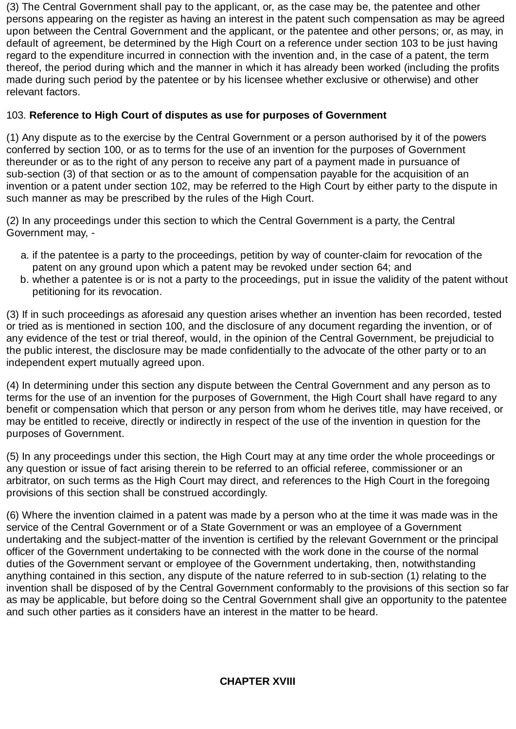(3) The Central Government shall pay to the applicant, or, as the case may be, the patentee and other persons appearing on the register as having an interest in the patent such compensation as may be agreed upon between the Central Government and the applicant, or the patentee and other persons; or, as may, in default of agreement, be determined by the High Court on a reference under section 103 to be just having regard to the expenditure incurred in connection with the invention and, in the case of a patent, the term thereof, the period during which and the manner in which it has already been worked (including the profits made during such period by the patentee or by his licensee whether exclusive or otherwise) and other relevant factors.

103. **Reference to High Court of disputes as use for purposes of Government**

(1) Any dispute as to the exercise by the Central Government or a person authorised by it of the powers conferred by section 100, or as to terms for the use of an invention for the purposes of Government thereunder or as to the right of any person to receive any part of a payment made in pursuance of sub-section (3) of that section or as to the amount of compensation payable for the acquisition of an invention or a patent under section 102, may be referred to the High Court by either party to the dispute in such manner as may be prescribed by the rules of the High Court.

(2) In any proceedings under this section to which the Central Government is a party, the Central Government may, -

a. if the patentee is a party to the proceedings, petition by way of counter-claim for revocation of the patent on any ground upon which a patent may be revoked under section 64; and
b. whether a patentee is or is not a party to the proceedings, put in issue the validity of the patent without petitioning for its revocation.

(3) If in such proceedings as aforesaid any question arises whether an invention has been recorded, tested or tried as is mentioned in section 100, and the disclosure of any document regarding the invention, or of any evidence of the test or trial thereof, would, in the opinion of the Central Government, be prejudicial to the public interest, the disclosure may be made confidentially to the advocate of the other party or to an independent expert mutually agreed upon.

(4) In determining under this section any dispute between the Central Government and any person as to terms for the use of an invention for the purposes of Government, the High Court shall have regard to any benefit or compensation which that person or any person from whom he derives title, may have received, or may be entitled to receive, directly or indirectly in respect of the use of the invention in question for the purposes of Government.

(5) In any proceedings under this section, the High Court may at any time order the whole proceedings or any question or issue of fact arising therein to be referred to an official referee, commissioner or an arbitrator, on such terms as the High Court may direct, and references to the High Court in the foregoing provisions of this section shall be construed accordingly.

(6) Where the invention claimed in a patent was made by a person who at the time it was made was in the service of the Central Government or of a State Government or was an employee of a Government undertaking and the subject-matter of the invention is certified by the relevant Government or the principal officer of the Government undertaking to be connected with the work done in the course of the normal duties of the Government servant or employee of the Government undertaking, then, notwithstanding anything contained in this section, any dispute of the nature referred to in sub-section (1) relating to the invention shall be disposed of by the Central Government conformably to the provisions of this section so far as may be applicable, but before doing so the Central Government shall give an opportunity to the patentee and such other parties as it considers have an interest in the matter to be heard.

## CHAPTER XVIII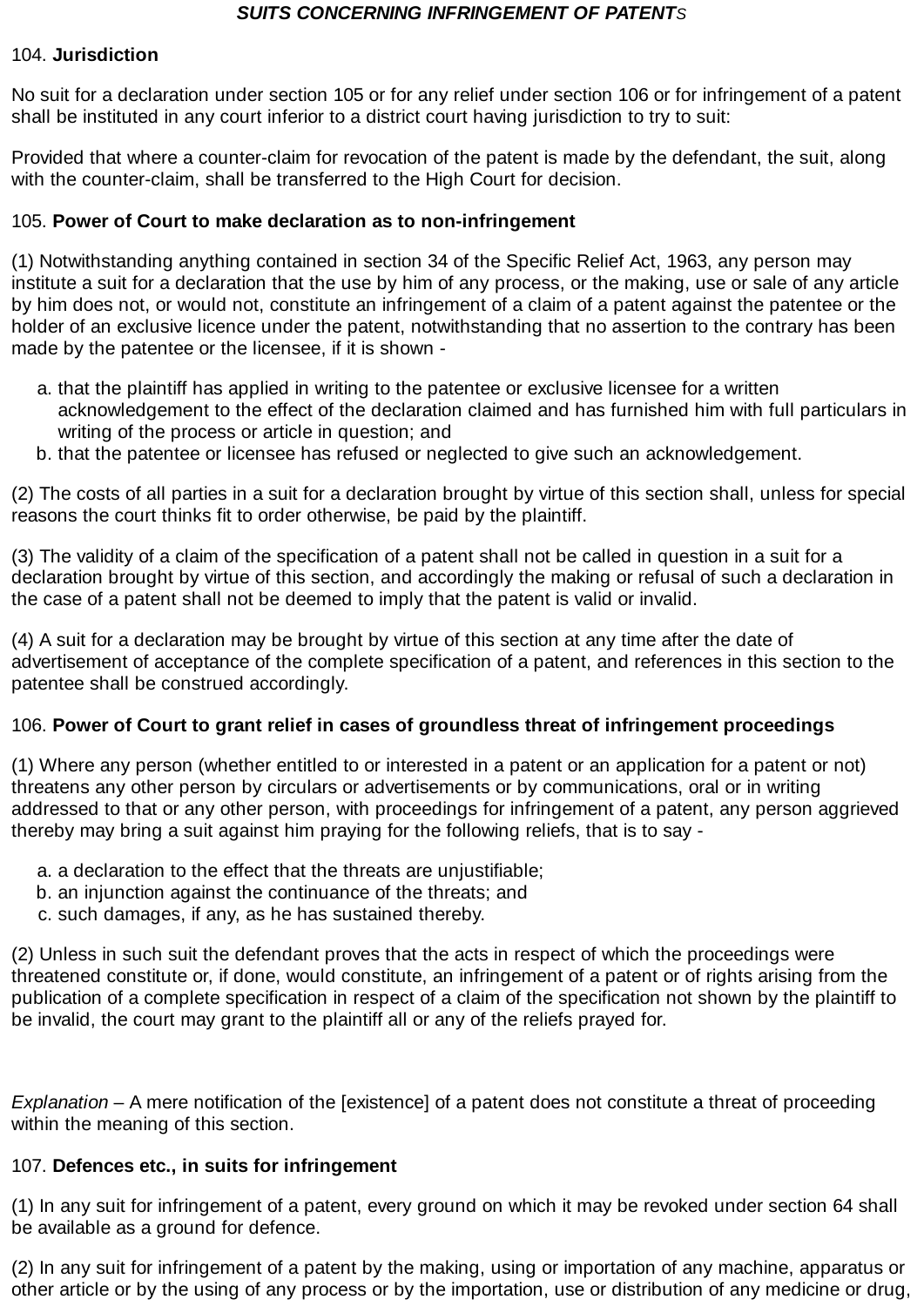## *SUITS CONCERNING INFRINGEMENT OF PATENTS*

104. **Jurisdiction**

No suit for a declaration under section 105 or for any relief under section 106 or for infringement of a patent shall be instituted in any court inferior to a district court having jurisdiction to try to suit:

Provided that where a counter-claim for revocation of the patent is made by the defendant, the suit, along with the counter-claim, shall be transferred to the High Court for decision.

105. **Power of Court to make declaration as to non-infringement**

(1) Notwithstanding anything contained in section 34 of the Specific Relief Act, 1963, any person may institute a suit for a declaration that the use by him of any process, or the making, use or sale of any article by him does not, or would not, constitute an infringement of a claim of a patent against the patentee or the holder of an exclusive licence under the patent, notwithstanding that no assertion to the contrary has been made by the patentee or the licensee, if it is shown -

a. that the plaintiff has applied in writing to the patentee or exclusive licensee for a written acknowledgement to the effect of the declaration claimed and has furnished him with full particulars in writing of the process or article in question; and
b. that the patentee or licensee has refused or neglected to give such an acknowledgement.

(2) The costs of all parties in a suit for a declaration brought by virtue of this section shall, unless for special reasons the court thinks fit to order otherwise, be paid by the plaintiff.

(3) The validity of a claim of the specification of a patent shall not be called in question in a suit for a declaration brought by virtue of this section, and accordingly the making or refusal of such a declaration in the case of a patent shall not be deemed to imply that the patent is valid or invalid.

(4) A suit for a declaration may be brought by virtue of this section at any time after the date of advertisement of acceptance of the complete specification of a patent, and references in this section to the patentee shall be construed accordingly.

106. **Power of Court to grant relief in cases of groundless threat of infringement proceedings**

(1) Where any person (whether entitled to or interested in a patent or an application for a patent or not) threatens any other person by circulars or advertisements or by communications, oral or in writing addressed to that or any other person, with proceedings for infringement of a patent, any person aggrieved thereby may bring a suit against him praying for the following reliefs, that is to say -

a. a declaration to the effect that the threats are unjustifiable;
b. an injunction against the continuance of the threats; and
c. such damages, if any, as he has sustained thereby.

(2) Unless in such suit the defendant proves that the acts in respect of which the proceedings were threatened constitute or, if done, would constitute, an infringement of a patent or of rights arising from the publication of a complete specification in respect of a claim of the specification not shown by the plaintiff to be invalid, the court may grant to the plaintiff all or any of the reliefs prayed for.

*Explanation* – A mere notification of the [existence] of a patent does not constitute a threat of proceeding within the meaning of this section.

107. **Defences etc., in suits for infringement**

(1) In any suit for infringement of a patent, every ground on which it may be revoked under section 64 shall be available as a ground for defence.

(2) In any suit for infringement of a patent by the making, using or importation of any machine, apparatus or other article or by the using of any process or by the importation, use or distribution of any medicine or drug,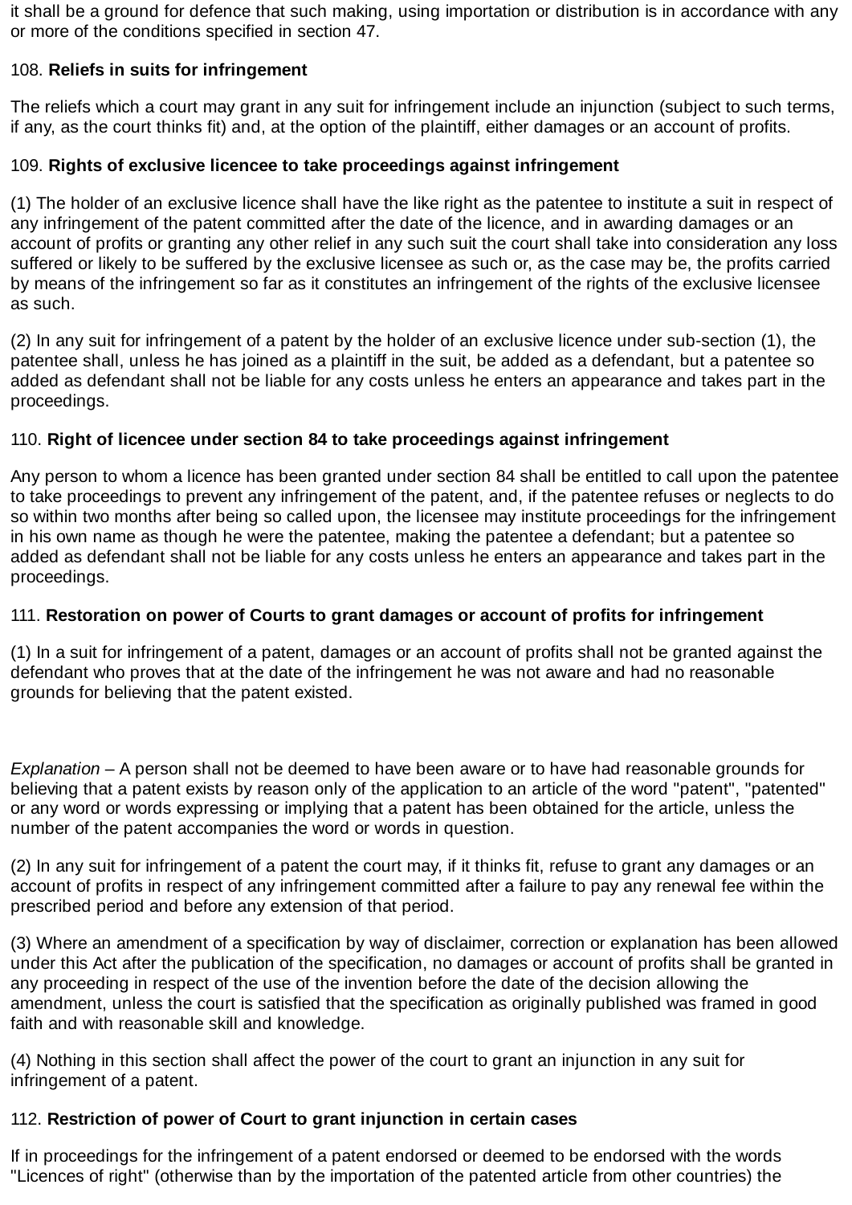it shall be a ground for defence that such making, using importation or distribution is in accordance with any or more of the conditions specified in section 47.

108. **Reliefs in suits for infringement**

The reliefs which a court may grant in any suit for infringement include an injunction (subject to such terms, if any, as the court thinks fit) and, at the option of the plaintiff, either damages or an account of profits.

109. **Rights of exclusive licencee to take proceedings against infringement**

(1) The holder of an exclusive licence shall have the like right as the patentee to institute a suit in respect of any infringement of the patent committed after the date of the licence, and in awarding damages or an account of profits or granting any other relief in any such suit the court shall take into consideration any loss suffered or likely to be suffered by the exclusive licensee as such or, as the case may be, the profits carried by means of the infringement so far as it constitutes an infringement of the rights of the exclusive licensee as such.

(2) In any suit for infringement of a patent by the holder of an exclusive licence under sub-section (1), the patentee shall, unless he has joined as a plaintiff in the suit, be added as a defendant, but a patentee so added as defendant shall not be liable for any costs unless he enters an appearance and takes part in the proceedings.

110. **Right of licencee under section 84 to take proceedings against infringement**

Any person to whom a licence has been granted under section 84 shall be entitled to call upon the patentee to take proceedings to prevent any infringement of the patent, and, if the patentee refuses or neglects to do so within two months after being so called upon, the licensee may institute proceedings for the infringement in his own name as though he were the patentee, making the patentee a defendant; but a patentee so added as defendant shall not be liable for any costs unless he enters an appearance and takes part in the proceedings.

111. **Restoration on power of Courts to grant damages or account of profits for infringement**

(1) In a suit for infringement of a patent, damages or an account of profits shall not be granted against the defendant who proves that at the date of the infringement he was not aware and had no reasonable grounds for believing that the patent existed.

*Explanation* – A person shall not be deemed to have been aware or to have had reasonable grounds for believing that a patent exists by reason only of the application to an article of the word "patent", "patented" or any word or words expressing or implying that a patent has been obtained for the article, unless the number of the patent accompanies the word or words in question.

(2) In any suit for infringement of a patent the court may, if it thinks fit, refuse to grant any damages or an account of profits in respect of any infringement committed after a failure to pay any renewal fee within the prescribed period and before any extension of that period.

(3) Where an amendment of a specification by way of disclaimer, correction or explanation has been allowed under this Act after the publication of the specification, no damages or account of profits shall be granted in any proceeding in respect of the use of the invention before the date of the decision allowing the amendment, unless the court is satisfied that the specification as originally published was framed in good faith and with reasonable skill and knowledge.

(4) Nothing in this section shall affect the power of the court to grant an injunction in any suit for infringement of a patent.

112. **Restriction of power of Court to grant injunction in certain cases**

If in proceedings for the infringement of a patent endorsed or deemed to be endorsed with the words "Licences of right" (otherwise than by the importation of the patented article from other countries) the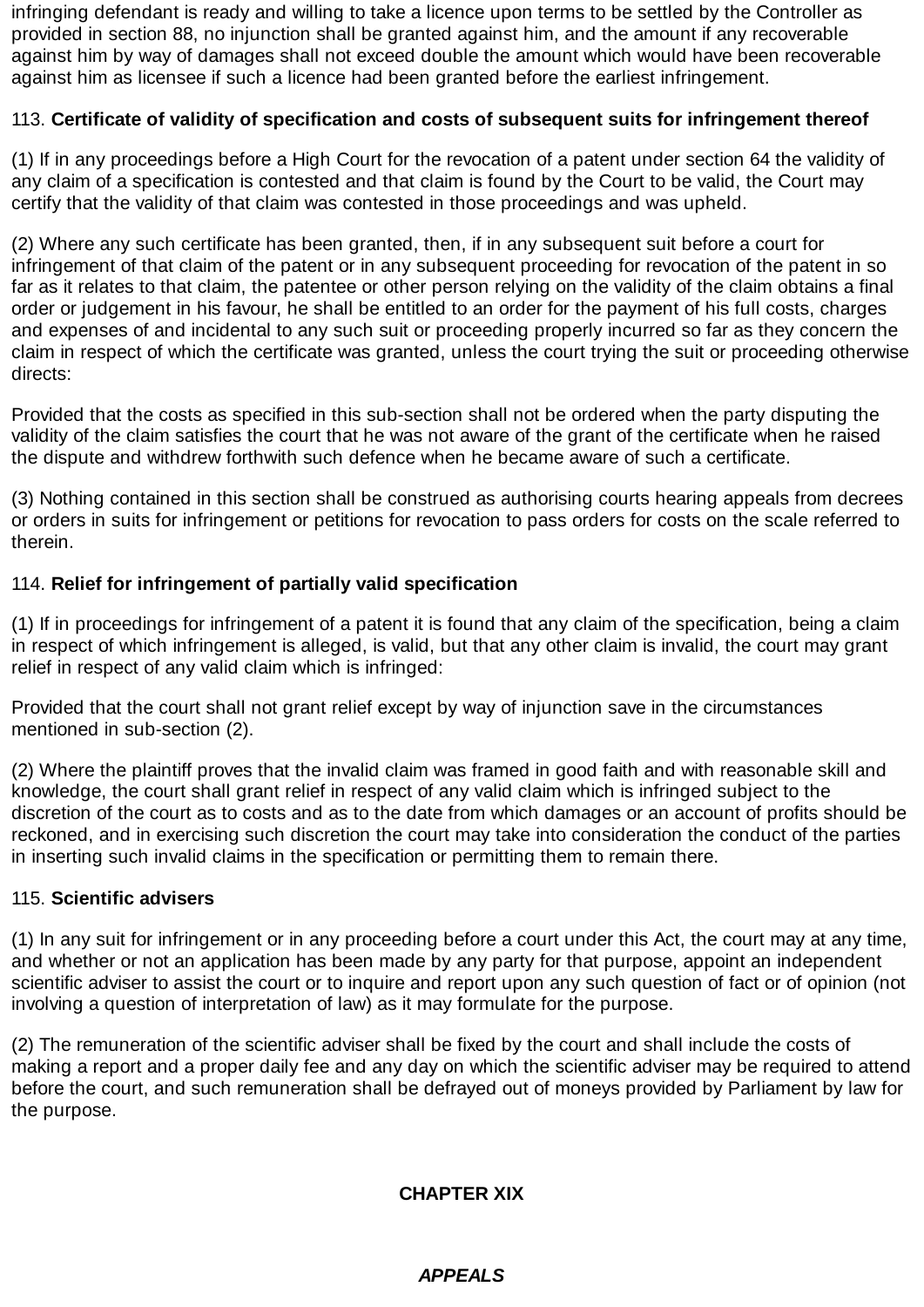infringing defendant is ready and willing to take a licence upon terms to be settled by the Controller as provided in section 88, no injunction shall be granted against him, and the amount if any recoverable against him by way of damages shall not exceed double the amount which would have been recoverable against him as licensee if such a licence had been granted before the earliest infringement.

113. **Certificate of validity of specification and costs of subsequent suits for infringement thereof**

(1) If in any proceedings before a High Court for the revocation of a patent under section 64 the validity of any claim of a specification is contested and that claim is found by the Court to be valid, the Court may certify that the validity of that claim was contested in those proceedings and was upheld.

(2) Where any such certificate has been granted, then, if in any subsequent suit before a court for infringement of that claim of the patent or in any subsequent proceeding for revocation of the patent in so far as it relates to that claim, the patentee or other person relying on the validity of the claim obtains a final order or judgement in his favour, he shall be entitled to an order for the payment of his full costs, charges and expenses of and incidental to any such suit or proceeding properly incurred so far as they concern the claim in respect of which the certificate was granted, unless the court trying the suit or proceeding otherwise directs:

Provided that the costs as specified in this sub-section shall not be ordered when the party disputing the validity of the claim satisfies the court that he was not aware of the grant of the certificate when he raised the dispute and withdrew forthwith such defence when he became aware of such a certificate.

(3) Nothing contained in this section shall be construed as authorising courts hearing appeals from decrees or orders in suits for infringement or petitions for revocation to pass orders for costs on the scale referred to therein.

114. **Relief for infringement of partially valid specification**

(1) If in proceedings for infringement of a patent it is found that any claim of the specification, being a claim in respect of which infringement is alleged, is valid, but that any other claim is invalid, the court may grant relief in respect of any valid claim which is infringed:

Provided that the court shall not grant relief except by way of injunction save in the circumstances mentioned in sub-section (2).

(2) Where the plaintiff proves that the invalid claim was framed in good faith and with reasonable skill and knowledge, the court shall grant relief in respect of any valid claim which is infringed subject to the discretion of the court as to costs and as to the date from which damages or an account of profits should be reckoned, and in exercising such discretion the court may take into consideration the conduct of the parties in inserting such invalid claims in the specification or permitting them to remain there.

115. **Scientific advisers**

(1) In any suit for infringement or in any proceeding before a court under this Act, the court may at any time, and whether or not an application has been made by any party for that purpose, appoint an independent scientific adviser to assist the court or to inquire and report upon any such question of fact or of opinion (not involving a question of interpretation of law) as it may formulate for the purpose.

(2) The remuneration of the scientific adviser shall be fixed by the court and shall include the costs of making a report and a proper daily fee and any day on which the scientific adviser may be required to attend before the court, and such remuneration shall be defrayed out of moneys provided by Parliament by law for the purpose.

## CHAPTER XIX

## ***APPEALS***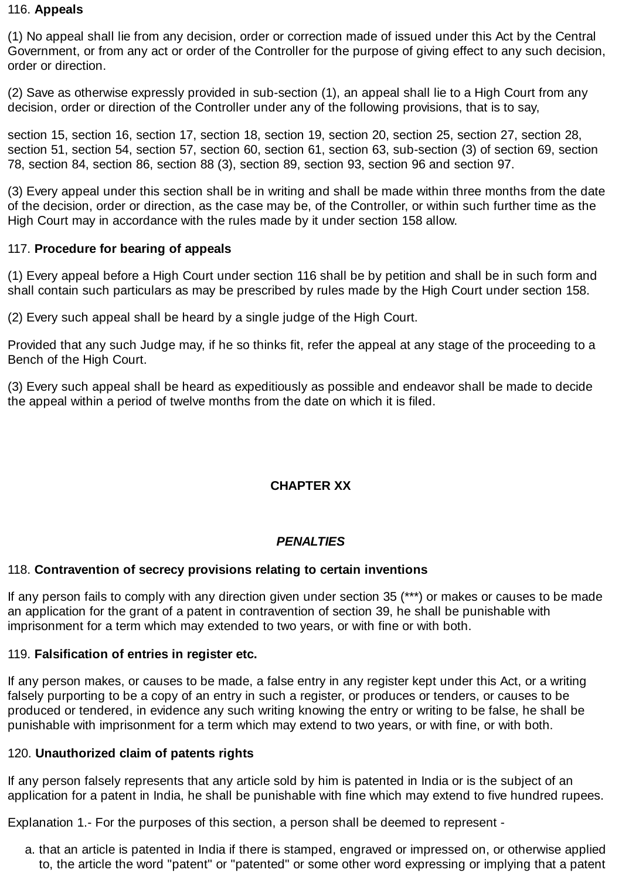116. **Appeals**

(1) No appeal shall lie from any decision, order or correction made of issued under this Act by the Central Government, or from any act or order of the Controller for the purpose of giving effect to any such decision, order or direction.

(2) Save as otherwise expressly provided in sub-section (1), an appeal shall lie to a High Court from any decision, order or direction of the Controller under any of the following provisions, that is to say,

section 15, section 16, section 17, section 18, section 19, section 20, section 25, section 27, section 28, section 51, section 54, section 57, section 60, section 61, section 63, sub-section (3) of section 69, section 78, section 84, section 86, section 88 (3), section 89, section 93, section 96 and section 97.

(3) Every appeal under this section shall be in writing and shall be made within three months from the date of the decision, order or direction, as the case may be, of the Controller, or within such further time as the High Court may in accordance with the rules made by it under section 158 allow.

117. **Procedure for bearing of appeals**

(1) Every appeal before a High Court under section 116 shall be by petition and shall be in such form and shall contain such particulars as may be prescribed by rules made by the High Court under section 158.

(2) Every such appeal shall be heard by a single judge of the High Court.

Provided that any such Judge may, if he so thinks fit, refer the appeal at any stage of the proceeding to a Bench of the High Court.

(3) Every such appeal shall be heard as expeditiously as possible and endeavor shall be made to decide the appeal within a period of twelve months from the date on which it is filed.

## CHAPTER XX

## *PENALTIES*

118. **Contravention of secrecy provisions relating to certain inventions**

If any person fails to comply with any direction given under section 35 (***) or makes or causes to be made an application for the grant of a patent in contravention of section 39, he shall be punishable with imprisonment for a term which may extended to two years, or with fine or with both.

119. **Falsification of entries in register etc.**

If any person makes, or causes to be made, a false entry in any register kept under this Act, or a writing falsely purporting to be a copy of an entry in such a register, or produces or tenders, or causes to be produced or tendered, in evidence any such writing knowing the entry or writing to be false, he shall be punishable with imprisonment for a term which may extend to two years, or with fine, or with both.

120. **Unauthorized claim of patents rights**

If any person falsely represents that any article sold by him is patented in India or is the subject of an application for a patent in India, he shall be punishable with fine which may extend to five hundred rupees.

Explanation 1.- For the purposes of this section, a person shall be deemed to represent -

a. that an article is patented in India if there is stamped, engraved or impressed on, or otherwise applied to, the article the word "patent" or "patented" or some other word expressing or implying that a patent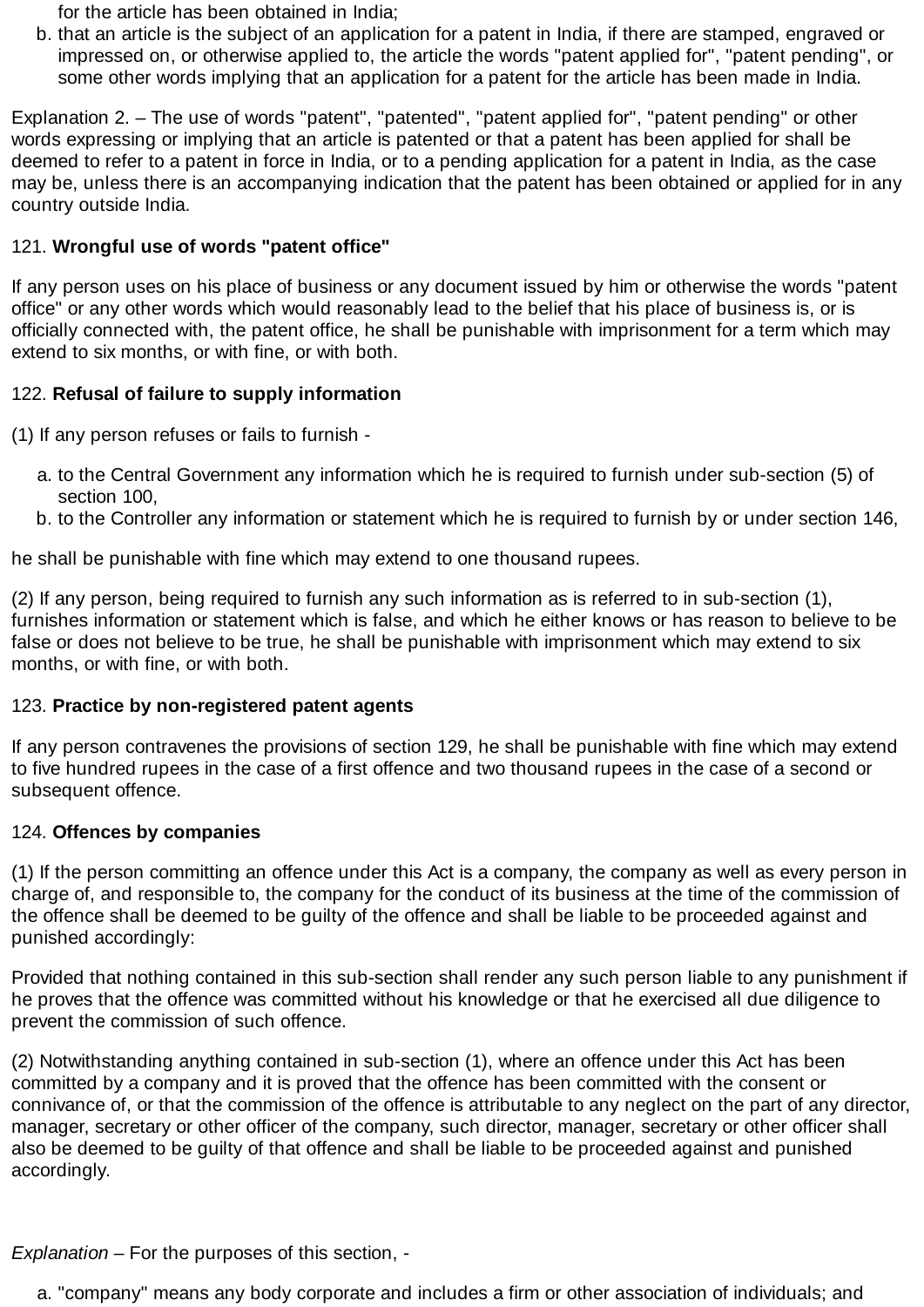for the article has been obtained in India;

b. that an article is the subject of an application for a patent in India, if there are stamped, engraved or impressed on, or otherwise applied to, the article the words "patent applied for", "patent pending", or some other words implying that an application for a patent for the article has been made in India.

Explanation 2. – The use of words "patent", "patented", "patent applied for", "patent pending" or other words expressing or implying that an article is patented or that a patent has been applied for shall be deemed to refer to a patent in force in India, or to a pending application for a patent in India, as the case may be, unless there is an accompanying indication that the patent has been obtained or applied for in any country outside India.

121. **Wrongful use of words "patent office"**

If any person uses on his place of business or any document issued by him or otherwise the words "patent office" or any other words which would reasonably lead to the belief that his place of business is, or is officially connected with, the patent office, he shall be punishable with imprisonment for a term which may extend to six months, or with fine, or with both.

122. **Refusal of failure to supply information**

(1) If any person refuses or fails to furnish -

a. to the Central Government any information which he is required to furnish under sub-section (5) of section 100,
b. to the Controller any information or statement which he is required to furnish by or under section 146,

he shall be punishable with fine which may extend to one thousand rupees.

(2) If any person, being required to furnish any such information as is referred to in sub-section (1), furnishes information or statement which is false, and which he either knows or has reason to believe to be false or does not believe to be true, he shall be punishable with imprisonment which may extend to six months, or with fine, or with both.

123. **Practice by non-registered patent agents**

If any person contravenes the provisions of section 129, he shall be punishable with fine which may extend to five hundred rupees in the case of a first offence and two thousand rupees in the case of a second or subsequent offence.

124. **Offences by companies**

(1) If the person committing an offence under this Act is a company, the company as well as every person in charge of, and responsible to, the company for the conduct of its business at the time of the commission of the offence shall be deemed to be guilty of the offence and shall be liable to be proceeded against and punished accordingly:

Provided that nothing contained in this sub-section shall render any such person liable to any punishment if he proves that the offence was committed without his knowledge or that he exercised all due diligence to prevent the commission of such offence.

(2) Notwithstanding anything contained in sub-section (1), where an offence under this Act has been committed by a company and it is proved that the offence has been committed with the consent or connivance of, or that the commission of the offence is attributable to any neglect on the part of any director, manager, secretary or other officer of the company, such director, manager, secretary or other officer shall also be deemed to be guilty of that offence and shall be liable to be proceeded against and punished accordingly.

*Explanation* – For the purposes of this section, -

a. "company" means any body corporate and includes a firm or other association of individuals; and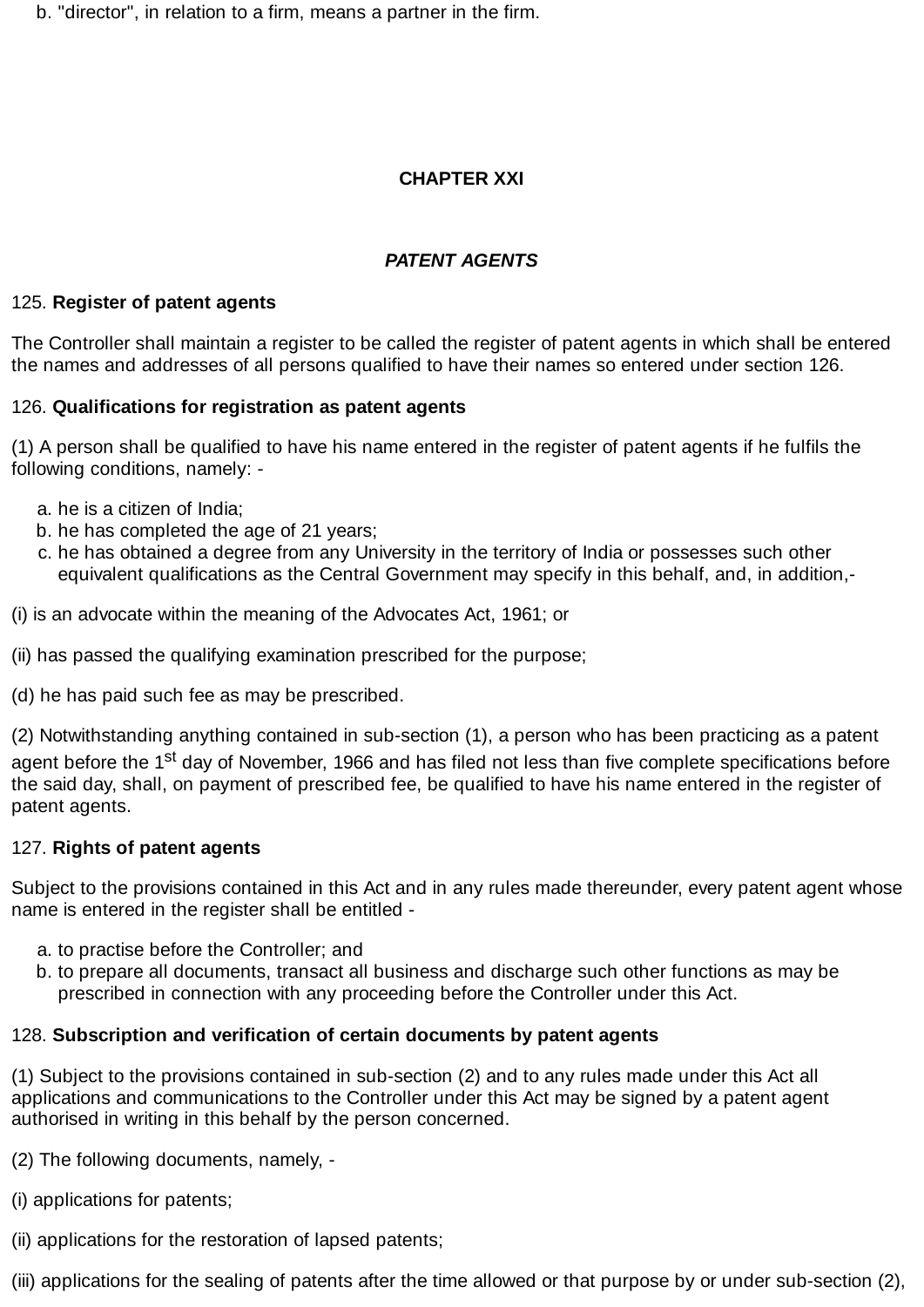b. "director", in relation to a firm, means a partner in the firm.

## CHAPTER XXI

## *PATENT AGENTS*

125. **Register of patent agents**

The Controller shall maintain a register to be called the register of patent agents in which shall be entered the names and addresses of all persons qualified to have their names so entered under section 126.

126. **Qualifications for registration as patent agents**

(1) A person shall be qualified to have his name entered in the register of patent agents if he fulfils the following conditions, namely: -

a. he is a citizen of India;
b. he has completed the age of 21 years;
c. he has obtained a degree from any University in the territory of India or possesses such other equivalent qualifications as the Central Government may specify in this behalf, and, in addition,-

(i) is an advocate within the meaning of the Advocates Act, 1961; or

(ii) has passed the qualifying examination prescribed for the purpose;

(d) he has paid such fee as may be prescribed.

(2) Notwithstanding anything contained in sub-section (1), a person who has been practicing as a patent agent before the 1st day of November, 1966 and has filed not less than five complete specifications before the said day, shall, on payment of prescribed fee, be qualified to have his name entered in the register of patent agents.

127. **Rights of patent agents**

Subject to the provisions contained in this Act and in any rules made thereunder, every patent agent whose name is entered in the register shall be entitled -

a. to practise before the Controller; and
b. to prepare all documents, transact all business and discharge such other functions as may be prescribed in connection with any proceeding before the Controller under this Act.

128. **Subscription and verification of certain documents by patent agents**

(1) Subject to the provisions contained in sub-section (2) and to any rules made under this Act all applications and communications to the Controller under this Act may be signed by a patent agent authorised in writing in this behalf by the person concerned.

(2) The following documents, namely, -

(i) applications for patents;

(ii) applications for the restoration of lapsed patents;

(iii) applications for the sealing of patents after the time allowed or that purpose by or under sub-section (2),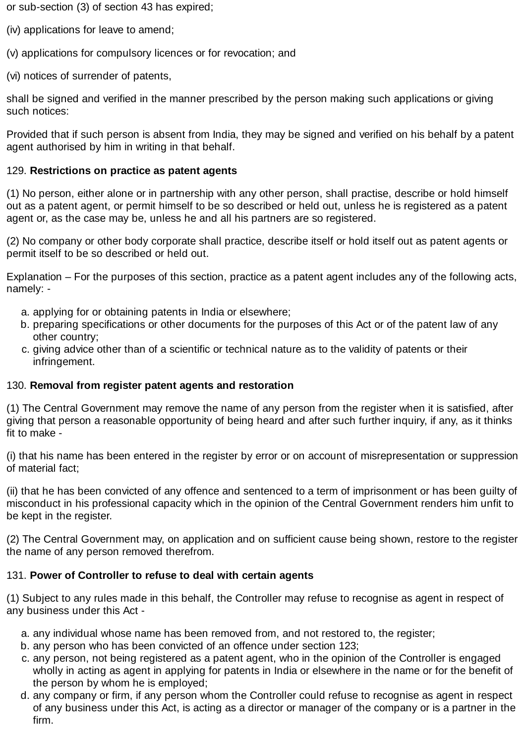or sub-section (3) of section 43 has expired;

(iv) applications for leave to amend;

(v) applications for compulsory licences or for revocation; and

(vi) notices of surrender of patents,

shall be signed and verified in the manner prescribed by the person making such applications or giving such notices:

Provided that if such person is absent from India, they may be signed and verified on his behalf by a patent agent authorised by him in writing in that behalf.

129. **Restrictions on practice as patent agents**

(1) No person, either alone or in partnership with any other person, shall practise, describe or hold himself out as a patent agent, or permit himself to be so described or held out, unless he is registered as a patent agent or, as the case may be, unless he and all his partners are so registered.

(2) No company or other body corporate shall practice, describe itself or hold itself out as patent agents or permit itself to be so described or held out.

Explanation – For the purposes of this section, practice as a patent agent includes any of the following acts, namely: -

a. applying for or obtaining patents in India or elsewhere;
b. preparing specifications or other documents for the purposes of this Act or of the patent law of any other country;
c. giving advice other than of a scientific or technical nature as to the validity of patents or their infringement.

130. **Removal from register patent agents and restoration**

(1) The Central Government may remove the name of any person from the register when it is satisfied, after giving that person a reasonable opportunity of being heard and after such further inquiry, if any, as it thinks fit to make -

(i) that his name has been entered in the register by error or on account of misrepresentation or suppression of material fact;

(ii) that he has been convicted of any offence and sentenced to a term of imprisonment or has been guilty of misconduct in his professional capacity which in the opinion of the Central Government renders him unfit to be kept in the register.

(2) The Central Government may, on application and on sufficient cause being shown, restore to the register the name of any person removed therefrom.

131. **Power of Controller to refuse to deal with certain agents**

(1) Subject to any rules made in this behalf, the Controller may refuse to recognise as agent in respect of any business under this Act -

a. any individual whose name has been removed from, and not restored to, the register;
b. any person who has been convicted of an offence under section 123;
c. any person, not being registered as a patent agent, who in the opinion of the Controller is engaged wholly in acting as agent in applying for patents in India or elsewhere in the name or for the benefit of the person by whom he is employed;
d. any company or firm, if any person whom the Controller could refuse to recognise as agent in respect of any business under this Act, is acting as a director or manager of the company or is a partner in the firm.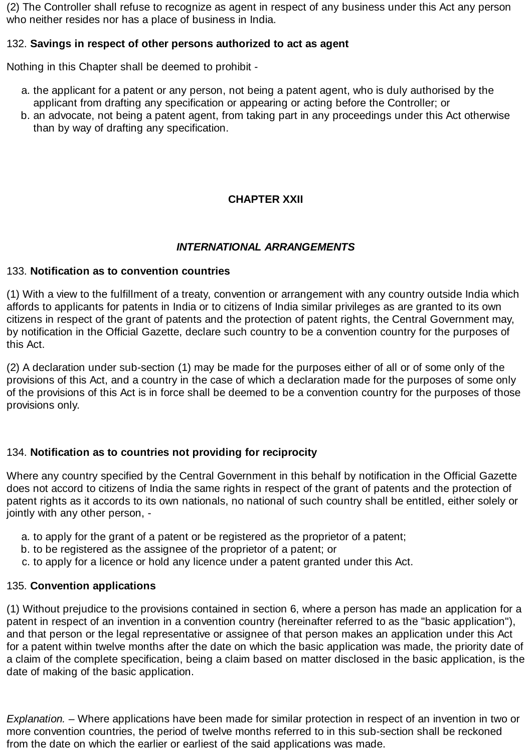(2) The Controller shall refuse to recognize as agent in respect of any business under this Act any person who neither resides nor has a place of business in India.

132. **Savings in respect of other persons authorized to act as agent**

Nothing in this Chapter shall be deemed to prohibit -

a. the applicant for a patent or any person, not being a patent agent, who is duly authorised by the applicant from drafting any specification or appearing or acting before the Controller; or
b. an advocate, not being a patent agent, from taking part in any proceedings under this Act otherwise than by way of drafting any specification.

## CHAPTER XXII

## *INTERNATIONAL ARRANGEMENTS*

133. **Notification as to convention countries**

(1) With a view to the fulfillment of a treaty, convention or arrangement with any country outside India which affords to applicants for patents in India or to citizens of India similar privileges as are granted to its own citizens in respect of the grant of patents and the protection of patent rights, the Central Government may, by notification in the Official Gazette, declare such country to be a convention country for the purposes of this Act.

(2) A declaration under sub-section (1) may be made for the purposes either of all or of some only of the provisions of this Act, and a country in the case of which a declaration made for the purposes of some only of the provisions of this Act is in force shall be deemed to be a convention country for the purposes of those provisions only.

134. **Notification as to countries not providing for reciprocity**

Where any country specified by the Central Government in this behalf by notification in the Official Gazette does not accord to citizens of India the same rights in respect of the grant of patents and the protection of patent rights as it accords to its own nationals, no national of such country shall be entitled, either solely or jointly with any other person, -

a. to apply for the grant of a patent or be registered as the proprietor of a patent;
b. to be registered as the assignee of the proprietor of a patent; or
c. to apply for a licence or hold any licence under a patent granted under this Act.

135. **Convention applications**

(1) Without prejudice to the provisions contained in section 6, where a person has made an application for a patent in respect of an invention in a convention country (hereinafter referred to as the "basic application"), and that person or the legal representative or assignee of that person makes an application under this Act for a patent within twelve months after the date on which the basic application was made, the priority date of a claim of the complete specification, being a claim based on matter disclosed in the basic application, is the date of making of the basic application.

*Explanation.* – Where applications have been made for similar protection in respect of an invention in two or more convention countries, the period of twelve months referred to in this sub-section shall be reckoned from the date on which the earlier or earliest of the said applications was made.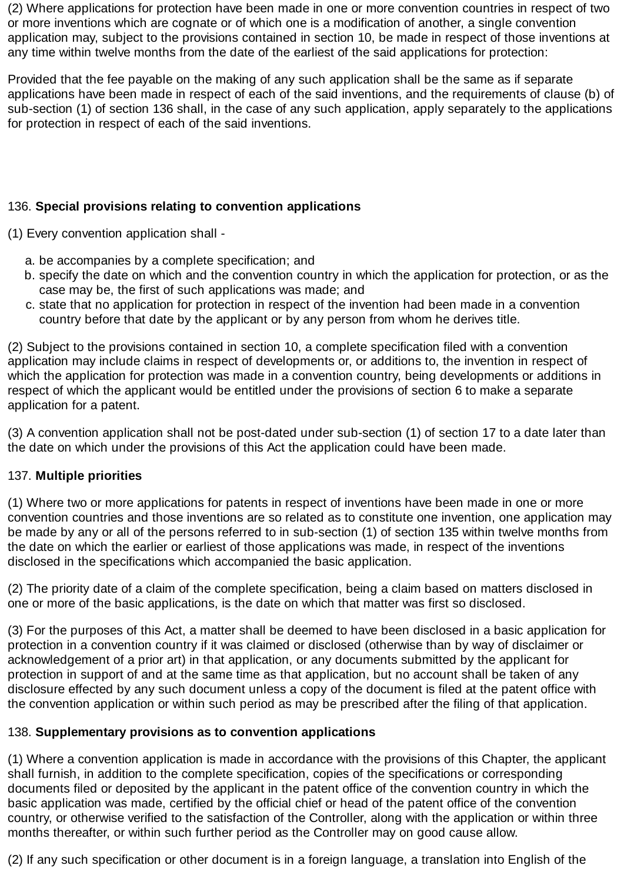(2) Where applications for protection have been made in one or more convention countries in respect of two or more inventions which are cognate or of which one is a modification of another, a single convention application may, subject to the provisions contained in section 10, be made in respect of those inventions at any time within twelve months from the date of the earliest of the said applications for protection:

Provided that the fee payable on the making of any such application shall be the same as if separate applications have been made in respect of each of the said inventions, and the requirements of clause (b) of sub-section (1) of section 136 shall, in the case of any such application, apply separately to the applications for protection in respect of each of the said inventions.

136. **Special provisions relating to convention applications**

(1) Every convention application shall -

a. be accompanies by a complete specification; and
b. specify the date on which and the convention country in which the application for protection, or as the case may be, the first of such applications was made; and
c. state that no application for protection in respect of the invention had been made in a convention country before that date by the applicant or by any person from whom he derives title.

(2) Subject to the provisions contained in section 10, a complete specification filed with a convention application may include claims in respect of developments or, or additions to, the invention in respect of which the application for protection was made in a convention country, being developments or additions in respect of which the applicant would be entitled under the provisions of section 6 to make a separate application for a patent.

(3) A convention application shall not be post-dated under sub-section (1) of section 17 to a date later than the date on which under the provisions of this Act the application could have been made.

137. **Multiple priorities**

(1) Where two or more applications for patents in respect of inventions have been made in one or more convention countries and those inventions are so related as to constitute one invention, one application may be made by any or all of the persons referred to in sub-section (1) of section 135 within twelve months from the date on which the earlier or earliest of those applications was made, in respect of the inventions disclosed in the specifications which accompanied the basic application.

(2) The priority date of a claim of the complete specification, being a claim based on matters disclosed in one or more of the basic applications, is the date on which that matter was first so disclosed.

(3) For the purposes of this Act, a matter shall be deemed to have been disclosed in a basic application for protection in a convention country if it was claimed or disclosed (otherwise than by way of disclaimer or acknowledgement of a prior art) in that application, or any documents submitted by the applicant for protection in support of and at the same time as that application, but no account shall be taken of any disclosure effected by any such document unless a copy of the document is filed at the patent office with the convention application or within such period as may be prescribed after the filing of that application.

138. **Supplementary provisions as to convention applications**

(1) Where a convention application is made in accordance with the provisions of this Chapter, the applicant shall furnish, in addition to the complete specification, copies of the specifications or corresponding documents filed or deposited by the applicant in the patent office of the convention country in which the basic application was made, certified by the official chief or head of the patent office of the convention country, or otherwise verified to the satisfaction of the Controller, along with the application or within three months thereafter, or within such further period as the Controller may on good cause allow.

(2) If any such specification or other document is in a foreign language, a translation into English of the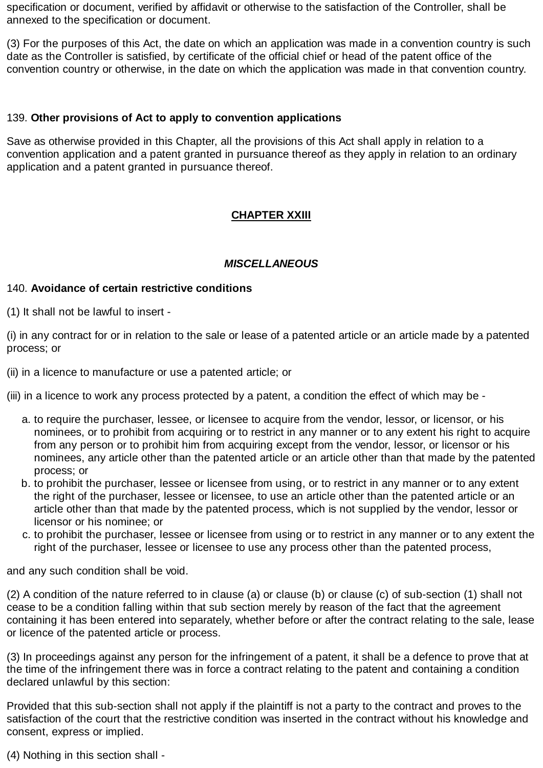specification or document, verified by affidavit or otherwise to the satisfaction of the Controller, shall be annexed to the specification or document.

(3) For the purposes of this Act, the date on which an application was made in a convention country is such date as the Controller is satisfied, by certificate of the official chief or head of the patent office of the convention country or otherwise, in the date on which the application was made in that convention country.

139. **Other provisions of Act to apply to convention applications**

Save as otherwise provided in this Chapter, all the provisions of this Act shall apply in relation to a convention application and a patent granted in pursuance thereof as they apply in relation to an ordinary application and a patent granted in pursuance thereof.

## CHAPTER XXIII

### *MISCELLANEOUS*

140. **Avoidance of certain restrictive conditions**

(1) It shall not be lawful to insert -

(i) in any contract for or in relation to the sale or lease of a patented article or an article made by a patented process; or

(ii) in a licence to manufacture or use a patented article; or

(iii) in a licence to work any process protected by a patent, a condition the effect of which may be -

a. to require the purchaser, lessee, or licensee to acquire from the vendor, lessor, or licensor, or his nominees, or to prohibit from acquiring or to restrict in any manner or to any extent his right to acquire from any person or to prohibit him from acquiring except from the vendor, lessor, or licensor or his nominees, any article other than the patented article or an article other than that made by the patented process; or
b. to prohibit the purchaser, lessee or licensee from using, or to restrict in any manner or to any extent the right of the purchaser, lessee or licensee, to use an article other than the patented article or an article other than that made by the patented process, which is not supplied by the vendor, lessor or licensor or his nominee; or
c. to prohibit the purchaser, lessee or licensee from using or to restrict in any manner or to any extent the right of the purchaser, lessee or licensee to use any process other than the patented process,

and any such condition shall be void.

(2) A condition of the nature referred to in clause (a) or clause (b) or clause (c) of sub-section (1) shall not cease to be a condition falling within that sub section merely by reason of the fact that the agreement containing it has been entered into separately, whether before or after the contract relating to the sale, lease or licence of the patented article or process.

(3) In proceedings against any person for the infringement of a patent, it shall be a defence to prove that at the time of the infringement there was in force a contract relating to the patent and containing a condition declared unlawful by this section:

Provided that this sub-section shall not apply if the plaintiff is not a party to the contract and proves to the satisfaction of the court that the restrictive condition was inserted in the contract without his knowledge and consent, express or implied.

(4) Nothing in this section shall -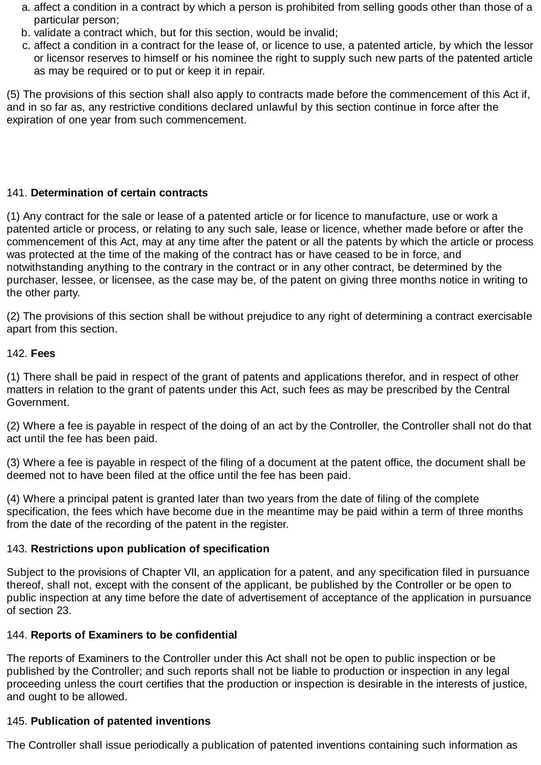a. affect a condition in a contract by which a person is prohibited from selling goods other than those of a particular person;
b. validate a contract which, but for this section, would be invalid;
c. affect a condition in a contract for the lease of, or licence to use, a patented article, by which the lessor or licensor reserves to himself or his nominee the right to supply such new parts of the patented article as may be required or to put or keep it in repair.

(5) The provisions of this section shall also apply to contracts made before the commencement of this Act if, and in so far as, any restrictive conditions declared unlawful by this section continue in force after the expiration of one year from such commencement.

141. **Determination of certain contracts**

(1) Any contract for the sale or lease of a patented article or for licence to manufacture, use or work a patented article or process, or relating to any such sale, lease or licence, whether made before or after the commencement of this Act, may at any time after the patent or all the patents by which the article or process was protected at the time of the making of the contract has or have ceased to be in force, and notwithstanding anything to the contrary in the contract or in any other contract, be determined by the purchaser, lessee, or licensee, as the case may be, of the patent on giving three months notice in writing to the other party.

(2) The provisions of this section shall be without prejudice to any right of determining a contract exercisable apart from this section.

142. **Fees**

(1) There shall be paid in respect of the grant of patents and applications therefor, and in respect of other matters in relation to the grant of patents under this Act, such fees as may be prescribed by the Central Government.

(2) Where a fee is payable in respect of the doing of an act by the Controller, the Controller shall not do that act until the fee has been paid.

(3) Where a fee is payable in respect of the filing of a document at the patent office, the document shall be deemed not to have been filed at the office until the fee has been paid.

(4) Where a principal patent is granted later than two years from the date of filing of the complete specification, the fees which have become due in the meantime may be paid within a term of three months from the date of the recording of the patent in the register.

143. **Restrictions upon publication of specification**

Subject to the provisions of Chapter VII, an application for a patent, and any specification filed in pursuance thereof, shall not, except with the consent of the applicant, be published by the Controller or be open to public inspection at any time before the date of advertisement of acceptance of the application in pursuance of section 23.

144. **Reports of Examiners to be confidential**

The reports of Examiners to the Controller under this Act shall not be open to public inspection or be published by the Controller; and such reports shall not be liable to production or inspection in any legal proceeding unless the court certifies that the production or inspection is desirable in the interests of justice, and ought to be allowed.

145. **Publication of patented inventions**

The Controller shall issue periodically a publication of patented inventions containing such information as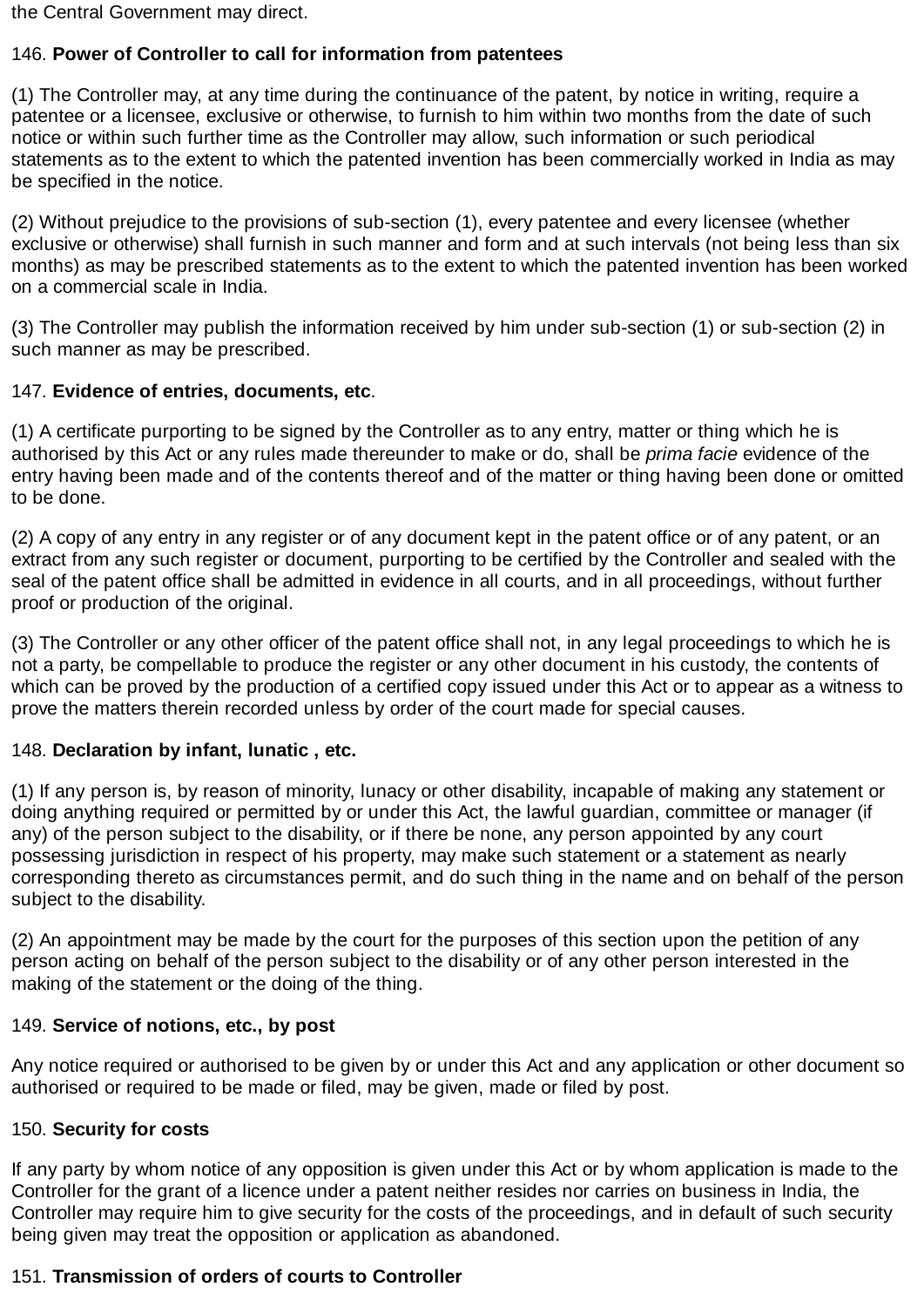the Central Government may direct.

146. **Power of Controller to call for information from patentees**

(1) The Controller may, at any time during the continuance of the patent, by notice in writing, require a patentee or a licensee, exclusive or otherwise, to furnish to him within two months from the date of such notice or within such further time as the Controller may allow, such information or such periodical statements as to the extent to which the patented invention has been commercially worked in India as may be specified in the notice.

(2) Without prejudice to the provisions of sub-section (1), every patentee and every licensee (whether exclusive or otherwise) shall furnish in such manner and form and at such intervals (not being less than six months) as may be prescribed statements as to the extent to which the patented invention has been worked on a commercial scale in India.

(3) The Controller may publish the information received by him under sub-section (1) or sub-section (2) in such manner as may be prescribed.

147. **Evidence of entries, documents, etc**.

(1) A certificate purporting to be signed by the Controller as to any entry, matter or thing which he is authorised by this Act or any rules made thereunder to make or do, shall be *prima facie* evidence of the entry having been made and of the contents thereof and of the matter or thing having been done or omitted to be done.

(2) A copy of any entry in any register or of any document kept in the patent office or of any patent, or an extract from any such register or document, purporting to be certified by the Controller and sealed with the seal of the patent office shall be admitted in evidence in all courts, and in all proceedings, without further proof or production of the original.

(3) The Controller or any other officer of the patent office shall not, in any legal proceedings to which he is not a party, be compellable to produce the register or any other document in his custody, the contents of which can be proved by the production of a certified copy issued under this Act or to appear as a witness to prove the matters therein recorded unless by order of the court made for special causes.

148. **Declaration by infant, lunatic , etc.**

(1) If any person is, by reason of minority, lunacy or other disability, incapable of making any statement or doing anything required or permitted by or under this Act, the lawful guardian, committee or manager (if any) of the person subject to the disability, or if there be none, any person appointed by any court possessing jurisdiction in respect of his property, may make such statement or a statement as nearly corresponding thereto as circumstances permit, and do such thing in the name and on behalf of the person subject to the disability.

(2) An appointment may be made by the court for the purposes of this section upon the petition of any person acting on behalf of the person subject to the disability or of any other person interested in the making of the statement or the doing of the thing.

149. **Service of notions, etc., by post**

Any notice required or authorised to be given by or under this Act and any application or other document so authorised or required to be made or filed, may be given, made or filed by post.

150. **Security for costs**

If any party by whom notice of any opposition is given under this Act or by whom application is made to the Controller for the grant of a licence under a patent neither resides nor carries on business in India, the Controller may require him to give security for the costs of the proceedings, and in default of such security being given may treat the opposition or application as abandoned.

151. **Transmission of orders of courts to Controller**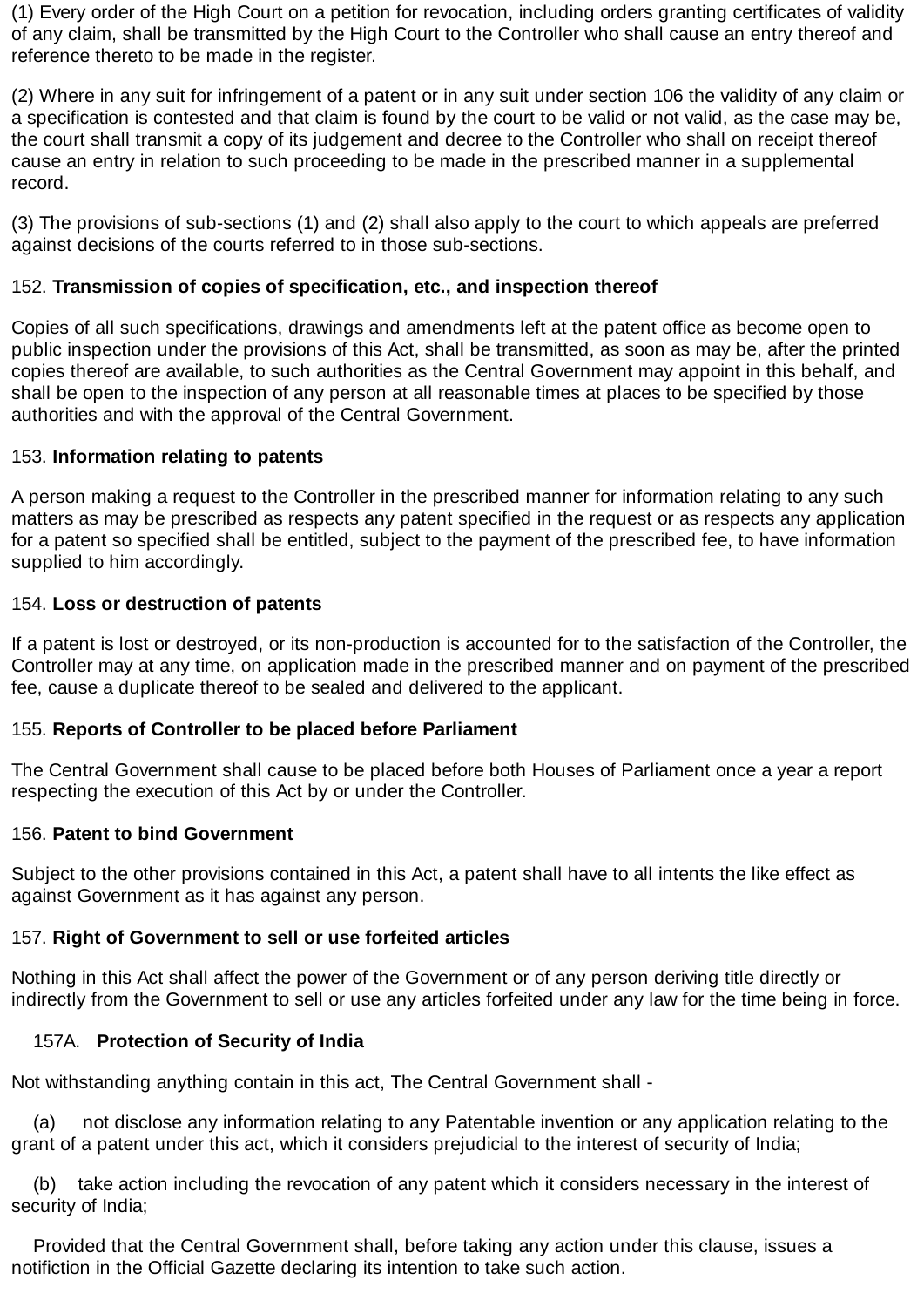(1) Every order of the High Court on a petition for revocation, including orders granting certificates of validity of any claim, shall be transmitted by the High Court to the Controller who shall cause an entry thereof and reference thereto to be made in the register.

(2) Where in any suit for infringement of a patent or in any suit under section 106 the validity of any claim or a specification is contested and that claim is found by the court to be valid or not valid, as the case may be, the court shall transmit a copy of its judgement and decree to the Controller who shall on receipt thereof cause an entry in relation to such proceeding to be made in the prescribed manner in a supplemental record.

(3) The provisions of sub-sections (1) and (2) shall also apply to the court to which appeals are preferred against decisions of the courts referred to in those sub-sections.

152. **Transmission of copies of specification, etc., and inspection thereof**

Copies of all such specifications, drawings and amendments left at the patent office as become open to public inspection under the provisions of this Act, shall be transmitted, as soon as may be, after the printed copies thereof are available, to such authorities as the Central Government may appoint in this behalf, and shall be open to the inspection of any person at all reasonable times at places to be specified by those authorities and with the approval of the Central Government.

153. **Information relating to patents**

A person making a request to the Controller in the prescribed manner for information relating to any such matters as may be prescribed as respects any patent specified in the request or as respects any application for a patent so specified shall be entitled, subject to the payment of the prescribed fee, to have information supplied to him accordingly.

154. **Loss or destruction of patents**

If a patent is lost or destroyed, or its non-production is accounted for to the satisfaction of the Controller, the Controller may at any time, on application made in the prescribed manner and on payment of the prescribed fee, cause a duplicate thereof to be sealed and delivered to the applicant.

155. **Reports of Controller to be placed before Parliament**

The Central Government shall cause to be placed before both Houses of Parliament once a year a report respecting the execution of this Act by or under the Controller.

156. **Patent to bind Government**

Subject to the other provisions contained in this Act, a patent shall have to all intents the like effect as against Government as it has against any person.

157. **Right of Government to sell or use forfeited articles**

Nothing in this Act shall affect the power of the Government or of any person deriving title directly or indirectly from the Government to sell or use any articles forfeited under any law for the time being in force.

157A. **Protection of Security of India**

Not withstanding anything contain in this act, The Central Government shall -

(a) not disclose any information relating to any Patentable invention or any application relating to the grant of a patent under this act, which it considers prejudicial to the interest of security of India;

(b) take action including the revocation of any patent which it considers necessary in the interest of security of India;

Provided that the Central Government shall, before taking any action under this clause, issues a notifiction in the Official Gazette declaring its intention to take such action.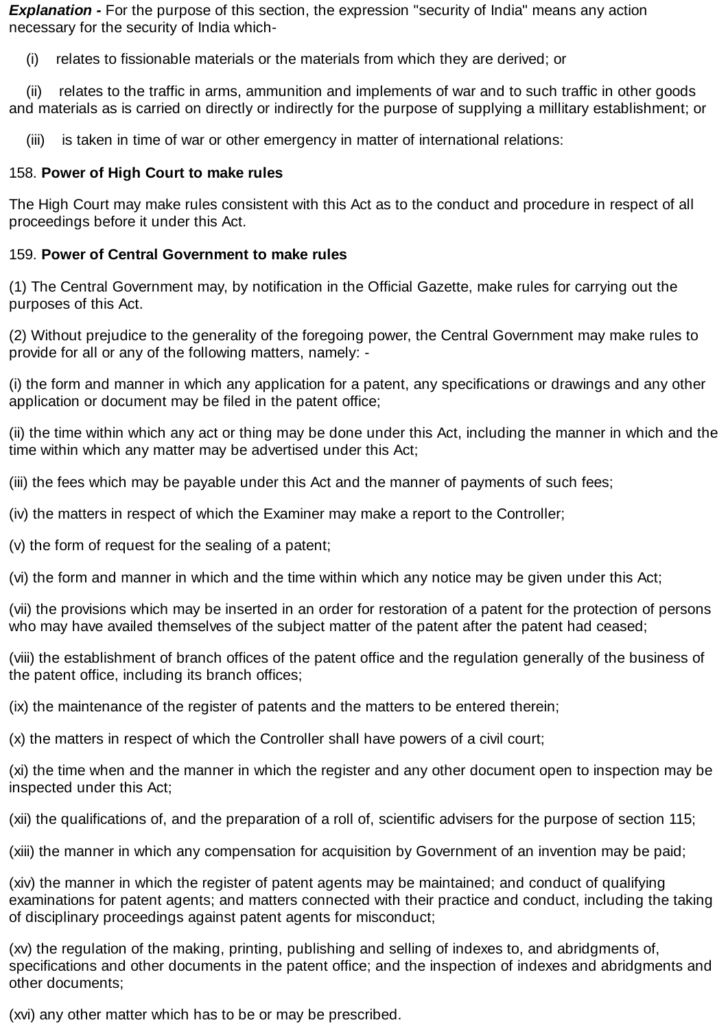***Explanation -*** For the purpose of this section, the expression "security of India" means any action necessary for the security of India which-

(i) relates to fissionable materials or the materials from which they are derived; or

(ii) relates to the traffic in arms, ammunition and implements of war and to such traffic in other goods and materials as is carried on directly or indirectly for the purpose of supplying a millitary establishment; or

(iii) is taken in time of war or other emergency in matter of international relations:

158. **Power of High Court to make rules**

The High Court may make rules consistent with this Act as to the conduct and procedure in respect of all proceedings before it under this Act.

159. **Power of Central Government to make rules**

(1) The Central Government may, by notification in the Official Gazette, make rules for carrying out the purposes of this Act.

(2) Without prejudice to the generality of the foregoing power, the Central Government may make rules to provide for all or any of the following matters, namely: -

(i) the form and manner in which any application for a patent, any specifications or drawings and any other application or document may be filed in the patent office;

(ii) the time within which any act or thing may be done under this Act, including the manner in which and the time within which any matter may be advertised under this Act;

(iii) the fees which may be payable under this Act and the manner of payments of such fees;

(iv) the matters in respect of which the Examiner may make a report to the Controller;

(v) the form of request for the sealing of a patent;

(vi) the form and manner in which and the time within which any notice may be given under this Act;

(vii) the provisions which may be inserted in an order for restoration of a patent for the protection of persons who may have availed themselves of the subject matter of the patent after the patent had ceased;

(viii) the establishment of branch offices of the patent office and the regulation generally of the business of the patent office, including its branch offices;

(ix) the maintenance of the register of patents and the matters to be entered therein;

(x) the matters in respect of which the Controller shall have powers of a civil court;

(xi) the time when and the manner in which the register and any other document open to inspection may be inspected under this Act;

(xii) the qualifications of, and the preparation of a roll of, scientific advisers for the purpose of section 115;

(xiii) the manner in which any compensation for acquisition by Government of an invention may be paid;

(xiv) the manner in which the register of patent agents may be maintained; and conduct of qualifying examinations for patent agents; and matters connected with their practice and conduct, including the taking of disciplinary proceedings against patent agents for misconduct;

(xv) the regulation of the making, printing, publishing and selling of indexes to, and abridgments of, specifications and other documents in the patent office; and the inspection of indexes and abridgments and other documents;

(xvi) any other matter which has to be or may be prescribed.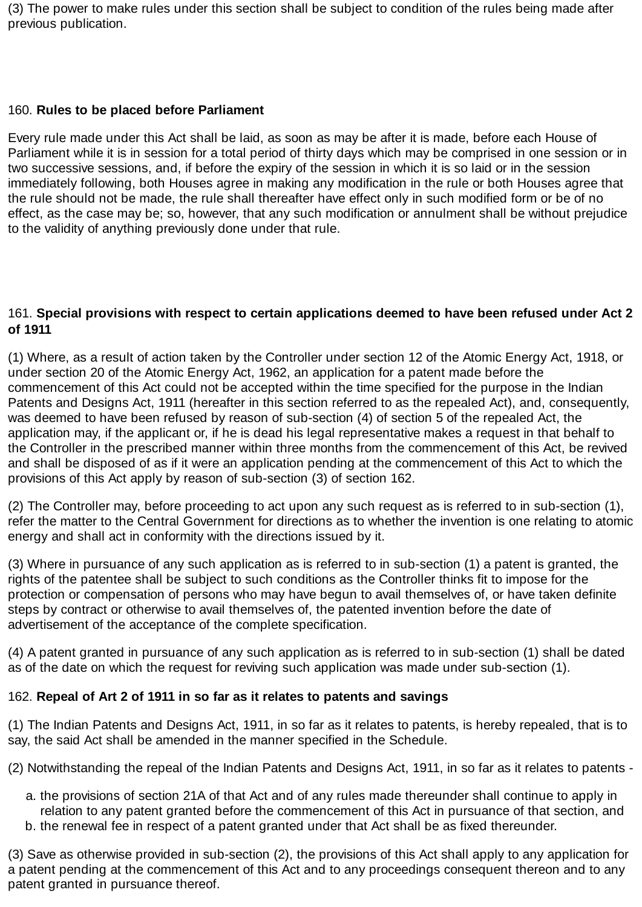(3) The power to make rules under this section shall be subject to condition of the rules being made after previous publication.

160. **Rules to be placed before Parliament**

Every rule made under this Act shall be laid, as soon as may be after it is made, before each House of Parliament while it is in session for a total period of thirty days which may be comprised in one session or in two successive sessions, and, if before the expiry of the session in which it is so laid or in the session immediately following, both Houses agree in making any modification in the rule or both Houses agree that the rule should not be made, the rule shall thereafter have effect only in such modified form or be of no effect, as the case may be; so, however, that any such modification or annulment shall be without prejudice to the validity of anything previously done under that rule.

161. **Special provisions with respect to certain applications deemed to have been refused under Act 2 of 1911**

(1) Where, as a result of action taken by the Controller under section 12 of the Atomic Energy Act, 1918, or under section 20 of the Atomic Energy Act, 1962, an application for a patent made before the commencement of this Act could not be accepted within the time specified for the purpose in the Indian Patents and Designs Act, 1911 (hereafter in this section referred to as the repealed Act), and, consequently, was deemed to have been refused by reason of sub-section (4) of section 5 of the repealed Act, the application may, if the applicant or, if he is dead his legal representative makes a request in that behalf to the Controller in the prescribed manner within three months from the commencement of this Act, be revived and shall be disposed of as if it were an application pending at the commencement of this Act to which the provisions of this Act apply by reason of sub-section (3) of section 162.

(2) The Controller may, before proceeding to act upon any such request as is referred to in sub-section (1), refer the matter to the Central Government for directions as to whether the invention is one relating to atomic energy and shall act in conformity with the directions issued by it.

(3) Where in pursuance of any such application as is referred to in sub-section (1) a patent is granted, the rights of the patentee shall be subject to such conditions as the Controller thinks fit to impose for the protection or compensation of persons who may have begun to avail themselves of, or have taken definite steps by contract or otherwise to avail themselves of, the patented invention before the date of advertisement of the acceptance of the complete specification.

(4) A patent granted in pursuance of any such application as is referred to in sub-section (1) shall be dated as of the date on which the request for reviving such application was made under sub-section (1).

162. **Repeal of Art 2 of 1911 in so far as it relates to patents and savings**

(1) The Indian Patents and Designs Act, 1911, in so far as it relates to patents, is hereby repealed, that is to say, the said Act shall be amended in the manner specified in the Schedule.

(2) Notwithstanding the repeal of the Indian Patents and Designs Act, 1911, in so far as it relates to patents -

a. the provisions of section 21A of that Act and of any rules made thereunder shall continue to apply in relation to any patent granted before the commencement of this Act in pursuance of that section, and
b. the renewal fee in respect of a patent granted under that Act shall be as fixed thereunder.

(3) Save as otherwise provided in sub-section (2), the provisions of this Act shall apply to any application for a patent pending at the commencement of this Act and to any proceedings consequent thereon and to any patent granted in pursuance thereof.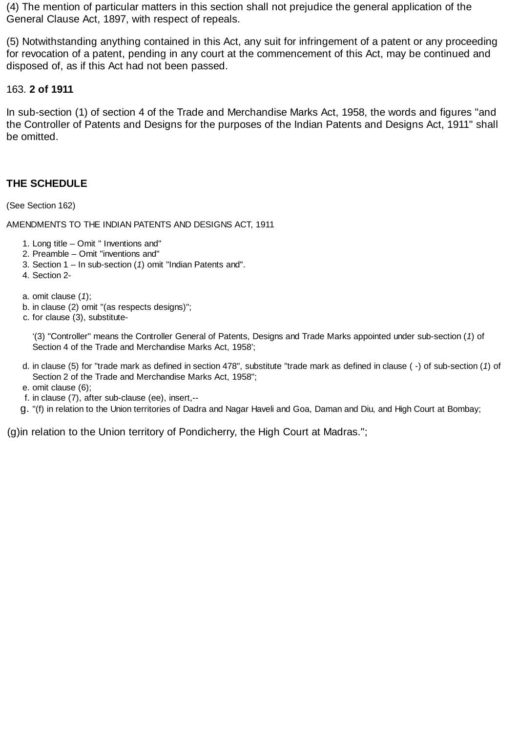(4) The mention of particular matters in this section shall not prejudice the general application of the General Clause Act, 1897, with respect of repeals.

(5) Notwithstanding anything contained in this Act, any suit for infringement of a patent or any proceeding for revocation of a patent, pending in any court at the commencement of this Act, may be continued and disposed of, as if this Act had not been passed.

163. **2 of 1911**

In sub-section (1) of section 4 of the Trade and Merchandise Marks Act, 1958, the words and figures "and the Controller of Patents and Designs for the purposes of the Indian Patents and Designs Act, 1911" shall be omitted.

**THE SCHEDULE**

(See Section 162)

AMENDMENTS TO THE INDIAN PATENTS AND DESIGNS ACT, 1911

1. Long title – Omit " Inventions and"
2. Preamble – Omit "inventions and"
3. Section 1 – In sub-section (*1*) omit "Indian Patents and".
4. Section 2-

a. omit clause (*1*);
b. in clause (2) omit "(as respects designs)";
c. for clause (3), substitute-

   ‘(3) "Controller" means the Controller General of Patents, Designs and Trade Marks appointed under sub-section (*1*) of Section 4 of the Trade and Merchandise Marks Act, 1958’;

d. in clause (5) for "trade mark as defined in section 478", substitute "trade mark as defined in clause ( -) of sub-section (*1*) of Section 2 of the Trade and Merchandise Marks Act, 1958";
e. omit clause (6);
f. in clause (7), after sub-clause (ee), insert,--
g. "(f) in relation to the Union territories of Dadra and Nagar Haveli and Goa, Daman and Diu, and High Court at Bombay;

(g)in relation to the Union territory of Pondicherry, the High Court at Madras.";